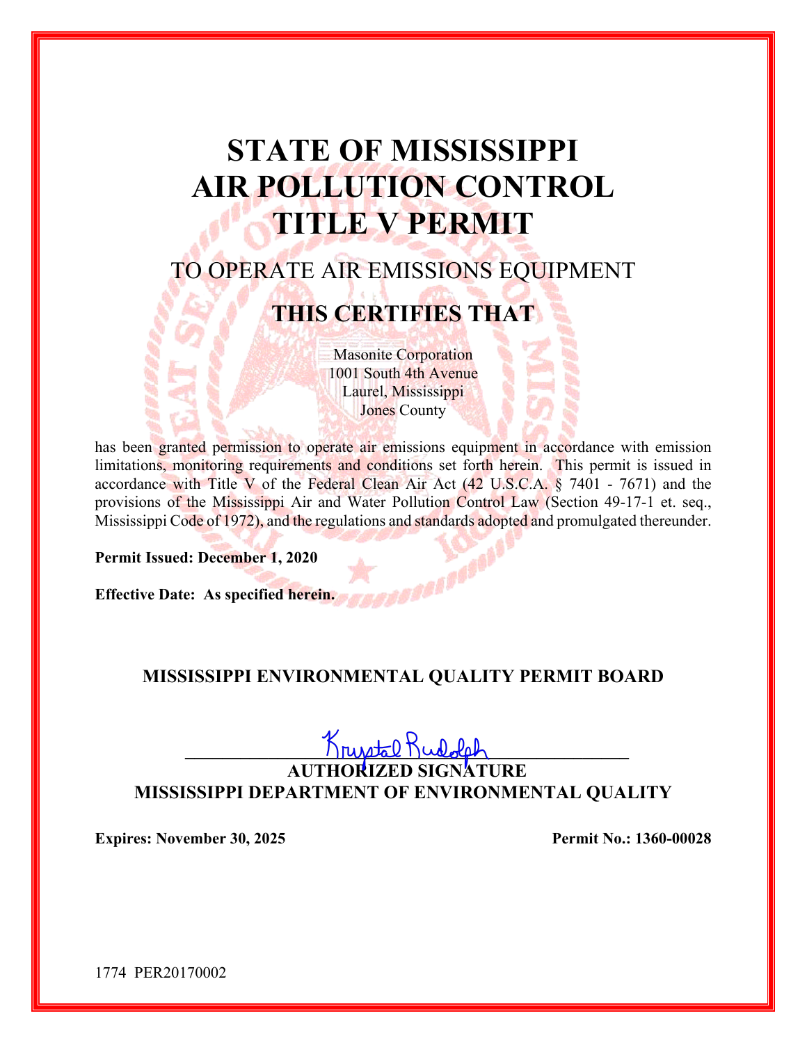# STATE OF MISSISSIPPI AIR POLLUTION CONTROL TITLE V PERMIT

## TO OPERATE AIR EMISSIONS EQUIPMENT

## THIS CERTIFIES THAT

Masonite Corporation
1001 South 4th Avenue
Laurel, Mississippi
Jones County

has been granted permission to operate air emissions equipment in accordance with emission limitations, monitoring requirements and conditions set forth herein. This permit is issued in accordance with Title V of the Federal Clean Air Act (42 U.S.C.A. § 7401 - 7671) and the provisions of the Mississippi Air and Water Pollution Control Law (Section 49-17-1 et. seq., Mississippi Code of 1972), and the regulations and standards adopted and promulgated thereunder.

**Permit Issued: December 1, 2020**

**Effective Date: As specified herein.**

**MISSISSIPPI ENVIRONMENTAL QUALITY PERMIT BOARD**

Krystal Rudolph

**AUTHORIZED SIGNATURE**
**MISSISSIPPI DEPARTMENT OF ENVIRONMENTAL QUALITY**

**Expires: November 30, 2025** **Permit No.: 1360-00028**

1774 PER20170002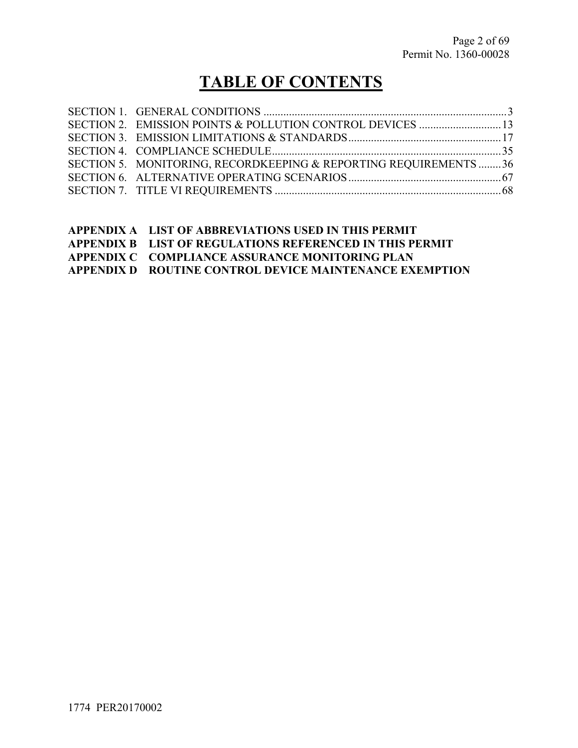# TABLE OF CONTENTS

SECTION 1. GENERAL CONDITIONS ..................................................................................... 3
SECTION 2. EMISSION POINTS & POLLUTION CONTROL DEVICES ............................. 13
SECTION 3. EMISSION LIMITATIONS & STANDARDS ...................................................... 17
SECTION 4. COMPLIANCE SCHEDULE ................................................................................ 35
SECTION 5. MONITORING, RECORDKEEPING & REPORTING REQUIREMENTS ........ 36
SECTION 6. ALTERNATIVE OPERATING SCENARIOS ...................................................... 67
SECTION 7. TITLE VI REQUIREMENTS ............................................................................... 68

**APPENDIX A LIST OF ABBREVIATIONS USED IN THIS PERMIT**
**APPENDIX B LIST OF REGULATIONS REFERENCED IN THIS PERMIT**
**APPENDIX C COMPLIANCE ASSURANCE MONITORING PLAN**
**APPENDIX D ROUTINE CONTROL DEVICE MAINTENANCE EXEMPTION**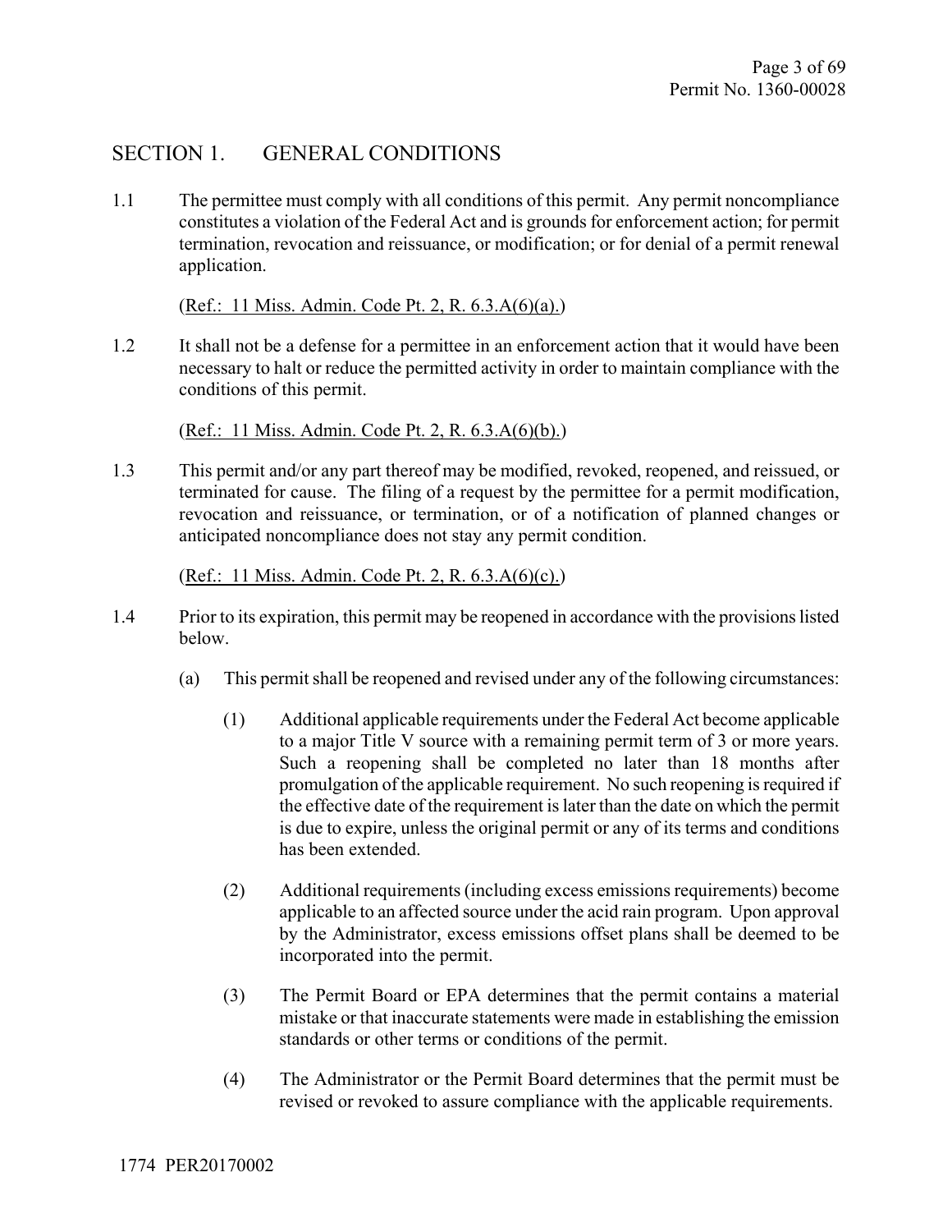## SECTION 1. GENERAL CONDITIONS

1.1 The permittee must comply with all conditions of this permit. Any permit noncompliance constitutes a violation of the Federal Act and is grounds for enforcement action; for permit termination, revocation and reissuance, or modification; or for denial of a permit renewal application.

(Ref.: 11 Miss. Admin. Code Pt. 2, R. 6.3.A(6)(a).)

1.2 It shall not be a defense for a permittee in an enforcement action that it would have been necessary to halt or reduce the permitted activity in order to maintain compliance with the conditions of this permit.

(Ref.: 11 Miss. Admin. Code Pt. 2, R. 6.3.A(6)(b).)

1.3 This permit and/or any part thereof may be modified, revoked, reopened, and reissued, or terminated for cause. The filing of a request by the permittee for a permit modification, revocation and reissuance, or termination, or of a notification of planned changes or anticipated noncompliance does not stay any permit condition.

(Ref.: 11 Miss. Admin. Code Pt. 2, R. 6.3.A(6)(c).)

1.4 Prior to its expiration, this permit may be reopened in accordance with the provisions listed below.

(a) This permit shall be reopened and revised under any of the following circumstances:

(1) Additional applicable requirements under the Federal Act become applicable to a major Title V source with a remaining permit term of 3 or more years. Such a reopening shall be completed no later than 18 months after promulgation of the applicable requirement. No such reopening is required if the effective date of the requirement is later than the date on which the permit is due to expire, unless the original permit or any of its terms and conditions has been extended.

(2) Additional requirements (including excess emissions requirements) become applicable to an affected source under the acid rain program. Upon approval by the Administrator, excess emissions offset plans shall be deemed to be incorporated into the permit.

(3) The Permit Board or EPA determines that the permit contains a material mistake or that inaccurate statements were made in establishing the emission standards or other terms or conditions of the permit.

(4) The Administrator or the Permit Board determines that the permit must be revised or revoked to assure compliance with the applicable requirements.

1774 PER20170002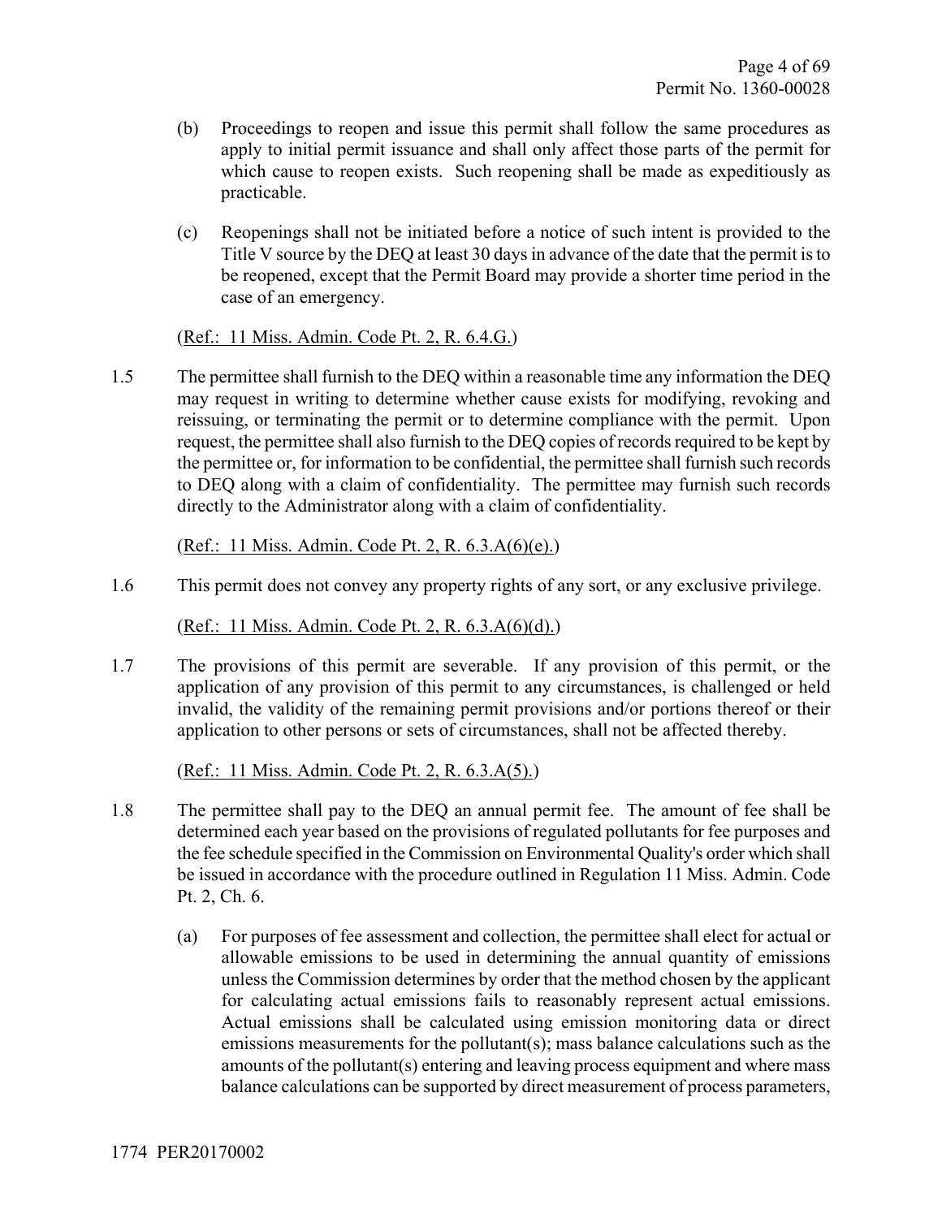(b) Proceedings to reopen and issue this permit shall follow the same procedures as apply to initial permit issuance and shall only affect those parts of the permit for which cause to reopen exists. Such reopening shall be made as expeditiously as practicable.

(c) Reopenings shall not be initiated before a notice of such intent is provided to the Title V source by the DEQ at least 30 days in advance of the date that the permit is to be reopened, except that the Permit Board may provide a shorter time period in the case of an emergency.

(Ref.: 11 Miss. Admin. Code Pt. 2, R. 6.4.G.)

1.5 The permittee shall furnish to the DEQ within a reasonable time any information the DEQ may request in writing to determine whether cause exists for modifying, revoking and reissuing, or terminating the permit or to determine compliance with the permit. Upon request, the permittee shall also furnish to the DEQ copies of records required to be kept by the permittee or, for information to be confidential, the permittee shall furnish such records to DEQ along with a claim of confidentiality. The permittee may furnish such records directly to the Administrator along with a claim of confidentiality.

(Ref.: 11 Miss. Admin. Code Pt. 2, R. 6.3.A(6)(e).)

1.6 This permit does not convey any property rights of any sort, or any exclusive privilege.

(Ref.: 11 Miss. Admin. Code Pt. 2, R. 6.3.A(6)(d).)

1.7 The provisions of this permit are severable. If any provision of this permit, or the application of any provision of this permit to any circumstances, is challenged or held invalid, the validity of the remaining permit provisions and/or portions thereof or their application to other persons or sets of circumstances, shall not be affected thereby.

(Ref.: 11 Miss. Admin. Code Pt. 2, R. 6.3.A(5).)

1.8 The permittee shall pay to the DEQ an annual permit fee. The amount of fee shall be determined each year based on the provisions of regulated pollutants for fee purposes and the fee schedule specified in the Commission on Environmental Quality's order which shall be issued in accordance with the procedure outlined in Regulation 11 Miss. Admin. Code Pt. 2, Ch. 6.

(a) For purposes of fee assessment and collection, the permittee shall elect for actual or allowable emissions to be used in determining the annual quantity of emissions unless the Commission determines by order that the method chosen by the applicant for calculating actual emissions fails to reasonably represent actual emissions. Actual emissions shall be calculated using emission monitoring data or direct emissions measurements for the pollutant(s); mass balance calculations such as the amounts of the pollutant(s) entering and leaving process equipment and where mass balance calculations can be supported by direct measurement of process parameters,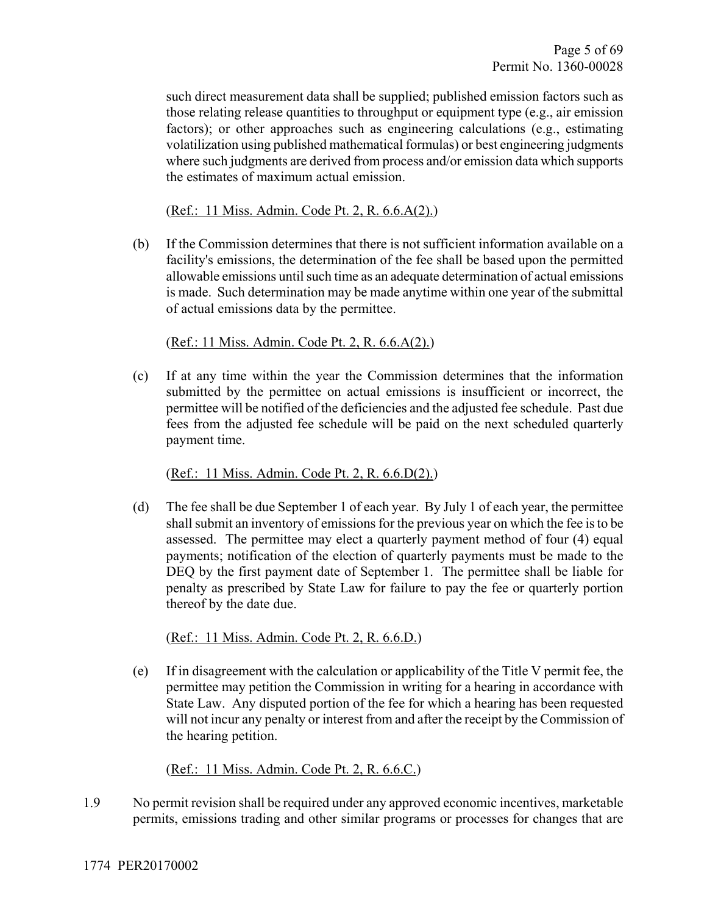such direct measurement data shall be supplied; published emission factors such as those relating release quantities to throughput or equipment type (e.g., air emission factors); or other approaches such as engineering calculations (e.g., estimating volatilization using published mathematical formulas) or best engineering judgments where such judgments are derived from process and/or emission data which supports the estimates of maximum actual emission.

(Ref.: 11 Miss. Admin. Code Pt. 2, R. 6.6.A(2).)

(b) If the Commission determines that there is not sufficient information available on a facility's emissions, the determination of the fee shall be based upon the permitted allowable emissions until such time as an adequate determination of actual emissions is made. Such determination may be made anytime within one year of the submittal of actual emissions data by the permittee.

(Ref.: 11 Miss. Admin. Code Pt. 2, R. 6.6.A(2).)

(c) If at any time within the year the Commission determines that the information submitted by the permittee on actual emissions is insufficient or incorrect, the permittee will be notified of the deficiencies and the adjusted fee schedule. Past due fees from the adjusted fee schedule will be paid on the next scheduled quarterly payment time.

(Ref.: 11 Miss. Admin. Code Pt. 2, R. 6.6.D(2).)

(d) The fee shall be due September 1 of each year. By July 1 of each year, the permittee shall submit an inventory of emissions for the previous year on which the fee is to be assessed. The permittee may elect a quarterly payment method of four (4) equal payments; notification of the election of quarterly payments must be made to the DEQ by the first payment date of September 1. The permittee shall be liable for penalty as prescribed by State Law for failure to pay the fee or quarterly portion thereof by the date due.

(Ref.: 11 Miss. Admin. Code Pt. 2, R. 6.6.D.)

(e) If in disagreement with the calculation or applicability of the Title V permit fee, the permittee may petition the Commission in writing for a hearing in accordance with State Law. Any disputed portion of the fee for which a hearing has been requested will not incur any penalty or interest from and after the receipt by the Commission of the hearing petition.

(Ref.: 11 Miss. Admin. Code Pt. 2, R. 6.6.C.)

1.9 No permit revision shall be required under any approved economic incentives, marketable permits, emissions trading and other similar programs or processes for changes that are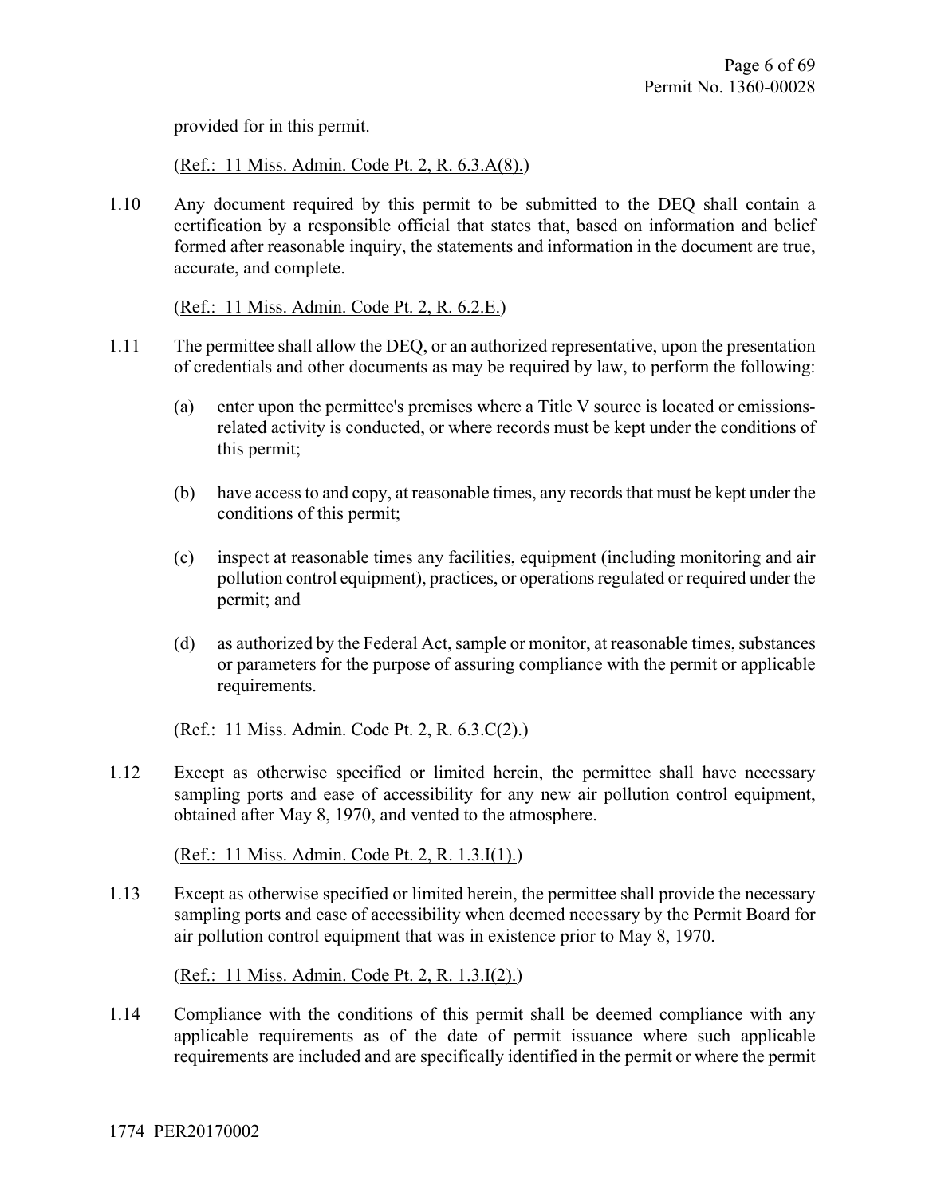provided for in this permit.

(Ref.: 11 Miss. Admin. Code Pt. 2, R. 6.3.A(8).)

1.10 Any document required by this permit to be submitted to the DEQ shall contain a certification by a responsible official that states that, based on information and belief formed after reasonable inquiry, the statements and information in the document are true, accurate, and complete.

(Ref.: 11 Miss. Admin. Code Pt. 2, R. 6.2.E.)

1.11 The permittee shall allow the DEQ, or an authorized representative, upon the presentation of credentials and other documents as may be required by law, to perform the following:

(a) enter upon the permittee's premises where a Title V source is located or emissions-related activity is conducted, or where records must be kept under the conditions of this permit;

(b) have access to and copy, at reasonable times, any records that must be kept under the conditions of this permit;

(c) inspect at reasonable times any facilities, equipment (including monitoring and air pollution control equipment), practices, or operations regulated or required under the permit; and

(d) as authorized by the Federal Act, sample or monitor, at reasonable times, substances or parameters for the purpose of assuring compliance with the permit or applicable requirements.

(Ref.: 11 Miss. Admin. Code Pt. 2, R. 6.3.C(2).)

1.12 Except as otherwise specified or limited herein, the permittee shall have necessary sampling ports and ease of accessibility for any new air pollution control equipment, obtained after May 8, 1970, and vented to the atmosphere.

(Ref.: 11 Miss. Admin. Code Pt. 2, R. 1.3.I(1).)

1.13 Except as otherwise specified or limited herein, the permittee shall provide the necessary sampling ports and ease of accessibility when deemed necessary by the Permit Board for air pollution control equipment that was in existence prior to May 8, 1970.

(Ref.: 11 Miss. Admin. Code Pt. 2, R. 1.3.I(2).)

1.14 Compliance with the conditions of this permit shall be deemed compliance with any applicable requirements as of the date of permit issuance where such applicable requirements are included and are specifically identified in the permit or where the permit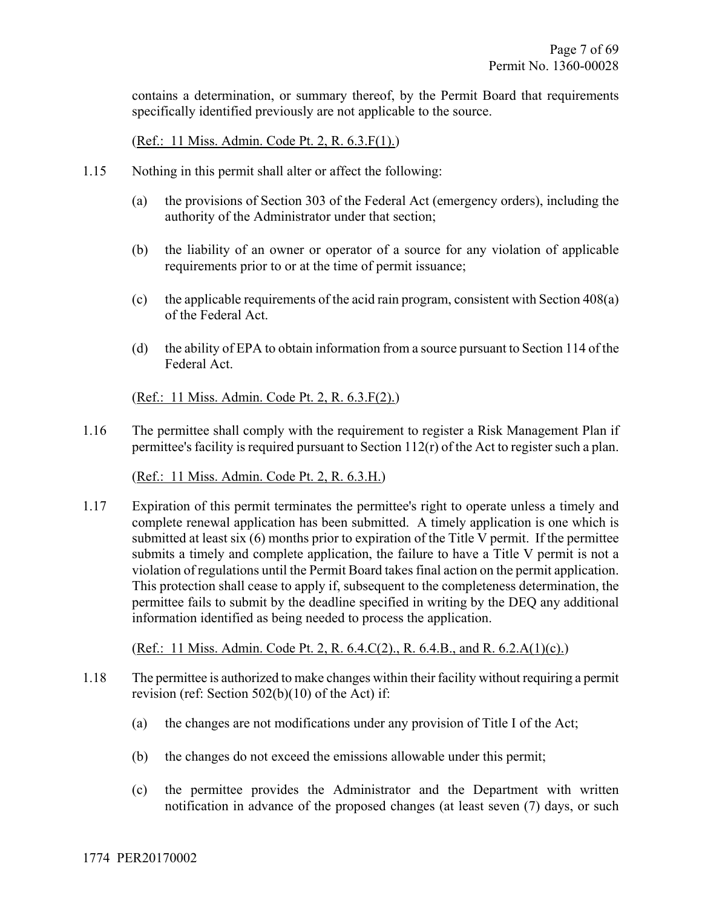contains a determination, or summary thereof, by the Permit Board that requirements specifically identified previously are not applicable to the source.

(Ref.: 11 Miss. Admin. Code Pt. 2, R. 6.3.F(1).)

1.15 Nothing in this permit shall alter or affect the following:

(a) the provisions of Section 303 of the Federal Act (emergency orders), including the authority of the Administrator under that section;

(b) the liability of an owner or operator of a source for any violation of applicable requirements prior to or at the time of permit issuance;

(c) the applicable requirements of the acid rain program, consistent with Section 408(a) of the Federal Act.

(d) the ability of EPA to obtain information from a source pursuant to Section 114 of the Federal Act.

(Ref.: 11 Miss. Admin. Code Pt. 2, R. 6.3.F(2).)

1.16 The permittee shall comply with the requirement to register a Risk Management Plan if permittee's facility is required pursuant to Section 112(r) of the Act to register such a plan.

(Ref.: 11 Miss. Admin. Code Pt. 2, R. 6.3.H.)

1.17 Expiration of this permit terminates the permittee's right to operate unless a timely and complete renewal application has been submitted. A timely application is one which is submitted at least six (6) months prior to expiration of the Title V permit. If the permittee submits a timely and complete application, the failure to have a Title V permit is not a violation of regulations until the Permit Board takes final action on the permit application. This protection shall cease to apply if, subsequent to the completeness determination, the permittee fails to submit by the deadline specified in writing by the DEQ any additional information identified as being needed to process the application.

(Ref.: 11 Miss. Admin. Code Pt. 2, R. 6.4.C(2)., R. 6.4.B., and R. 6.2.A(1)(c).)

1.18 The permittee is authorized to make changes within their facility without requiring a permit revision (ref: Section 502(b)(10) of the Act) if:

(a) the changes are not modifications under any provision of Title I of the Act;

(b) the changes do not exceed the emissions allowable under this permit;

(c) the permittee provides the Administrator and the Department with written notification in advance of the proposed changes (at least seven (7) days, or such

1774 PER20170002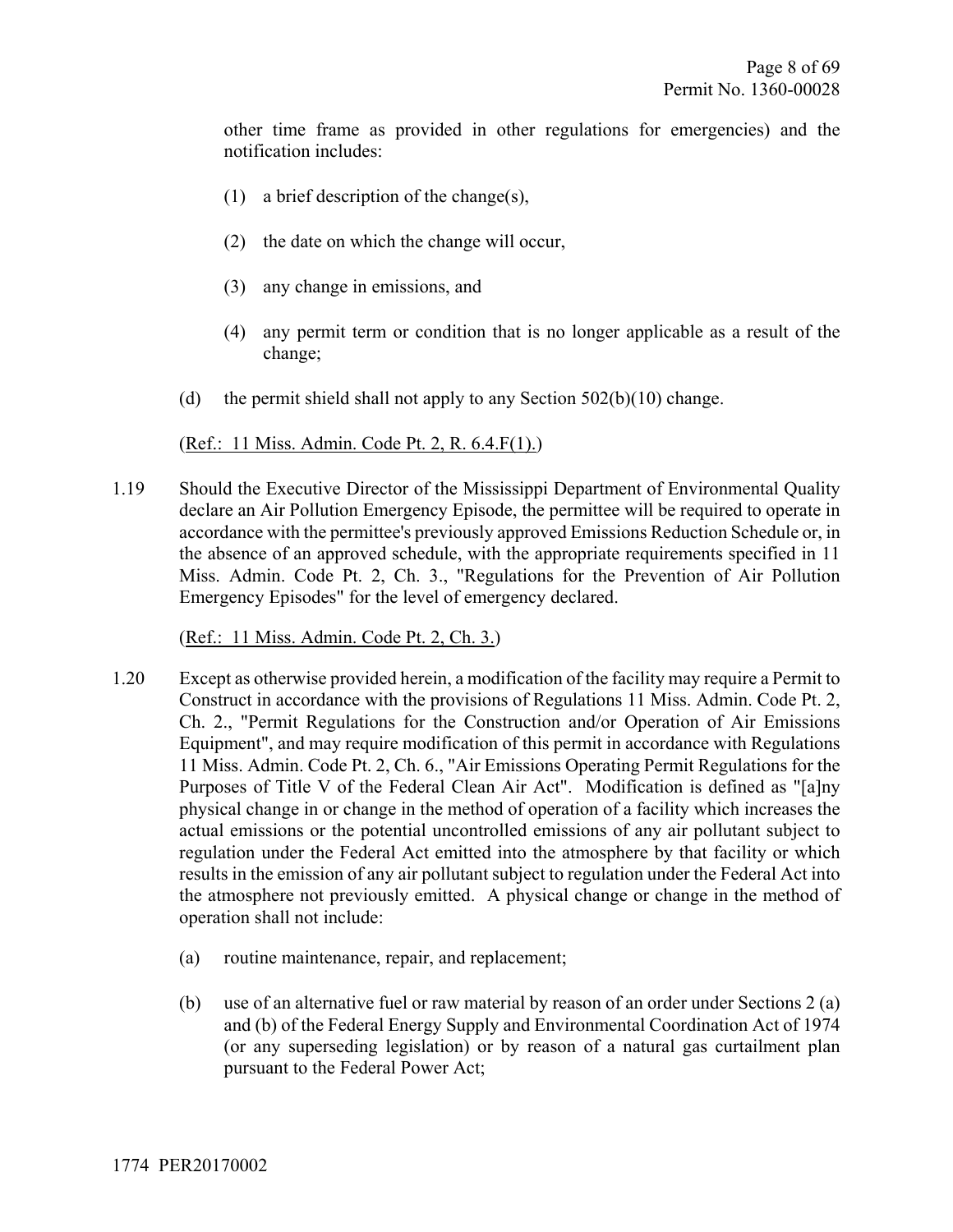other time frame as provided in other regulations for emergencies) and the notification includes:

(1) a brief description of the change(s),

(2) the date on which the change will occur,

(3) any change in emissions, and

(4) any permit term or condition that is no longer applicable as a result of the change;

(d) the permit shield shall not apply to any Section 502(b)(10) change.

(Ref.: 11 Miss. Admin. Code Pt. 2, R. 6.4.F(1).)

1.19 Should the Executive Director of the Mississippi Department of Environmental Quality declare an Air Pollution Emergency Episode, the permittee will be required to operate in accordance with the permittee's previously approved Emissions Reduction Schedule or, in the absence of an approved schedule, with the appropriate requirements specified in 11 Miss. Admin. Code Pt. 2, Ch. 3., "Regulations for the Prevention of Air Pollution Emergency Episodes" for the level of emergency declared.

(Ref.: 11 Miss. Admin. Code Pt. 2, Ch. 3.)

1.20 Except as otherwise provided herein, a modification of the facility may require a Permit to Construct in accordance with the provisions of Regulations 11 Miss. Admin. Code Pt. 2, Ch. 2., "Permit Regulations for the Construction and/or Operation of Air Emissions Equipment", and may require modification of this permit in accordance with Regulations 11 Miss. Admin. Code Pt. 2, Ch. 6., "Air Emissions Operating Permit Regulations for the Purposes of Title V of the Federal Clean Air Act". Modification is defined as "[a]ny physical change in or change in the method of operation of a facility which increases the actual emissions or the potential uncontrolled emissions of any air pollutant subject to regulation under the Federal Act emitted into the atmosphere by that facility or which results in the emission of any air pollutant subject to regulation under the Federal Act into the atmosphere not previously emitted. A physical change or change in the method of operation shall not include:

(a) routine maintenance, repair, and replacement;

(b) use of an alternative fuel or raw material by reason of an order under Sections 2 (a) and (b) of the Federal Energy Supply and Environmental Coordination Act of 1974 (or any superseding legislation) or by reason of a natural gas curtailment plan pursuant to the Federal Power Act;

1774 PER20170002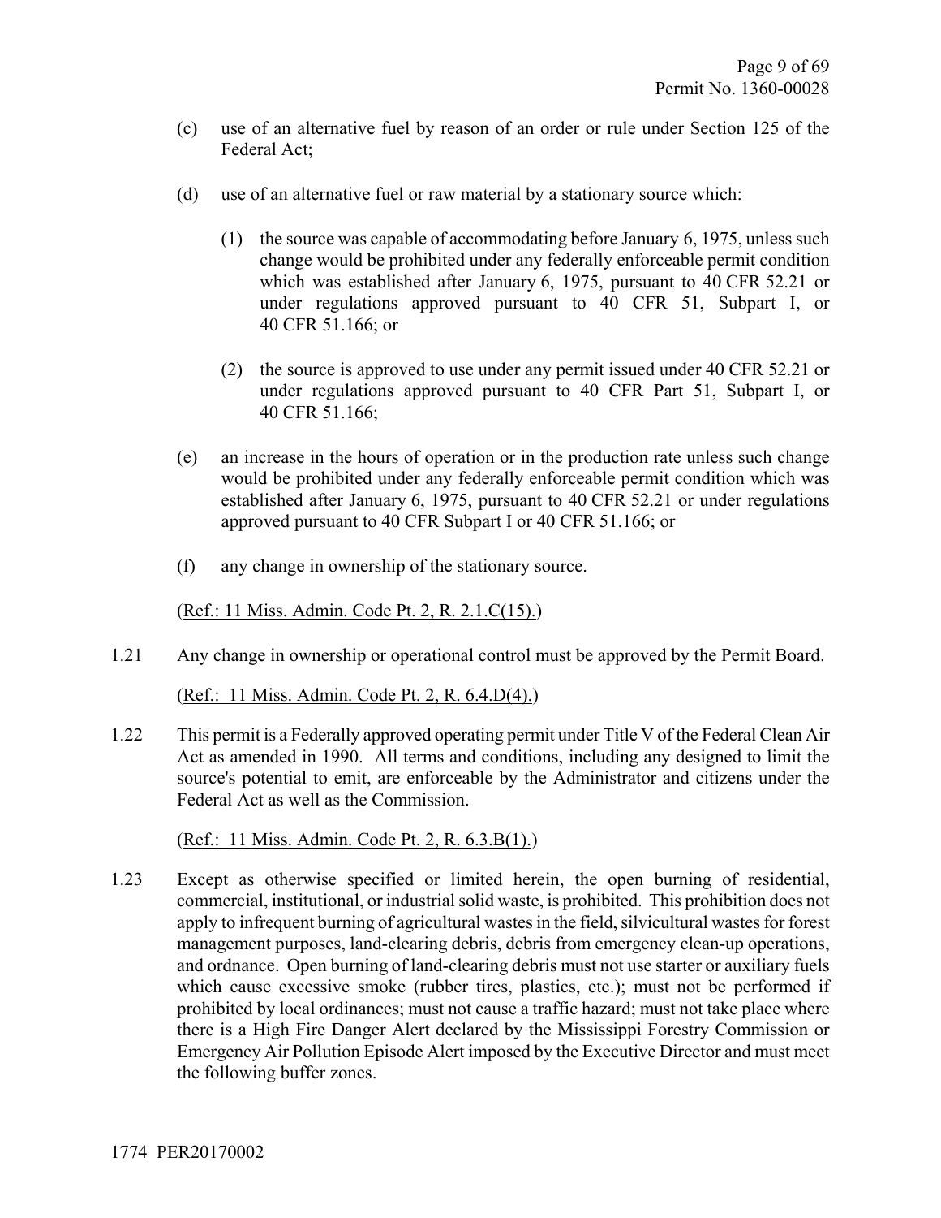(c) use of an alternative fuel by reason of an order or rule under Section 125 of the Federal Act;

(d) use of an alternative fuel or raw material by a stationary source which:

  (1) the source was capable of accommodating before January 6, 1975, unless such change would be prohibited under any federally enforceable permit condition which was established after January 6, 1975, pursuant to 40 CFR 52.21 or under regulations approved pursuant to 40 CFR 51, Subpart I, or 40 CFR 51.166; or

  (2) the source is approved to use under any permit issued under 40 CFR 52.21 or under regulations approved pursuant to 40 CFR Part 51, Subpart I, or 40 CFR 51.166;

(e) an increase in the hours of operation or in the production rate unless such change would be prohibited under any federally enforceable permit condition which was established after January 6, 1975, pursuant to 40 CFR 52.21 or under regulations approved pursuant to 40 CFR Subpart I or 40 CFR 51.166; or

(f) any change in ownership of the stationary source.

(Ref.: 11 Miss. Admin. Code Pt. 2, R. 2.1.C(15).)

1.21 Any change in ownership or operational control must be approved by the Permit Board.

(Ref.: 11 Miss. Admin. Code Pt. 2, R. 6.4.D(4).)

1.22 This permit is a Federally approved operating permit under Title V of the Federal Clean Air Act as amended in 1990. All terms and conditions, including any designed to limit the source's potential to emit, are enforceable by the Administrator and citizens under the Federal Act as well as the Commission.

(Ref.: 11 Miss. Admin. Code Pt. 2, R. 6.3.B(1).)

1.23 Except as otherwise specified or limited herein, the open burning of residential, commercial, institutional, or industrial solid waste, is prohibited. This prohibition does not apply to infrequent burning of agricultural wastes in the field, silvicultural wastes for forest management purposes, land-clearing debris, debris from emergency clean-up operations, and ordnance. Open burning of land-clearing debris must not use starter or auxiliary fuels which cause excessive smoke (rubber tires, plastics, etc.); must not be performed if prohibited by local ordinances; must not cause a traffic hazard; must not take place where there is a High Fire Danger Alert declared by the Mississippi Forestry Commission or Emergency Air Pollution Episode Alert imposed by the Executive Director and must meet the following buffer zones.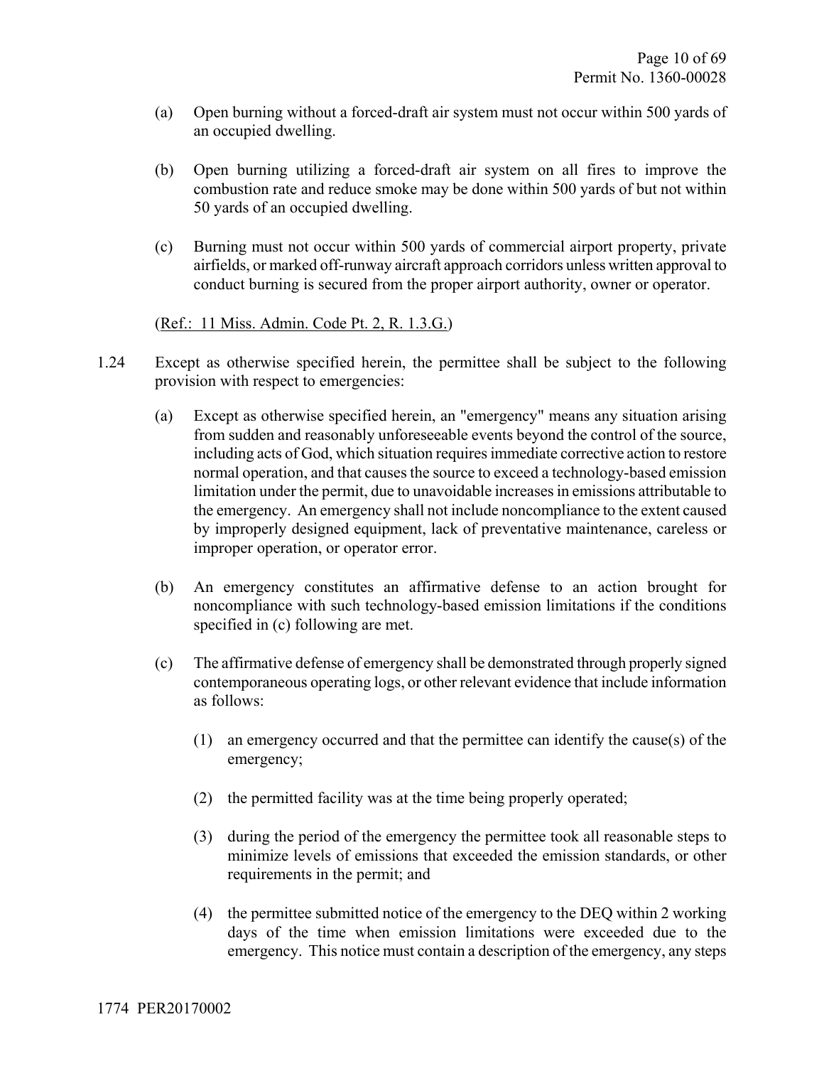(a) Open burning without a forced-draft air system must not occur within 500 yards of an occupied dwelling.

(b) Open burning utilizing a forced-draft air system on all fires to improve the combustion rate and reduce smoke may be done within 500 yards of but not within 50 yards of an occupied dwelling.

(c) Burning must not occur within 500 yards of commercial airport property, private airfields, or marked off-runway aircraft approach corridors unless written approval to conduct burning is secured from the proper airport authority, owner or operator.

(Ref.: 11 Miss. Admin. Code Pt. 2, R. 1.3.G.)

1.24 Except as otherwise specified herein, the permittee shall be subject to the following provision with respect to emergencies:

(a) Except as otherwise specified herein, an "emergency" means any situation arising from sudden and reasonably unforeseeable events beyond the control of the source, including acts of God, which situation requires immediate corrective action to restore normal operation, and that causes the source to exceed a technology-based emission limitation under the permit, due to unavoidable increases in emissions attributable to the emergency. An emergency shall not include noncompliance to the extent caused by improperly designed equipment, lack of preventative maintenance, careless or improper operation, or operator error.

(b) An emergency constitutes an affirmative defense to an action brought for noncompliance with such technology-based emission limitations if the conditions specified in (c) following are met.

(c) The affirmative defense of emergency shall be demonstrated through properly signed contemporaneous operating logs, or other relevant evidence that include information as follows:

(1) an emergency occurred and that the permittee can identify the cause(s) of the emergency;

(2) the permitted facility was at the time being properly operated;

(3) during the period of the emergency the permittee took all reasonable steps to minimize levels of emissions that exceeded the emission standards, or other requirements in the permit; and

(4) the permittee submitted notice of the emergency to the DEQ within 2 working days of the time when emission limitations were exceeded due to the emergency. This notice must contain a description of the emergency, any steps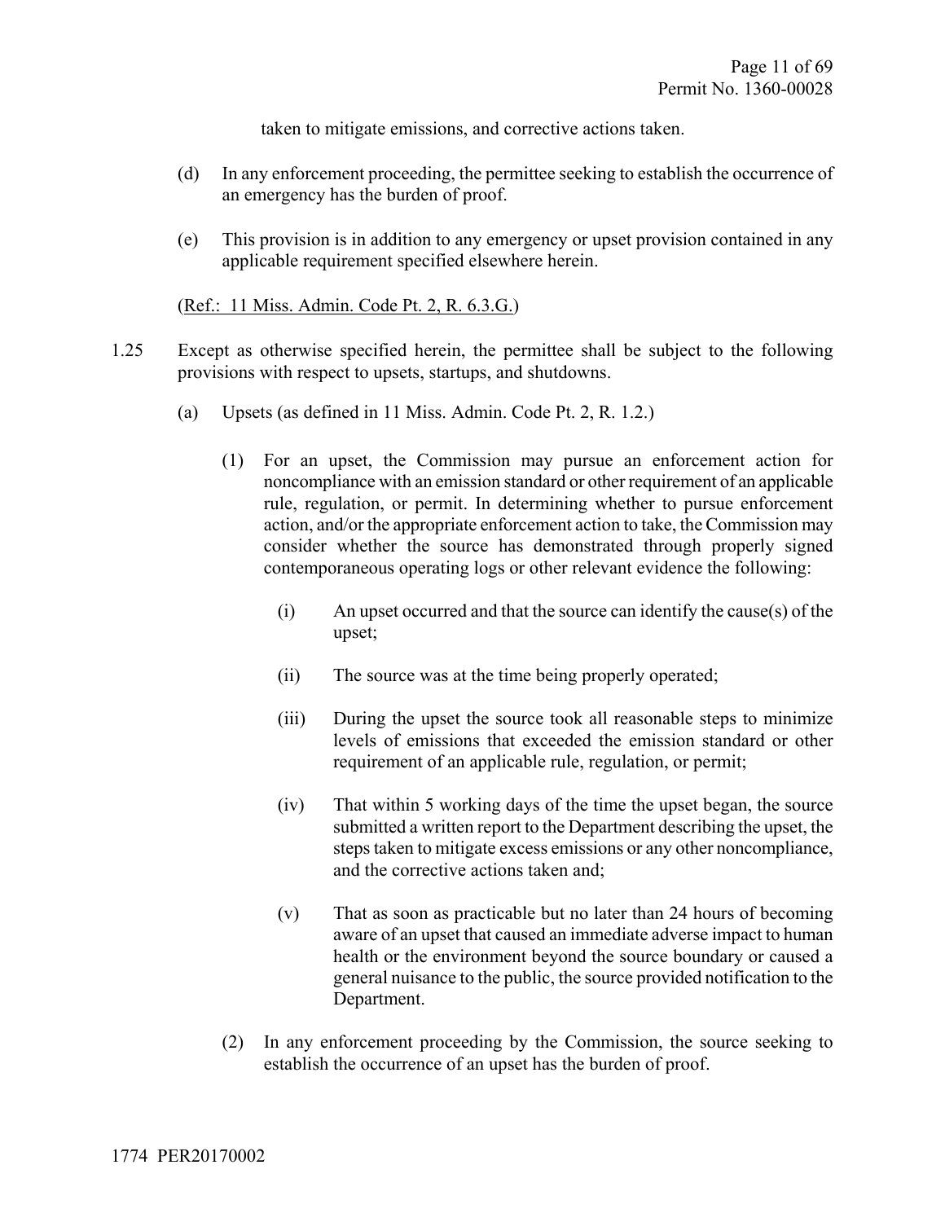taken to mitigate emissions, and corrective actions taken.

(d) In any enforcement proceeding, the permittee seeking to establish the occurrence of an emergency has the burden of proof.

(e) This provision is in addition to any emergency or upset provision contained in any applicable requirement specified elsewhere herein.

(Ref.: 11 Miss. Admin. Code Pt. 2, R. 6.3.G.)

1.25 Except as otherwise specified herein, the permittee shall be subject to the following provisions with respect to upsets, startups, and shutdowns.

(a) Upsets (as defined in 11 Miss. Admin. Code Pt. 2, R. 1.2.)

(1) For an upset, the Commission may pursue an enforcement action for noncompliance with an emission standard or other requirement of an applicable rule, regulation, or permit. In determining whether to pursue enforcement action, and/or the appropriate enforcement action to take, the Commission may consider whether the source has demonstrated through properly signed contemporaneous operating logs or other relevant evidence the following:

(i) An upset occurred and that the source can identify the cause(s) of the upset;

(ii) The source was at the time being properly operated;

(iii) During the upset the source took all reasonable steps to minimize levels of emissions that exceeded the emission standard or other requirement of an applicable rule, regulation, or permit;

(iv) That within 5 working days of the time the upset began, the source submitted a written report to the Department describing the upset, the steps taken to mitigate excess emissions or any other noncompliance, and the corrective actions taken and;

(v) That as soon as practicable but no later than 24 hours of becoming aware of an upset that caused an immediate adverse impact to human health or the environment beyond the source boundary or caused a general nuisance to the public, the source provided notification to the Department.

(2) In any enforcement proceeding by the Commission, the source seeking to establish the occurrence of an upset has the burden of proof.

1774 PER20170002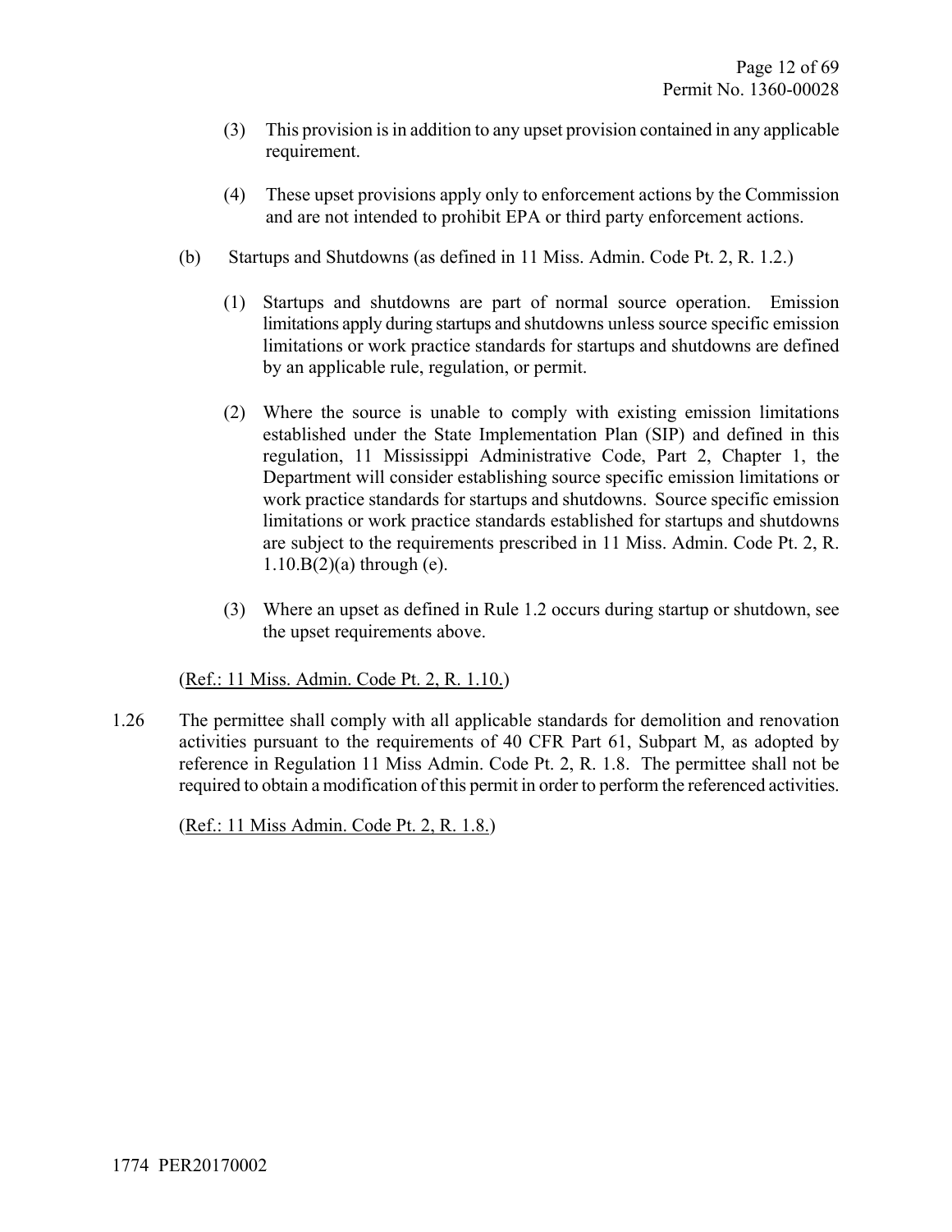(3) This provision is in addition to any upset provision contained in any applicable requirement.

(4) These upset provisions apply only to enforcement actions by the Commission and are not intended to prohibit EPA or third party enforcement actions.

(b) Startups and Shutdowns (as defined in 11 Miss. Admin. Code Pt. 2, R. 1.2.)

(1) Startups and shutdowns are part of normal source operation. Emission limitations apply during startups and shutdowns unless source specific emission limitations or work practice standards for startups and shutdowns are defined by an applicable rule, regulation, or permit.

(2) Where the source is unable to comply with existing emission limitations established under the State Implementation Plan (SIP) and defined in this regulation, 11 Mississippi Administrative Code, Part 2, Chapter 1, the Department will consider establishing source specific emission limitations or work practice standards for startups and shutdowns. Source specific emission limitations or work practice standards established for startups and shutdowns are subject to the requirements prescribed in 11 Miss. Admin. Code Pt. 2, R. 1.10.B(2)(a) through (e).

(3) Where an upset as defined in Rule 1.2 occurs during startup or shutdown, see the upset requirements above.

(Ref.: 11 Miss. Admin. Code Pt. 2, R. 1.10.)

1.26 The permittee shall comply with all applicable standards for demolition and renovation activities pursuant to the requirements of 40 CFR Part 61, Subpart M, as adopted by reference in Regulation 11 Miss Admin. Code Pt. 2, R. 1.8. The permittee shall not be required to obtain a modification of this permit in order to perform the referenced activities.

(Ref.: 11 Miss Admin. Code Pt. 2, R. 1.8.)

1774 PER20170002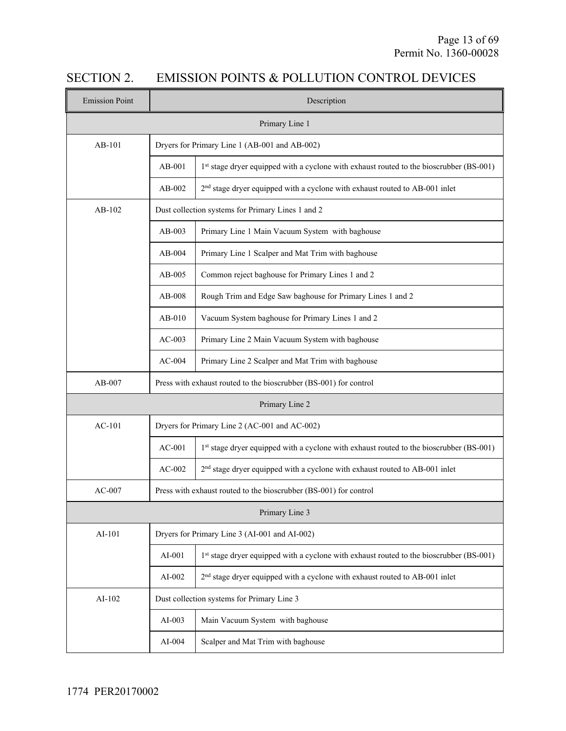## SECTION 2. EMISSION POINTS & POLLUTION CONTROL DEVICES

| Emission Point | Description | |
|---|---|---|
| Primary Line 1 | | |
| AB-101 | Dryers for Primary Line 1 (AB-001 and AB-002) | |
| | AB-001 | 1st stage dryer equipped with a cyclone with exhaust routed to the bioscrubber (BS-001) |
| | AB-002 | 2nd stage dryer equipped with a cyclone with exhaust routed to AB-001 inlet |
| AB-102 | Dust collection systems for Primary Lines 1 and 2 | |
| | AB-003 | Primary Line 1 Main Vacuum System with baghouse |
| | AB-004 | Primary Line 1 Scalper and Mat Trim with baghouse |
| | AB-005 | Common reject baghouse for Primary Lines 1 and 2 |
| | AB-008 | Rough Trim and Edge Saw baghouse for Primary Lines 1 and 2 |
| | AB-010 | Vacuum System baghouse for Primary Lines 1 and 2 |
| | AC-003 | Primary Line 2 Main Vacuum System with baghouse |
| | AC-004 | Primary Line 2 Scalper and Mat Trim with baghouse |
| AB-007 | Press with exhaust routed to the bioscrubber (BS-001) for control | |
| Primary Line 2 | | |
| AC-101 | Dryers for Primary Line 2 (AC-001 and AC-002) | |
| | AC-001 | 1st stage dryer equipped with a cyclone with exhaust routed to the bioscrubber (BS-001) |
| | AC-002 | 2nd stage dryer equipped with a cyclone with exhaust routed to AB-001 inlet |
| AC-007 | Press with exhaust routed to the bioscrubber (BS-001) for control | |
| Primary Line 3 | | |
| AI-101 | Dryers for Primary Line 3 (AI-001 and AI-002) | |
| | AI-001 | 1st stage dryer equipped with a cyclone with exhaust routed to the bioscrubber (BS-001) |
| | AI-002 | 2nd stage dryer equipped with a cyclone with exhaust routed to AB-001 inlet |
| AI-102 | Dust collection systems for Primary Line 3 | |
| | AI-003 | Main Vacuum System with baghouse |
| | AI-004 | Scalper and Mat Trim with baghouse |

1774 PER20170002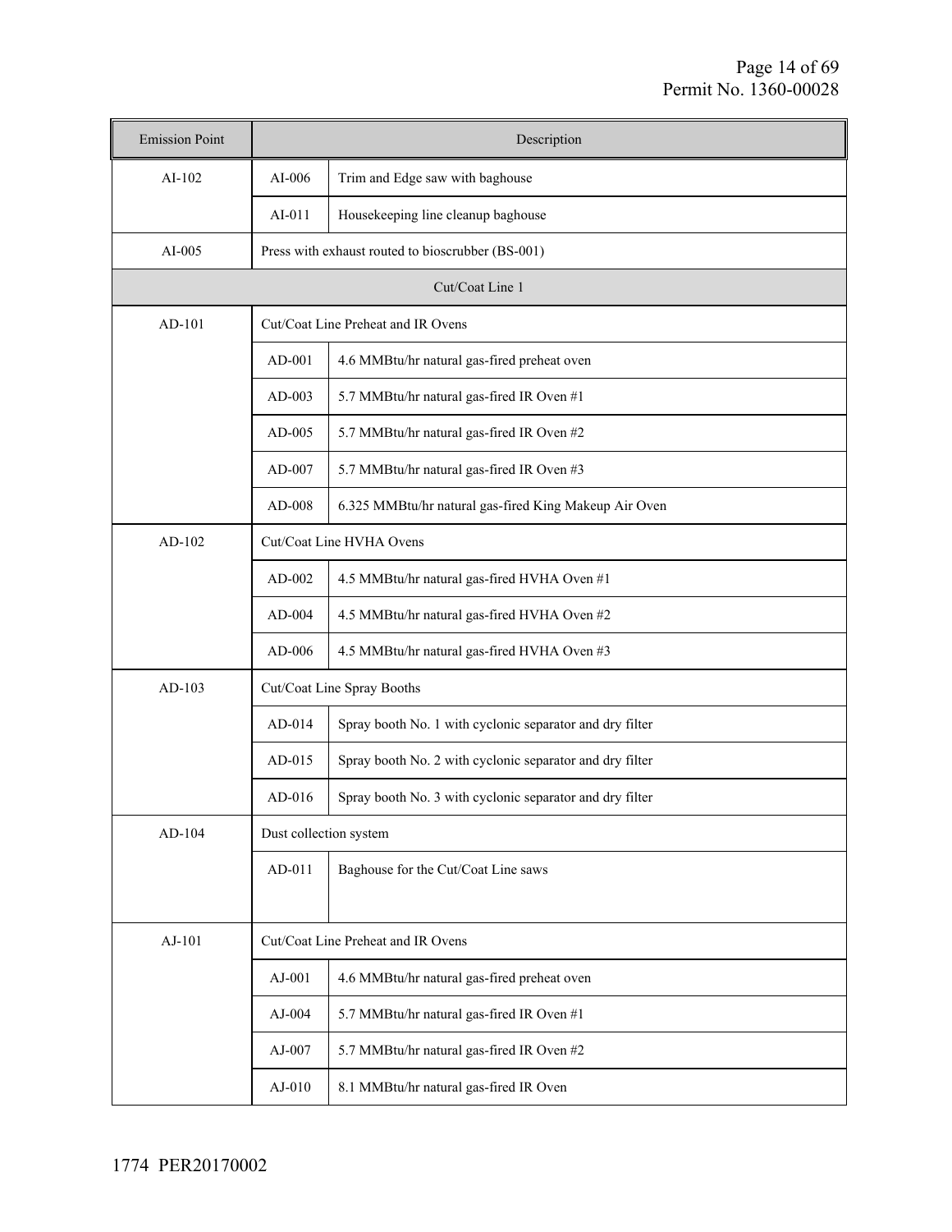| Emission Point | Description | |
|---|---|---|
| AI-102 | AI-006 | Trim and Edge saw with baghouse |
| | AI-011 | Housekeeping line cleanup baghouse |
| AI-005 | Press with exhaust routed to bioscrubber (BS-001) | |
| Cut/Coat Line 1 | | |
| AD-101 | Cut/Coat Line Preheat and IR Ovens | |
| | AD-001 | 4.6 MMBtu/hr natural gas-fired preheat oven |
| | AD-003 | 5.7 MMBtu/hr natural gas-fired IR Oven #1 |
| | AD-005 | 5.7 MMBtu/hr natural gas-fired IR Oven #2 |
| | AD-007 | 5.7 MMBtu/hr natural gas-fired IR Oven #3 |
| | AD-008 | 6.325 MMBtu/hr natural gas-fired King Makeup Air Oven |
| AD-102 | Cut/Coat Line HVHA Ovens | |
| | AD-002 | 4.5 MMBtu/hr natural gas-fired HVHA Oven #1 |
| | AD-004 | 4.5 MMBtu/hr natural gas-fired HVHA Oven #2 |
| | AD-006 | 4.5 MMBtu/hr natural gas-fired HVHA Oven #3 |
| AD-103 | Cut/Coat Line Spray Booths | |
| | AD-014 | Spray booth No. 1 with cyclonic separator and dry filter |
| | AD-015 | Spray booth No. 2 with cyclonic separator and dry filter |
| | AD-016 | Spray booth No. 3 with cyclonic separator and dry filter |
| AD-104 | Dust collection system | |
| | AD-011 | Baghouse for the Cut/Coat Line saws |
| AJ-101 | Cut/Coat Line Preheat and IR Ovens | |
| | AJ-001 | 4.6 MMBtu/hr natural gas-fired preheat oven |
| | AJ-004 | 5.7 MMBtu/hr natural gas-fired IR Oven #1 |
| | AJ-007 | 5.7 MMBtu/hr natural gas-fired IR Oven #2 |
| | AJ-010 | 8.1 MMBtu/hr natural gas-fired IR Oven |

1774 PER20170002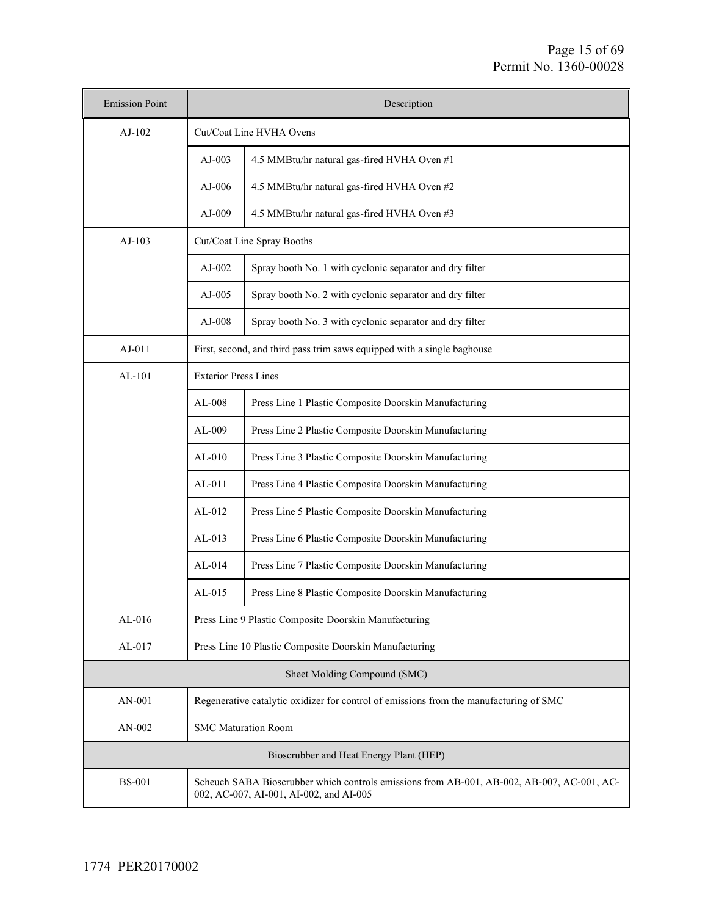| Emission Point | Description | |
|---|---|---|
| AJ-102 | Cut/Coat Line HVHA Ovens | |
| | AJ-003 | 4.5 MMBtu/hr natural gas-fired HVHA Oven #1 |
| | AJ-006 | 4.5 MMBtu/hr natural gas-fired HVHA Oven #2 |
| | AJ-009 | 4.5 MMBtu/hr natural gas-fired HVHA Oven #3 |
| AJ-103 | Cut/Coat Line Spray Booths | |
| | AJ-002 | Spray booth No. 1 with cyclonic separator and dry filter |
| | AJ-005 | Spray booth No. 2 with cyclonic separator and dry filter |
| | AJ-008 | Spray booth No. 3 with cyclonic separator and dry filter |
| AJ-011 | First, second, and third pass trim saws equipped with a single baghouse | |
| AL-101 | Exterior Press Lines | |
| | AL-008 | Press Line 1 Plastic Composite Doorskin Manufacturing |
| | AL-009 | Press Line 2 Plastic Composite Doorskin Manufacturing |
| | AL-010 | Press Line 3 Plastic Composite Doorskin Manufacturing |
| | AL-011 | Press Line 4 Plastic Composite Doorskin Manufacturing |
| | AL-012 | Press Line 5 Plastic Composite Doorskin Manufacturing |
| | AL-013 | Press Line 6 Plastic Composite Doorskin Manufacturing |
| | AL-014 | Press Line 7 Plastic Composite Doorskin Manufacturing |
| | AL-015 | Press Line 8 Plastic Composite Doorskin Manufacturing |
| AL-016 | Press Line 9 Plastic Composite Doorskin Manufacturing | |
| AL-017 | Press Line 10 Plastic Composite Doorskin Manufacturing | |
| Sheet Molding Compound (SMC) | | |
| AN-001 | Regenerative catalytic oxidizer for control of emissions from the manufacturing of SMC | |
| AN-002 | SMC Maturation Room | |
| Bioscrubber and Heat Energy Plant (HEP) | | |
| BS-001 | Scheuch SABA Bioscrubber which controls emissions from AB-001, AB-002, AB-007, AC-001, AC-002, AC-007, AI-001, AI-002, and AI-005 | |

1774 PER20170002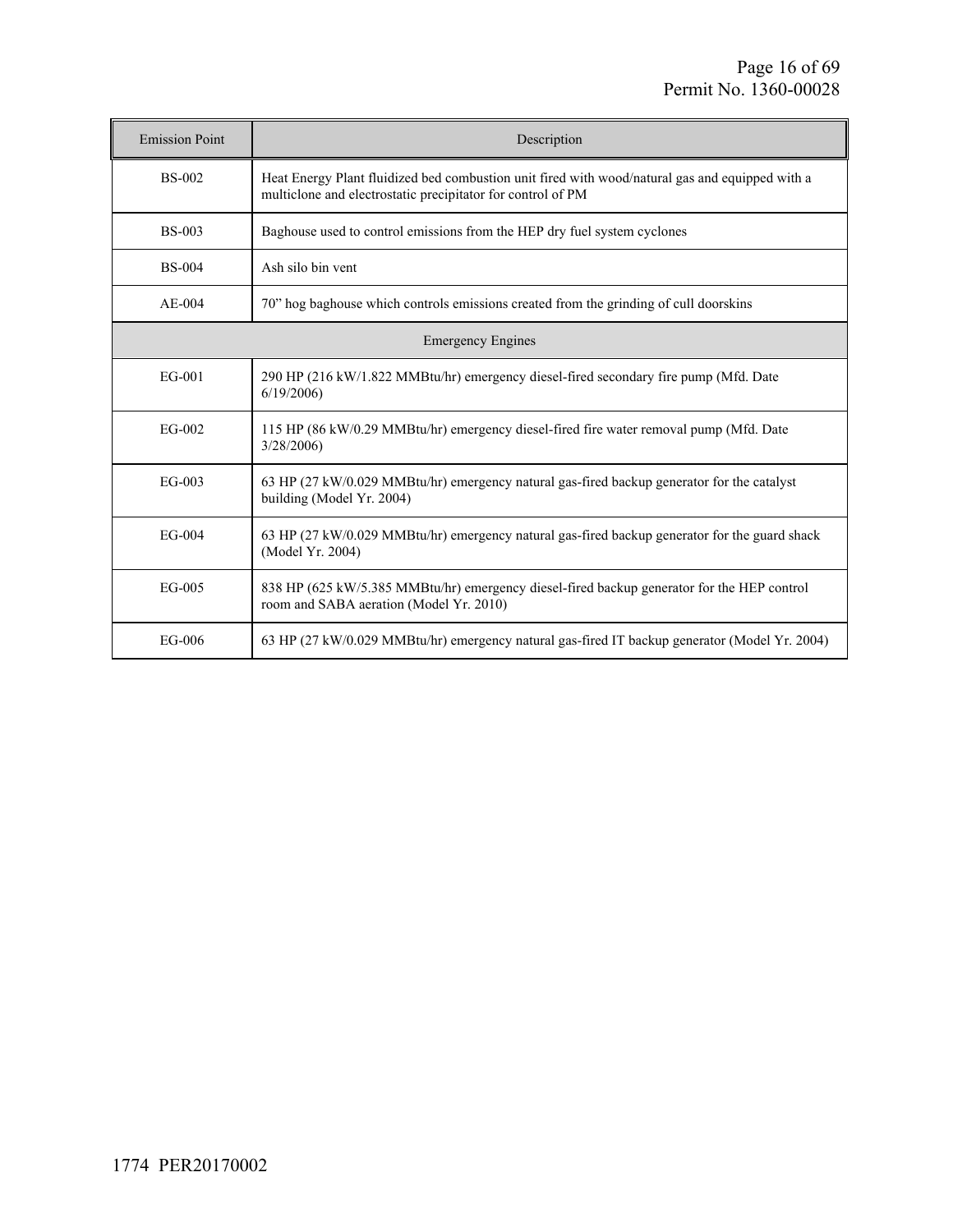| Emission Point | Description |
|---|---|
| BS-002 | Heat Energy Plant fluidized bed combustion unit fired with wood/natural gas and equipped with a multiclone and electrostatic precipitator for control of PM |
| BS-003 | Baghouse used to control emissions from the HEP dry fuel system cyclones |
| BS-004 | Ash silo bin vent |
| AE-004 | 70” hog baghouse which controls emissions created from the grinding of cull doorskins |
| Emergency Engines | |
| EG-001 | 290 HP (216 kW/1.822 MMBtu/hr) emergency diesel-fired secondary fire pump (Mfd. Date 6/19/2006) |
| EG-002 | 115 HP (86 kW/0.29 MMBtu/hr) emergency diesel-fired fire water removal pump (Mfd. Date 3/28/2006) |
| EG-003 | 63 HP (27 kW/0.029 MMBtu/hr) emergency natural gas-fired backup generator for the catalyst building (Model Yr. 2004) |
| EG-004 | 63 HP (27 kW/0.029 MMBtu/hr) emergency natural gas-fired backup generator for the guard shack (Model Yr. 2004) |
| EG-005 | 838 HP (625 kW/5.385 MMBtu/hr) emergency diesel-fired backup generator for the HEP control room and SABA aeration (Model Yr. 2010) |
| EG-006 | 63 HP (27 kW/0.029 MMBtu/hr) emergency natural gas-fired IT backup generator (Model Yr. 2004) |

1774 PER20170002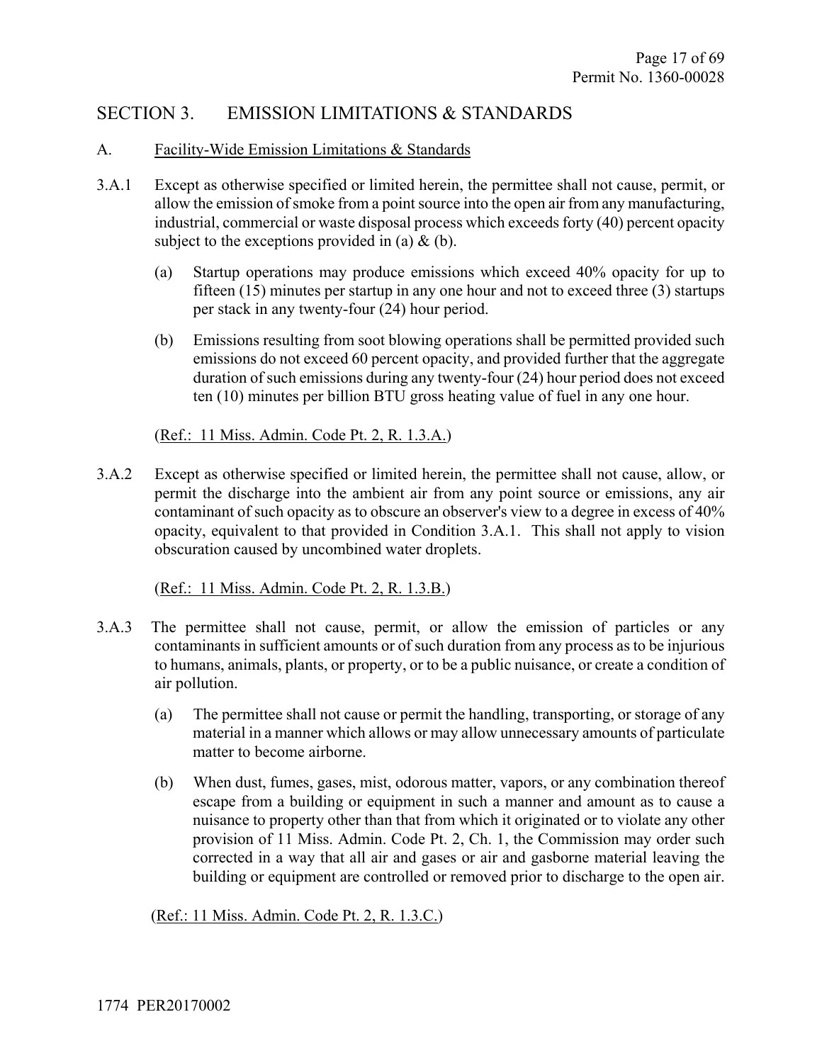## SECTION 3. EMISSION LIMITATIONS & STANDARDS

### A. Facility-Wide Emission Limitations & Standards

3.A.1 Except as otherwise specified or limited herein, the permittee shall not cause, permit, or allow the emission of smoke from a point source into the open air from any manufacturing, industrial, commercial or waste disposal process which exceeds forty (40) percent opacity subject to the exceptions provided in (a) & (b).

(a) Startup operations may produce emissions which exceed 40% opacity for up to fifteen (15) minutes per startup in any one hour and not to exceed three (3) startups per stack in any twenty-four (24) hour period.

(b) Emissions resulting from soot blowing operations shall be permitted provided such emissions do not exceed 60 percent opacity, and provided further that the aggregate duration of such emissions during any twenty-four (24) hour period does not exceed ten (10) minutes per billion BTU gross heating value of fuel in any one hour.

(Ref.: 11 Miss. Admin. Code Pt. 2, R. 1.3.A.)

3.A.2 Except as otherwise specified or limited herein, the permittee shall not cause, allow, or permit the discharge into the ambient air from any point source or emissions, any air contaminant of such opacity as to obscure an observer's view to a degree in excess of 40% opacity, equivalent to that provided in Condition 3.A.1. This shall not apply to vision obscuration caused by uncombined water droplets.

(Ref.: 11 Miss. Admin. Code Pt. 2, R. 1.3.B.)

3.A.3 The permittee shall not cause, permit, or allow the emission of particles or any contaminants in sufficient amounts or of such duration from any process as to be injurious to humans, animals, plants, or property, or to be a public nuisance, or create a condition of air pollution.

(a) The permittee shall not cause or permit the handling, transporting, or storage of any material in a manner which allows or may allow unnecessary amounts of particulate matter to become airborne.

(b) When dust, fumes, gases, mist, odorous matter, vapors, or any combination thereof escape from a building or equipment in such a manner and amount as to cause a nuisance to property other than that from which it originated or to violate any other provision of 11 Miss. Admin. Code Pt. 2, Ch. 1, the Commission may order such corrected in a way that all air and gases or air and gasborne material leaving the building or equipment are controlled or removed prior to discharge to the open air.

(Ref.: 11 Miss. Admin. Code Pt. 2, R. 1.3.C.)

1774 PER20170002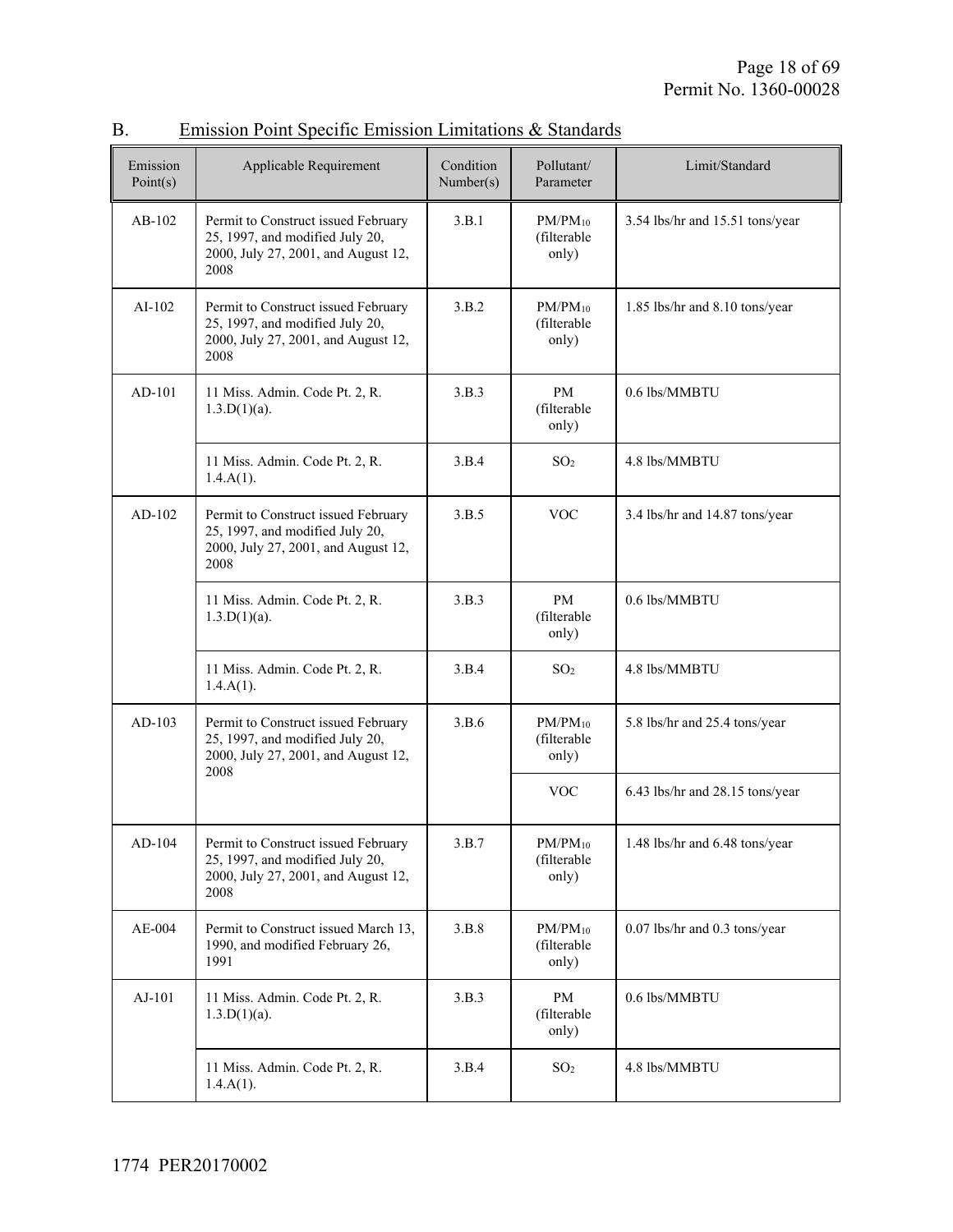## B. Emission Point Specific Emission Limitations & Standards

| Emission Point(s) | Applicable Requirement | Condition Number(s) | Pollutant/ Parameter | Limit/Standard |
|---|---|---|---|---|
| AB-102 | Permit to Construct issued February 25, 1997, and modified July 20, 2000, July 27, 2001, and August 12, 2008 | 3.B.1 | $PM/PM_{10}$ (filterable only) | 3.54 lbs/hr and 15.51 tons/year |
| AI-102 | Permit to Construct issued February 25, 1997, and modified July 20, 2000, July 27, 2001, and August 12, 2008 | 3.B.2 | $PM/PM_{10}$ (filterable only) | 1.85 lbs/hr and 8.10 tons/year |
| AD-101 | 11 Miss. Admin. Code Pt. 2, R. 1.3.D(1)(a). | 3.B.3 | PM (filterable only) | 0.6 lbs/MMBTU |
| | 11 Miss. Admin. Code Pt. 2, R. 1.4.A(1). | 3.B.4 | $SO_2$ | 4.8 lbs/MMBTU |
| AD-102 | Permit to Construct issued February 25, 1997, and modified July 20, 2000, July 27, 2001, and August 12, 2008 | 3.B.5 | VOC | 3.4 lbs/hr and 14.87 tons/year |
| | 11 Miss. Admin. Code Pt. 2, R. 1.3.D(1)(a). | 3.B.3 | PM (filterable only) | 0.6 lbs/MMBTU |
| | 11 Miss. Admin. Code Pt. 2, R. 1.4.A(1). | 3.B.4 | $SO_2$ | 4.8 lbs/MMBTU |
| AD-103 | Permit to Construct issued February 25, 1997, and modified July 20, 2000, July 27, 2001, and August 12, 2008 | 3.B.6 | $PM/PM_{10}$ (filterable only) | 5.8 lbs/hr and 25.4 tons/year |
| | | | VOC | 6.43 lbs/hr and 28.15 tons/year |
| AD-104 | Permit to Construct issued February 25, 1997, and modified July 20, 2000, July 27, 2001, and August 12, 2008 | 3.B.7 | $PM/PM_{10}$ (filterable only) | 1.48 lbs/hr and 6.48 tons/year |
| AE-004 | Permit to Construct issued March 13, 1990, and modified February 26, 1991 | 3.B.8 | $PM/PM_{10}$ (filterable only) | 0.07 lbs/hr and 0.3 tons/year |
| AJ-101 | 11 Miss. Admin. Code Pt. 2, R. 1.3.D(1)(a). | 3.B.3 | PM (filterable only) | 0.6 lbs/MMBTU |
| | 11 Miss. Admin. Code Pt. 2, R. 1.4.A(1). | 3.B.4 | $SO_2$ | 4.8 lbs/MMBTU |

1774 PER20170002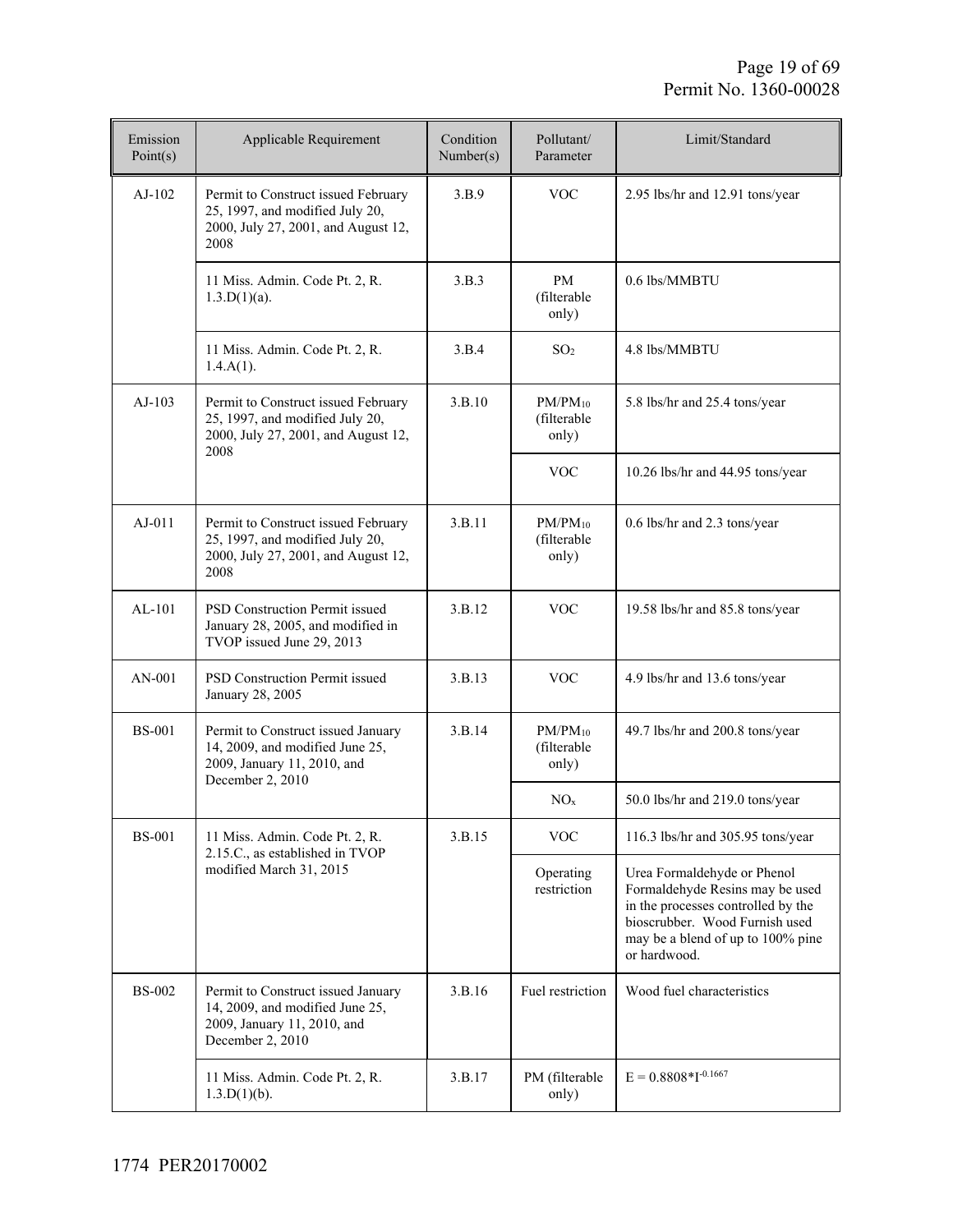| Emission Point(s) | Applicable Requirement | Condition Number(s) | Pollutant/ Parameter | Limit/Standard |
|---|---|---|---|---|
| AJ-102 | Permit to Construct issued February 25, 1997, and modified July 20, 2000, July 27, 2001, and August 12, 2008 | 3.B.9 | VOC | 2.95 lbs/hr and 12.91 tons/year |
| | 11 Miss. Admin. Code Pt. 2, R. 1.3.D(1)(a). | 3.B.3 | PM (filterable only) | 0.6 lbs/MMBTU |
| | 11 Miss. Admin. Code Pt. 2, R. 1.4.A(1). | 3.B.4 | $SO_2$ | 4.8 lbs/MMBTU |
| AJ-103 | Permit to Construct issued February 25, 1997, and modified July 20, 2000, July 27, 2001, and August 12, 2008 | 3.B.10 | $PM/PM_{10}$ (filterable only) | 5.8 lbs/hr and 25.4 tons/year |
| | | | VOC | 10.26 lbs/hr and 44.95 tons/year |
| AJ-011 | Permit to Construct issued February 25, 1997, and modified July 20, 2000, July 27, 2001, and August 12, 2008 | 3.B.11 | $PM/PM_{10}$ (filterable only) | 0.6 lbs/hr and 2.3 tons/year |
| AL-101 | PSD Construction Permit issued January 28, 2005, and modified in TVOP issued June 29, 2013 | 3.B.12 | VOC | 19.58 lbs/hr and 85.8 tons/year |
| AN-001 | PSD Construction Permit issued January 28, 2005 | 3.B.13 | VOC | 4.9 lbs/hr and 13.6 tons/year |
| BS-001 | Permit to Construct issued January 14, 2009, and modified June 25, 2009, January 11, 2010, and December 2, 2010 | 3.B.14 | $PM/PM_{10}$ (filterable only) | 49.7 lbs/hr and 200.8 tons/year |
| | | | $NO_x$ | 50.0 lbs/hr and 219.0 tons/year |
| BS-001 | 11 Miss. Admin. Code Pt. 2, R. 2.15.C., as established in TVOP modified March 31, 2015 | 3.B.15 | VOC | 116.3 lbs/hr and 305.95 tons/year |
| | | | Operating restriction | Urea Formaldehyde or Phenol Formaldehyde Resins may be used in the processes controlled by the bioscrubber. Wood Furnish used may be a blend of up to 100% pine or hardwood. |
| BS-002 | Permit to Construct issued January 14, 2009, and modified June 25, 2009, January 11, 2010, and December 2, 2010 | 3.B.16 | Fuel restriction | Wood fuel characteristics |
| | 11 Miss. Admin. Code Pt. 2, R. 1.3.D(1)(b). | 3.B.17 | PM (filterable only) | $E = 0.8808*I^{-0.1667}$ |

1774 PER20170002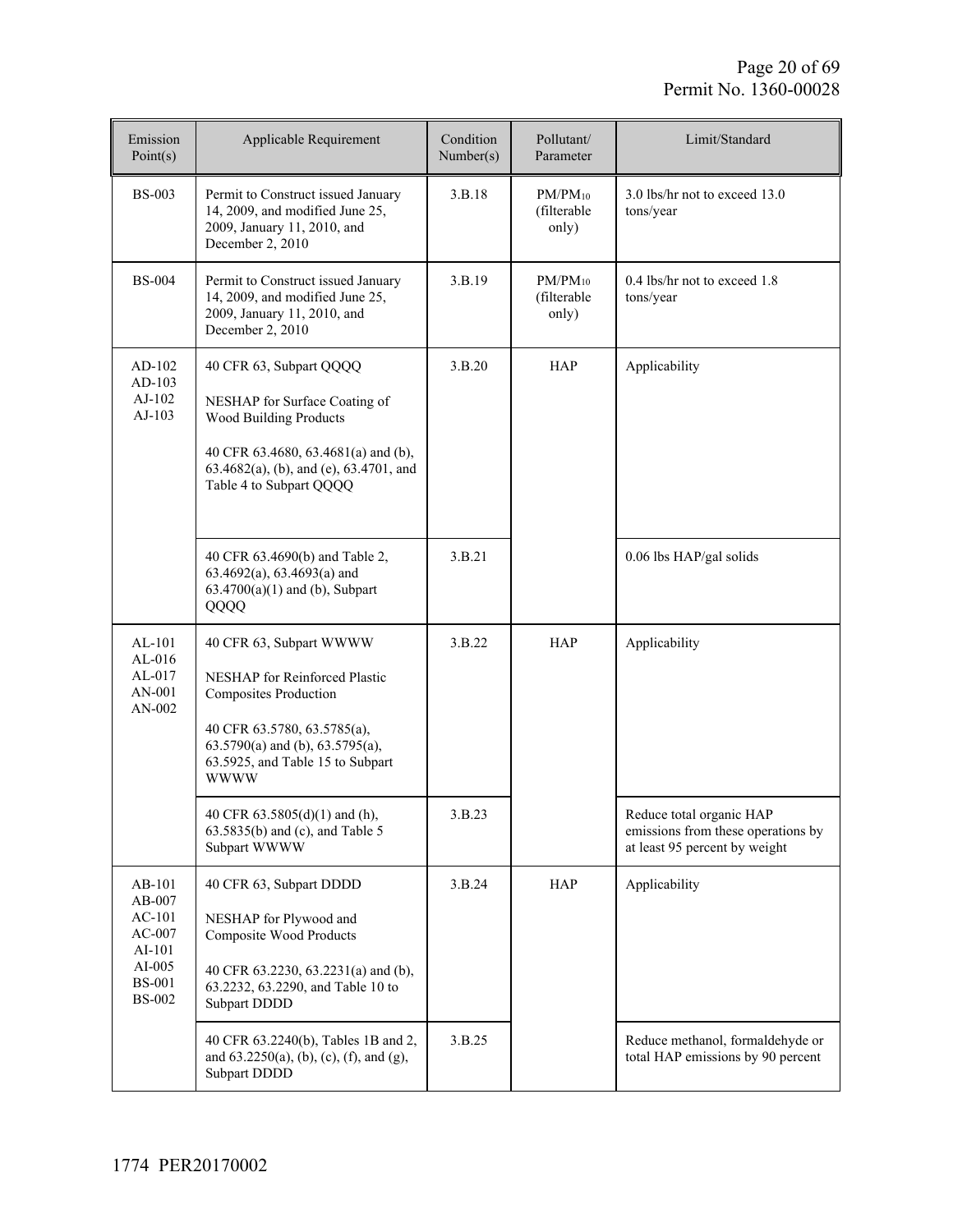| Emission Point(s) | Applicable Requirement | Condition Number(s) | Pollutant/ Parameter | Limit/Standard |
|---|---|---|---|---|
| BS-003 | Permit to Construct issued January 14, 2009, and modified June 25, 2009, January 11, 2010, and December 2, 2010 | 3.B.18 | $PM/PM_{10}$ (filterable only) | 3.0 lbs/hr not to exceed 13.0 tons/year |
| BS-004 | Permit to Construct issued January 14, 2009, and modified June 25, 2009, January 11, 2010, and December 2, 2010 | 3.B.19 | $PM/PM_{10}$ (filterable only) | 0.4 lbs/hr not to exceed 1.8 tons/year |
| AD-102<br>AD-103<br>AJ-102<br>AJ-103 | 40 CFR 63, Subpart QQQQ<br><br>NESHAP for Surface Coating of Wood Building Products<br><br>40 CFR 63.4680, 63.4681(a) and (b), 63.4682(a), (b), and (e), 63.4701, and Table 4 to Subpart QQQQ | 3.B.20 | HAP | Applicability |
| | 40 CFR 63.4690(b) and Table 2, 63.4692(a), 63.4693(a) and 63.4700(a)(1) and (b), Subpart QQQQ | 3.B.21 | | 0.06 lbs HAP/gal solids |
| AL-101<br>AL-016<br>AL-017<br>AN-001<br>AN-002 | 40 CFR 63, Subpart WWWW<br><br>NESHAP for Reinforced Plastic Composites Production<br><br>40 CFR 63.5780, 63.5785(a), 63.5790(a) and (b), 63.5795(a), 63.5925, and Table 15 to Subpart WWWW | 3.B.22 | HAP | Applicability |
| | 40 CFR 63.5805(d)(1) and (h), 63.5835(b) and (c), and Table 5 Subpart WWWW | 3.B.23 | | Reduce total organic HAP emissions from these operations by at least 95 percent by weight |
| AB-101<br>AB-007<br>AC-101<br>AC-007<br>AI-101<br>AI-005<br>BS-001<br>BS-002 | 40 CFR 63, Subpart DDDD<br><br>NESHAP for Plywood and Composite Wood Products<br><br>40 CFR 63.2230, 63.2231(a) and (b), 63.2232, 63.2290, and Table 10 to Subpart DDDD | 3.B.24 | HAP | Applicability |
| | 40 CFR 63.2240(b), Tables 1B and 2, and 63.2250(a), (b), (c), (f), and (g), Subpart DDDD | 3.B.25 | | Reduce methanol, formaldehyde or total HAP emissions by 90 percent |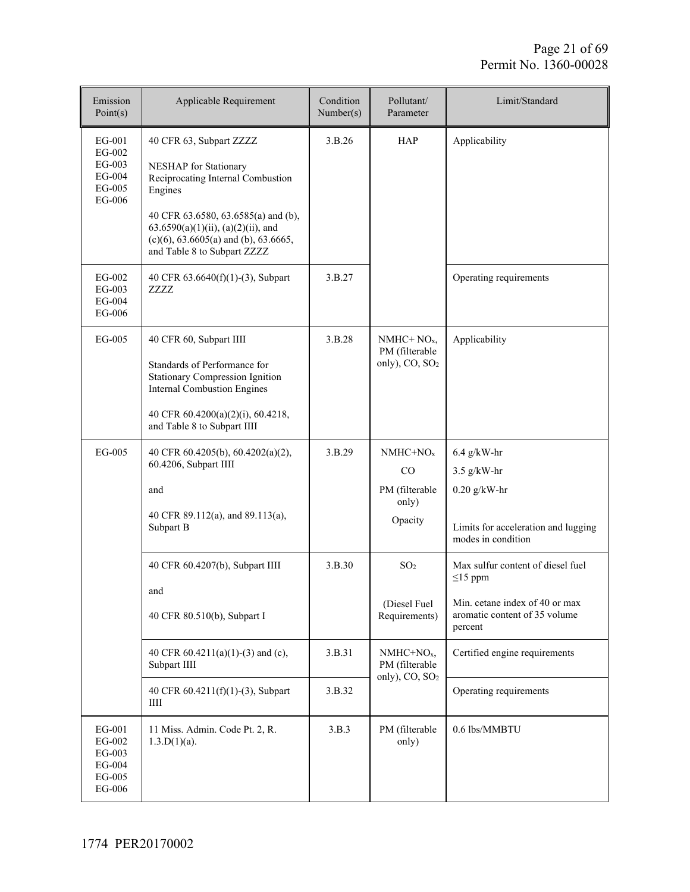| Emission Point(s) | Applicable Requirement | Condition Number(s) | Pollutant/ Parameter | Limit/Standard |
|---|---|---|---|---|
| EG-001<br>EG-002<br>EG-003<br>EG-004<br>EG-005<br>EG-006 | 40 CFR 63, Subpart ZZZZ<br><br>NESHAP for Stationary Reciprocating Internal Combustion Engines<br><br>40 CFR 63.6580, 63.6585(a) and (b), 63.6590(a)(1)(ii), (a)(2)(ii), and (c)(6), 63.6605(a) and (b), 63.6665, and Table 8 to Subpart ZZZZ | 3.B.26 | HAP | Applicability |
| EG-002<br>EG-003<br>EG-004<br>EG-006 | 40 CFR 63.6640(f)(1)-(3), Subpart ZZZZ | 3.B.27 | | Operating requirements |
| EG-005 | 40 CFR 60, Subpart IIII<br><br>Standards of Performance for Stationary Compression Ignition Internal Combustion Engines<br><br>40 CFR 60.4200(a)(2)(i), 60.4218, and Table 8 to Subpart IIII | 3.B.28 | NMHC+ $NO_x$, PM (filterable only), CO, $SO_2$ | Applicability |
| EG-005 | 40 CFR 60.4205(b), 60.4202(a)(2), 60.4206, Subpart IIII<br><br>and<br><br>40 CFR 89.112(a), and 89.113(a), Subpart B | 3.B.29 | $NMHC+NO_x$<br>CO<br>PM (filterable only)<br>Opacity | 6.4 g/kW-hr<br>3.5 g/kW-hr<br>0.20 g/kW-hr<br><br>Limits for acceleration and lugging modes in condition |
| | 40 CFR 60.4207(b), Subpart IIII<br><br>and<br><br>40 CFR 80.510(b), Subpart I | 3.B.30 | $SO_2$<br><br>(Diesel Fuel Requirements) | Max sulfur content of diesel fuel ≤15 ppm<br><br>Min. cetane index of 40 or max aromatic content of 35 volume percent |
| | 40 CFR 60.4211(a)(1)-(3) and (c), Subpart IIII | 3.B.31 | $NMHC+NO_x$, PM (filterable only), CO, $SO_2$ | Certified engine requirements |
| | 40 CFR 60.4211(f)(1)-(3), Subpart IIII | 3.B.32 | | Operating requirements |
| EG-001<br>EG-002<br>EG-003<br>EG-004<br>EG-005<br>EG-006 | 11 Miss. Admin. Code Pt. 2, R. 1.3.D(1)(a). | 3.B.3 | PM (filterable only) | 0.6 lbs/MMBTU |

1774 PER20170002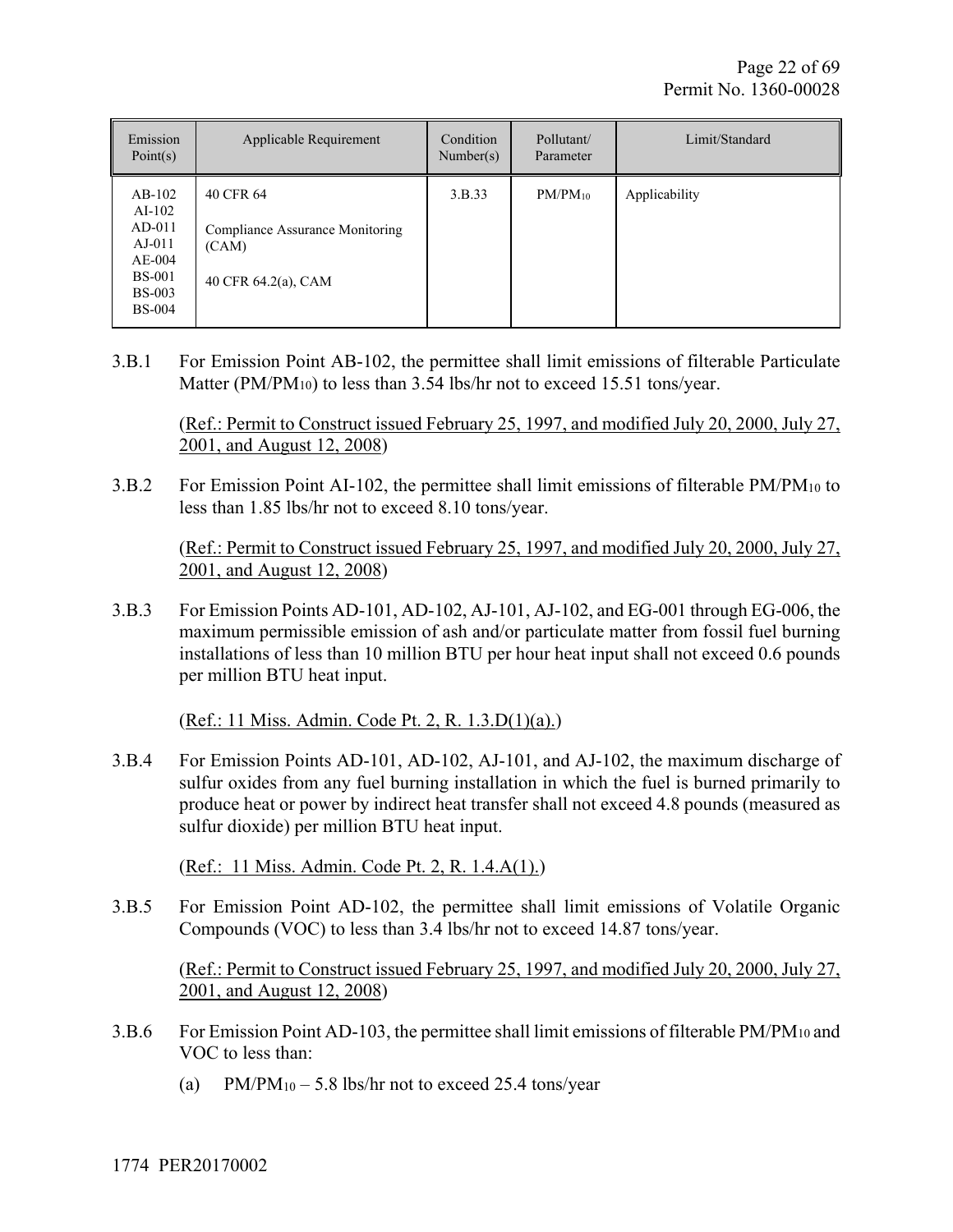| Emission Point(s) | Applicable Requirement | Condition Number(s) | Pollutant/ Parameter | Limit/Standard |
|---|---|---|---|---|
| AB-102<br>AI-102<br>AD-011<br>AJ-011<br>AE-004<br>BS-001<br>BS-003<br>BS-004 | 40 CFR 64<br><br>Compliance Assurance Monitoring (CAM)<br><br>40 CFR 64.2(a), CAM | 3.B.33 | $PM/PM_{10}$ | Applicability |

3.B.1 For Emission Point AB-102, the permittee shall limit emissions of filterable Particulate Matter ($PM/PM_{10}$) to less than 3.54 lbs/hr not to exceed 15.51 tons/year.

(Ref.: Permit to Construct issued February 25, 1997, and modified July 20, 2000, July 27, 2001, and August 12, 2008)

3.B.2 For Emission Point AI-102, the permittee shall limit emissions of filterable $PM/PM_{10}$ to less than 1.85 lbs/hr not to exceed 8.10 tons/year.

(Ref.: Permit to Construct issued February 25, 1997, and modified July 20, 2000, July 27, 2001, and August 12, 2008)

3.B.3 For Emission Points AD-101, AD-102, AJ-101, AJ-102, and EG-001 through EG-006, the maximum permissible emission of ash and/or particulate matter from fossil fuel burning installations of less than 10 million BTU per hour heat input shall not exceed 0.6 pounds per million BTU heat input.

(Ref.: 11 Miss. Admin. Code Pt. 2, R. 1.3.D(1)(a).)

3.B.4 For Emission Points AD-101, AD-102, AJ-101, and AJ-102, the maximum discharge of sulfur oxides from any fuel burning installation in which the fuel is burned primarily to produce heat or power by indirect heat transfer shall not exceed 4.8 pounds (measured as sulfur dioxide) per million BTU heat input.

(Ref.: 11 Miss. Admin. Code Pt. 2, R. 1.4.A(1).)

3.B.5 For Emission Point AD-102, the permittee shall limit emissions of Volatile Organic Compounds (VOC) to less than 3.4 lbs/hr not to exceed 14.87 tons/year.

(Ref.: Permit to Construct issued February 25, 1997, and modified July 20, 2000, July 27, 2001, and August 12, 2008)

3.B.6 For Emission Point AD-103, the permittee shall limit emissions of filterable $PM/PM_{10}$ and VOC to less than:

(a) $PM/PM_{10}$ – 5.8 lbs/hr not to exceed 25.4 tons/year

1774 PER20170002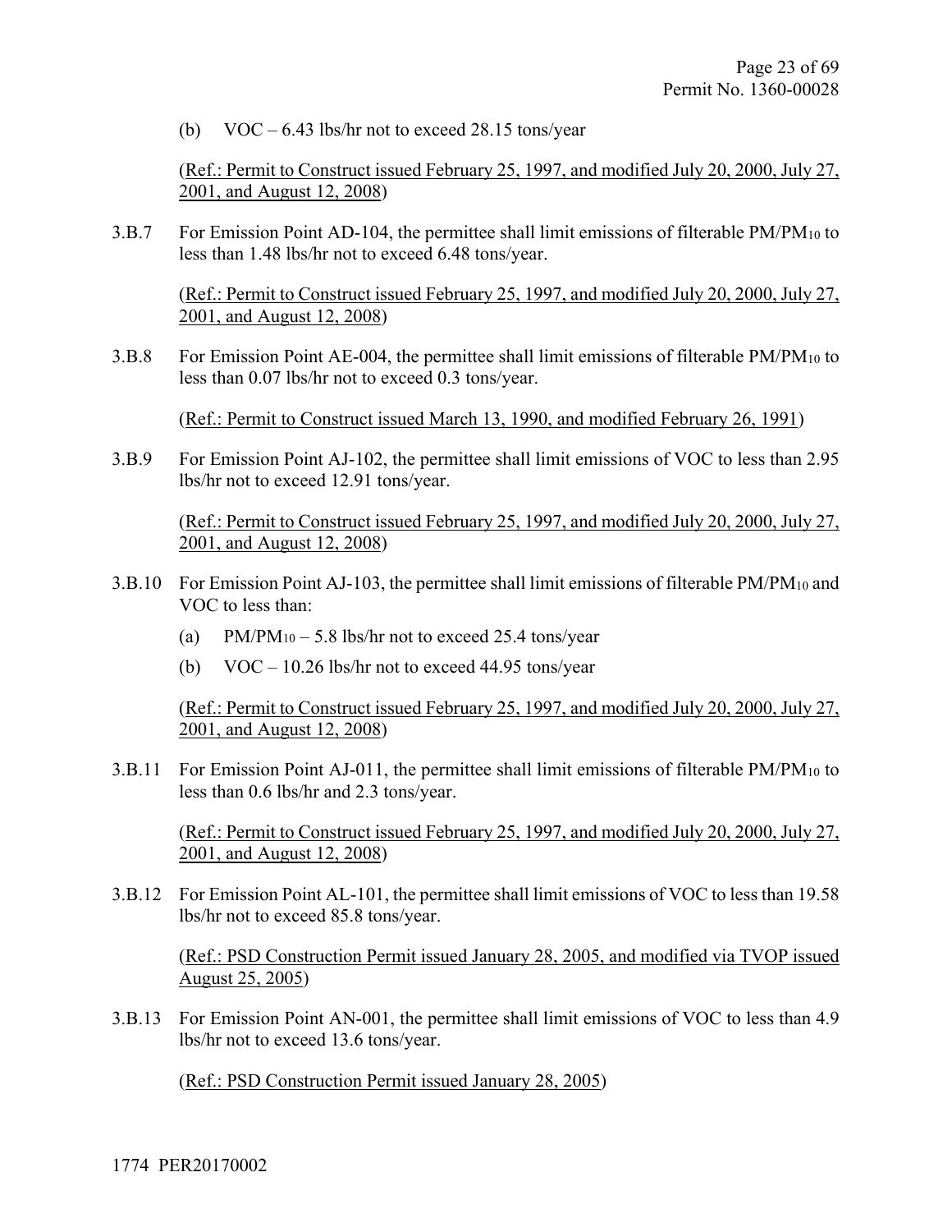(b) VOC – 6.43 lbs/hr not to exceed 28.15 tons/year

(Ref.: Permit to Construct issued February 25, 1997, and modified July 20, 2000, July 27, 2001, and August 12, 2008)

3.B.7 For Emission Point AD-104, the permittee shall limit emissions of filterable PM/$PM_{10}$ to less than 1.48 lbs/hr not to exceed 6.48 tons/year.

(Ref.: Permit to Construct issued February 25, 1997, and modified July 20, 2000, July 27, 2001, and August 12, 2008)

3.B.8 For Emission Point AE-004, the permittee shall limit emissions of filterable PM/$PM_{10}$ to less than 0.07 lbs/hr not to exceed 0.3 tons/year.

(Ref.: Permit to Construct issued March 13, 1990, and modified February 26, 1991)

3.B.9 For Emission Point AJ-102, the permittee shall limit emissions of VOC to less than 2.95 lbs/hr not to exceed 12.91 tons/year.

(Ref.: Permit to Construct issued February 25, 1997, and modified July 20, 2000, July 27, 2001, and August 12, 2008)

3.B.10 For Emission Point AJ-103, the permittee shall limit emissions of filterable PM/$PM_{10}$ and VOC to less than:

(a) PM/$PM_{10}$ – 5.8 lbs/hr not to exceed 25.4 tons/year

(b) VOC – 10.26 lbs/hr not to exceed 44.95 tons/year

(Ref.: Permit to Construct issued February 25, 1997, and modified July 20, 2000, July 27, 2001, and August 12, 2008)

3.B.11 For Emission Point AJ-011, the permittee shall limit emissions of filterable PM/$PM_{10}$ to less than 0.6 lbs/hr and 2.3 tons/year.

(Ref.: Permit to Construct issued February 25, 1997, and modified July 20, 2000, July 27, 2001, and August 12, 2008)

3.B.12 For Emission Point AL-101, the permittee shall limit emissions of VOC to less than 19.58 lbs/hr not to exceed 85.8 tons/year.

(Ref.: PSD Construction Permit issued January 28, 2005, and modified via TVOP issued August 25, 2005)

3.B.13 For Emission Point AN-001, the permittee shall limit emissions of VOC to less than 4.9 lbs/hr not to exceed 13.6 tons/year.

(Ref.: PSD Construction Permit issued January 28, 2005)

1774 PER20170002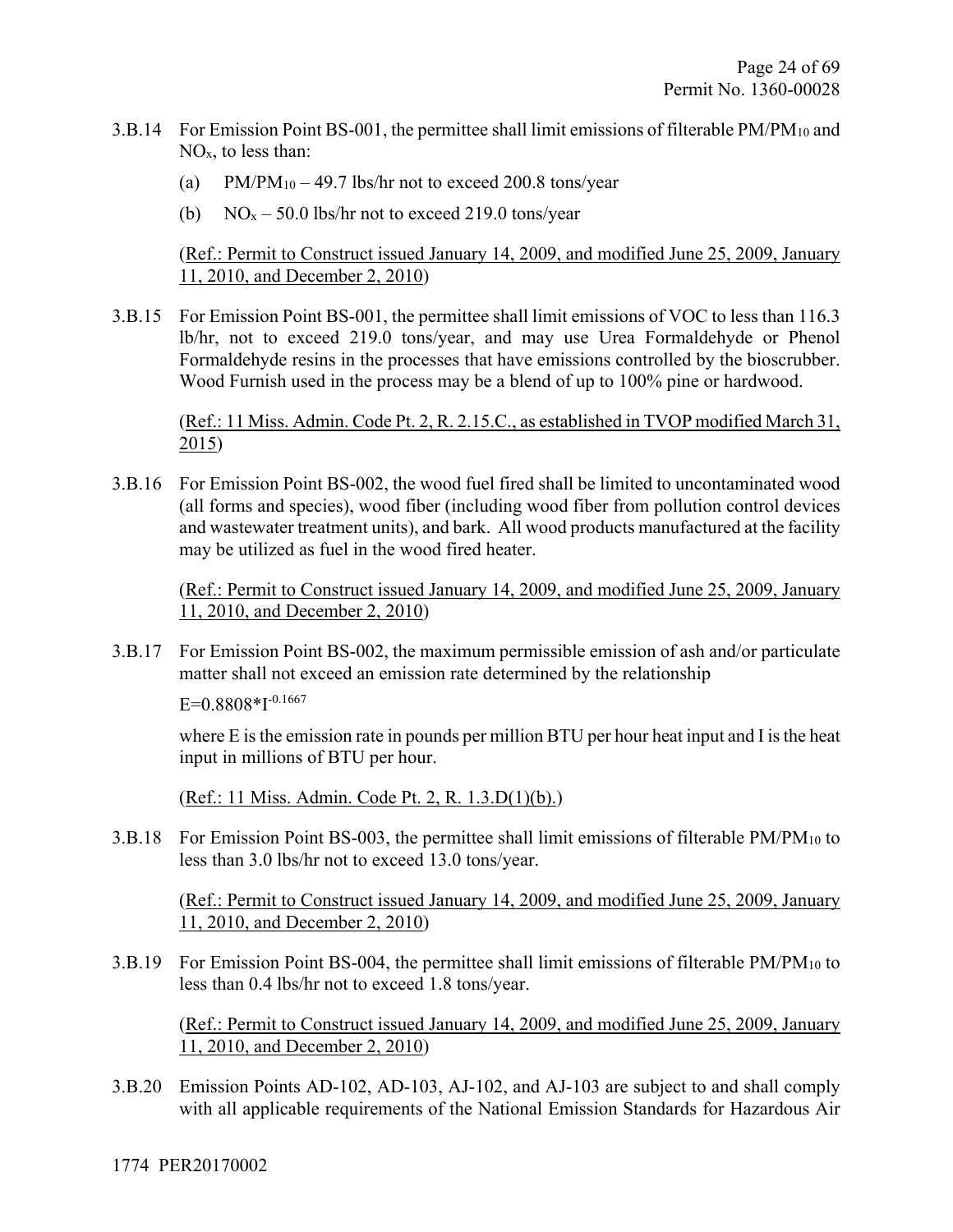3.B.14 For Emission Point BS-001, the permittee shall limit emissions of filterable $PM/PM_{10}$ and $NO_x$, to less than:

(a) $PM/PM_{10}$ – 49.7 lbs/hr not to exceed 200.8 tons/year

(b) $NO_x$ – 50.0 lbs/hr not to exceed 219.0 tons/year

(Ref.: Permit to Construct issued January 14, 2009, and modified June 25, 2009, January 11, 2010, and December 2, 2010)

3.B.15 For Emission Point BS-001, the permittee shall limit emissions of VOC to less than 116.3 lb/hr, not to exceed 219.0 tons/year, and may use Urea Formaldehyde or Phenol Formaldehyde resins in the processes that have emissions controlled by the bioscrubber. Wood Furnish used in the process may be a blend of up to 100% pine or hardwood.

(Ref.: 11 Miss. Admin. Code Pt. 2, R. 2.15.C., as established in TVOP modified March 31, 2015)

3.B.16 For Emission Point BS-002, the wood fuel fired shall be limited to uncontaminated wood (all forms and species), wood fiber (including wood fiber from pollution control devices and wastewater treatment units), and bark. All wood products manufactured at the facility may be utilized as fuel in the wood fired heater.

(Ref.: Permit to Construct issued January 14, 2009, and modified June 25, 2009, January 11, 2010, and December 2, 2010)

3.B.17 For Emission Point BS-002, the maximum permissible emission of ash and/or particulate matter shall not exceed an emission rate determined by the relationship

$E=0.8808*I^{-0.1667}$

where E is the emission rate in pounds per million BTU per hour heat input and I is the heat input in millions of BTU per hour.

(Ref.: 11 Miss. Admin. Code Pt. 2, R. 1.3.D(1)(b).)

3.B.18 For Emission Point BS-003, the permittee shall limit emissions of filterable $PM/PM_{10}$ to less than 3.0 lbs/hr not to exceed 13.0 tons/year.

(Ref.: Permit to Construct issued January 14, 2009, and modified June 25, 2009, January 11, 2010, and December 2, 2010)

3.B.19 For Emission Point BS-004, the permittee shall limit emissions of filterable $PM/PM_{10}$ to less than 0.4 lbs/hr not to exceed 1.8 tons/year.

(Ref.: Permit to Construct issued January 14, 2009, and modified June 25, 2009, January 11, 2010, and December 2, 2010)

3.B.20 Emission Points AD-102, AD-103, AJ-102, and AJ-103 are subject to and shall comply with all applicable requirements of the National Emission Standards for Hazardous Air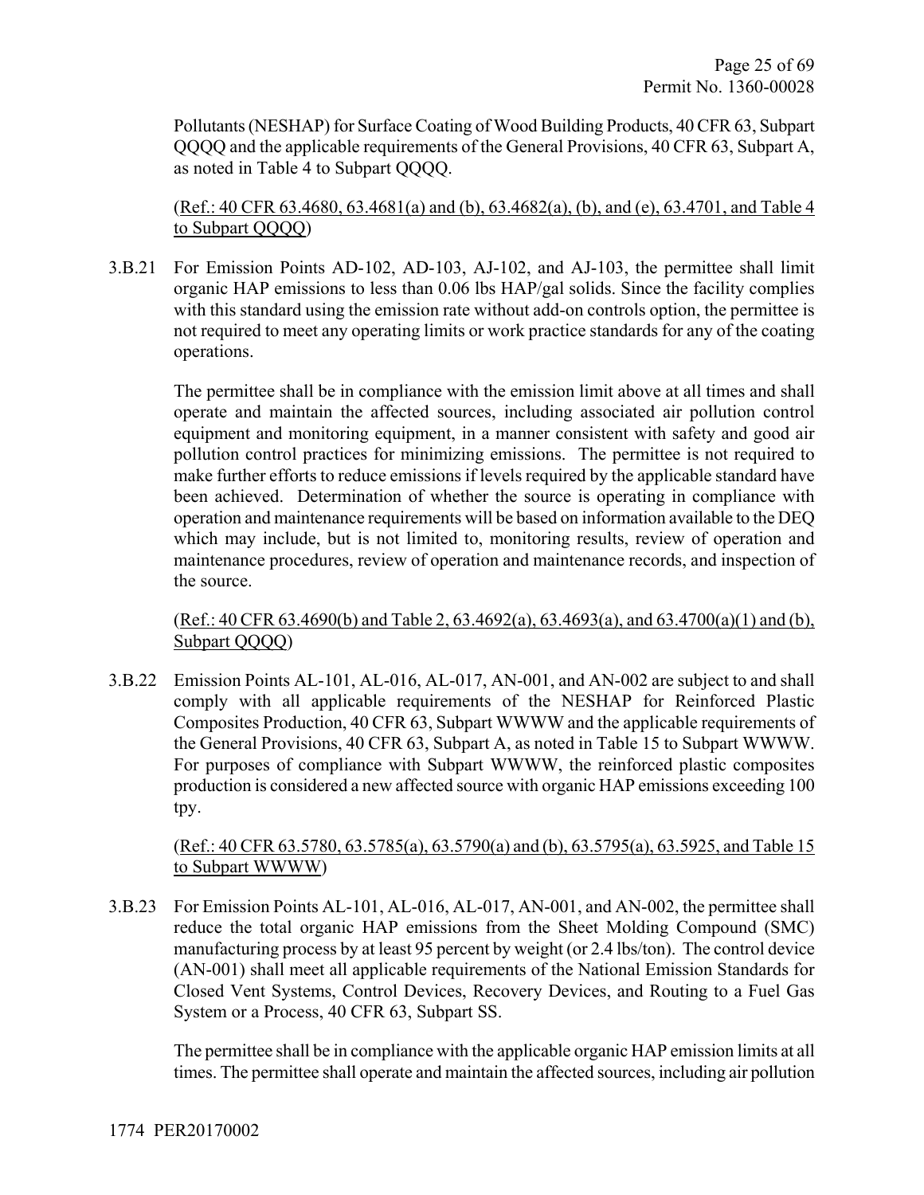Pollutants (NESHAP) for Surface Coating of Wood Building Products, 40 CFR 63, Subpart QQQQ and the applicable requirements of the General Provisions, 40 CFR 63, Subpart A, as noted in Table 4 to Subpart QQQQ.

(Ref.: 40 CFR 63.4680, 63.4681(a) and (b), 63.4682(a), (b), and (e), 63.4701, and Table 4 to Subpart QQQQ)

3.B.21 For Emission Points AD-102, AD-103, AJ-102, and AJ-103, the permittee shall limit organic HAP emissions to less than 0.06 lbs HAP/gal solids. Since the facility complies with this standard using the emission rate without add-on controls option, the permittee is not required to meet any operating limits or work practice standards for any of the coating operations.

The permittee shall be in compliance with the emission limit above at all times and shall operate and maintain the affected sources, including associated air pollution control equipment and monitoring equipment, in a manner consistent with safety and good air pollution control practices for minimizing emissions. The permittee is not required to make further efforts to reduce emissions if levels required by the applicable standard have been achieved. Determination of whether the source is operating in compliance with operation and maintenance requirements will be based on information available to the DEQ which may include, but is not limited to, monitoring results, review of operation and maintenance procedures, review of operation and maintenance records, and inspection of the source.

(Ref.: 40 CFR 63.4690(b) and Table 2, 63.4692(a), 63.4693(a), and 63.4700(a)(1) and (b), Subpart QQQQ)

3.B.22 Emission Points AL-101, AL-016, AL-017, AN-001, and AN-002 are subject to and shall comply with all applicable requirements of the NESHAP for Reinforced Plastic Composites Production, 40 CFR 63, Subpart WWWW and the applicable requirements of the General Provisions, 40 CFR 63, Subpart A, as noted in Table 15 to Subpart WWWW. For purposes of compliance with Subpart WWWW, the reinforced plastic composites production is considered a new affected source with organic HAP emissions exceeding 100 tpy.

(Ref.: 40 CFR 63.5780, 63.5785(a), 63.5790(a) and (b), 63.5795(a), 63.5925, and Table 15 to Subpart WWWW)

3.B.23 For Emission Points AL-101, AL-016, AL-017, AN-001, and AN-002, the permittee shall reduce the total organic HAP emissions from the Sheet Molding Compound (SMC) manufacturing process by at least 95 percent by weight (or 2.4 lbs/ton). The control device (AN-001) shall meet all applicable requirements of the National Emission Standards for Closed Vent Systems, Control Devices, Recovery Devices, and Routing to a Fuel Gas System or a Process, 40 CFR 63, Subpart SS.

The permittee shall be in compliance with the applicable organic HAP emission limits at all times. The permittee shall operate and maintain the affected sources, including air pollution

1774 PER20170002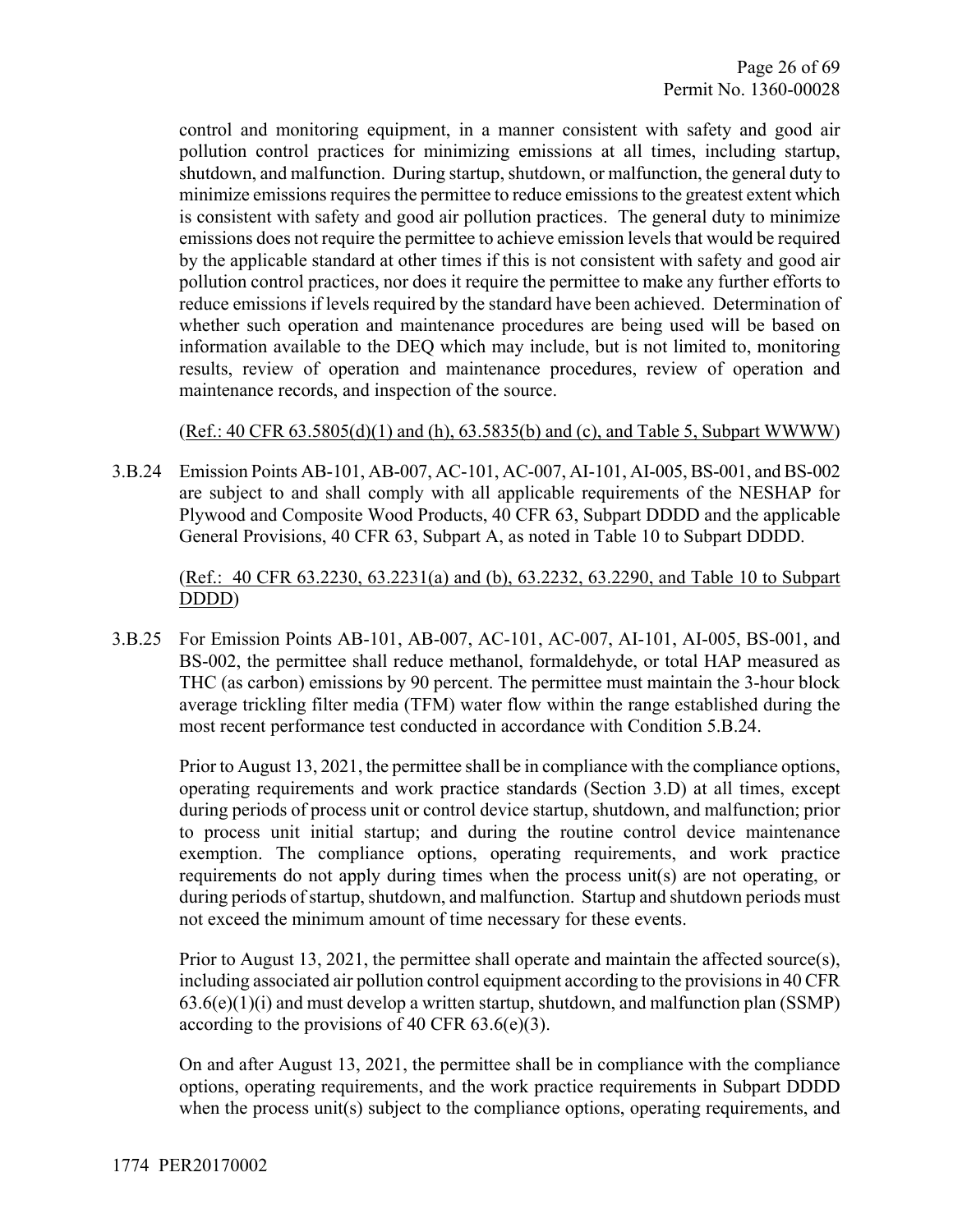control and monitoring equipment, in a manner consistent with safety and good air pollution control practices for minimizing emissions at all times, including startup, shutdown, and malfunction. During startup, shutdown, or malfunction, the general duty to minimize emissions requires the permittee to reduce emissions to the greatest extent which is consistent with safety and good air pollution practices. The general duty to minimize emissions does not require the permittee to achieve emission levels that would be required by the applicable standard at other times if this is not consistent with safety and good air pollution control practices, nor does it require the permittee to make any further efforts to reduce emissions if levels required by the standard have been achieved. Determination of whether such operation and maintenance procedures are being used will be based on information available to the DEQ which may include, but is not limited to, monitoring results, review of operation and maintenance procedures, review of operation and maintenance records, and inspection of the source.

(Ref.: 40 CFR 63.5805(d)(1) and (h), 63.5835(b) and (c), and Table 5, Subpart WWWW)

3.B.24 Emission Points AB-101, AB-007, AC-101, AC-007, AI-101, AI-005, BS-001, and BS-002 are subject to and shall comply with all applicable requirements of the NESHAP for Plywood and Composite Wood Products, 40 CFR 63, Subpart DDDD and the applicable General Provisions, 40 CFR 63, Subpart A, as noted in Table 10 to Subpart DDDD.

(Ref.: 40 CFR 63.2230, 63.2231(a) and (b), 63.2232, 63.2290, and Table 10 to Subpart DDDD)

3.B.25 For Emission Points AB-101, AB-007, AC-101, AC-007, AI-101, AI-005, BS-001, and BS-002, the permittee shall reduce methanol, formaldehyde, or total HAP measured as THC (as carbon) emissions by 90 percent. The permittee must maintain the 3-hour block average trickling filter media (TFM) water flow within the range established during the most recent performance test conducted in accordance with Condition 5.B.24.

Prior to August 13, 2021, the permittee shall be in compliance with the compliance options, operating requirements and work practice standards (Section 3.D) at all times, except during periods of process unit or control device startup, shutdown, and malfunction; prior to process unit initial startup; and during the routine control device maintenance exemption. The compliance options, operating requirements, and work practice requirements do not apply during times when the process unit(s) are not operating, or during periods of startup, shutdown, and malfunction. Startup and shutdown periods must not exceed the minimum amount of time necessary for these events.

Prior to August 13, 2021, the permittee shall operate and maintain the affected source(s), including associated air pollution control equipment according to the provisions in 40 CFR 63.6(e)(1)(i) and must develop a written startup, shutdown, and malfunction plan (SSMP) according to the provisions of 40 CFR 63.6(e)(3).

On and after August 13, 2021, the permittee shall be in compliance with the compliance options, operating requirements, and the work practice requirements in Subpart DDDD when the process unit(s) subject to the compliance options, operating requirements, and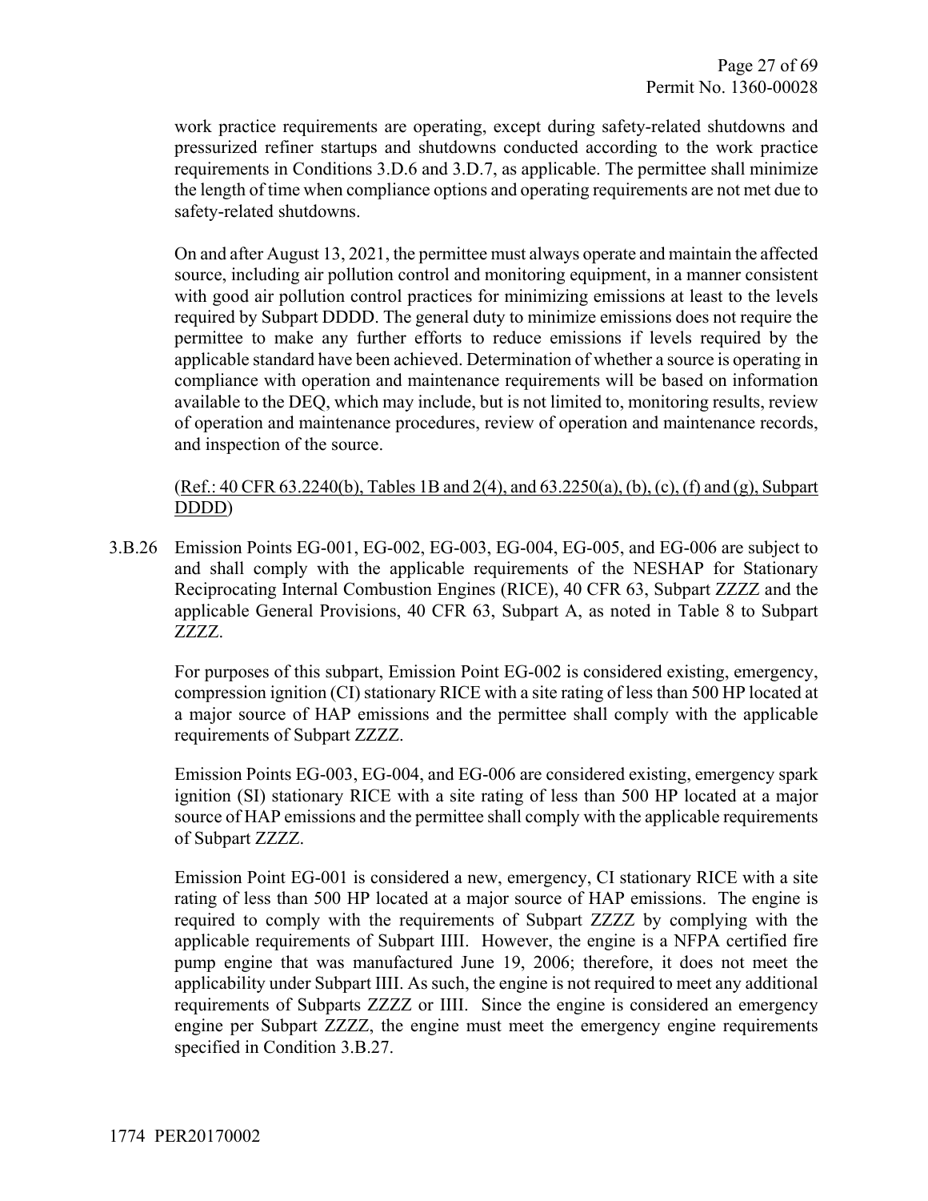work practice requirements are operating, except during safety-related shutdowns and pressurized refiner startups and shutdowns conducted according to the work practice requirements in Conditions 3.D.6 and 3.D.7, as applicable. The permittee shall minimize the length of time when compliance options and operating requirements are not met due to safety-related shutdowns.

On and after August 13, 2021, the permittee must always operate and maintain the affected source, including air pollution control and monitoring equipment, in a manner consistent with good air pollution control practices for minimizing emissions at least to the levels required by Subpart DDDD. The general duty to minimize emissions does not require the permittee to make any further efforts to reduce emissions if levels required by the applicable standard have been achieved. Determination of whether a source is operating in compliance with operation and maintenance requirements will be based on information available to the DEQ, which may include, but is not limited to, monitoring results, review of operation and maintenance procedures, review of operation and maintenance records, and inspection of the source.

(Ref.: 40 CFR 63.2240(b), Tables 1B and 2(4), and 63.2250(a), (b), (c), (f) and (g), Subpart DDDD)

3.B.26 Emission Points EG-001, EG-002, EG-003, EG-004, EG-005, and EG-006 are subject to and shall comply with the applicable requirements of the NESHAP for Stationary Reciprocating Internal Combustion Engines (RICE), 40 CFR 63, Subpart ZZZZ and the applicable General Provisions, 40 CFR 63, Subpart A, as noted in Table 8 to Subpart ZZZZ.

For purposes of this subpart, Emission Point EG-002 is considered existing, emergency, compression ignition (CI) stationary RICE with a site rating of less than 500 HP located at a major source of HAP emissions and the permittee shall comply with the applicable requirements of Subpart ZZZZ.

Emission Points EG-003, EG-004, and EG-006 are considered existing, emergency spark ignition (SI) stationary RICE with a site rating of less than 500 HP located at a major source of HAP emissions and the permittee shall comply with the applicable requirements of Subpart ZZZZ.

Emission Point EG-001 is considered a new, emergency, CI stationary RICE with a site rating of less than 500 HP located at a major source of HAP emissions. The engine is required to comply with the requirements of Subpart ZZZZ by complying with the applicable requirements of Subpart IIII. However, the engine is a NFPA certified fire pump engine that was manufactured June 19, 2006; therefore, it does not meet the applicability under Subpart IIII. As such, the engine is not required to meet any additional requirements of Subparts ZZZZ or IIII. Since the engine is considered an emergency engine per Subpart ZZZZ, the engine must meet the emergency engine requirements specified in Condition 3.B.27.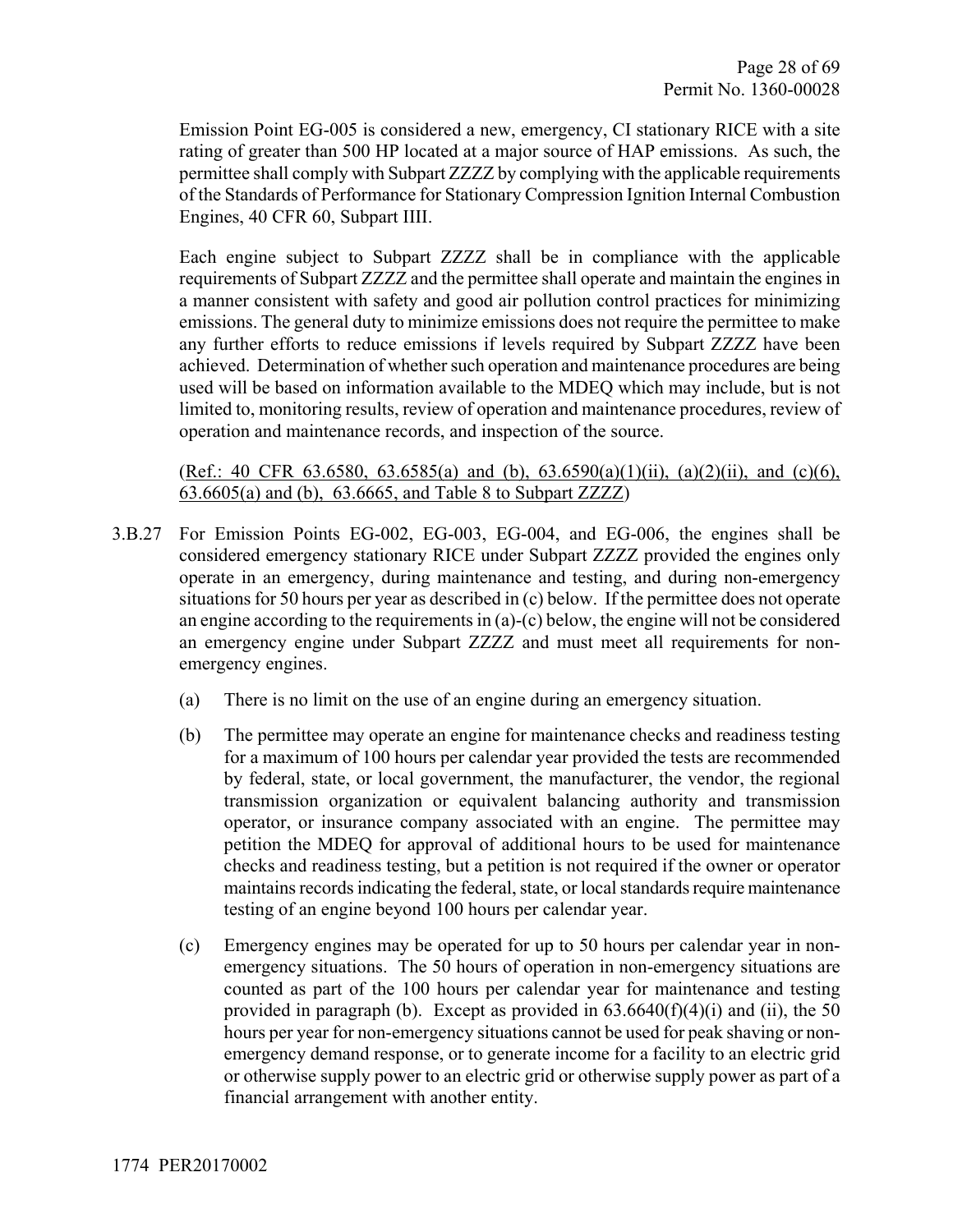Emission Point EG-005 is considered a new, emergency, CI stationary RICE with a site rating of greater than 500 HP located at a major source of HAP emissions. As such, the permittee shall comply with Subpart ZZZZ by complying with the applicable requirements of the Standards of Performance for Stationary Compression Ignition Internal Combustion Engines, 40 CFR 60, Subpart IIII.

Each engine subject to Subpart ZZZZ shall be in compliance with the applicable requirements of Subpart ZZZZ and the permittee shall operate and maintain the engines in a manner consistent with safety and good air pollution control practices for minimizing emissions. The general duty to minimize emissions does not require the permittee to make any further efforts to reduce emissions if levels required by Subpart ZZZZ have been achieved. Determination of whether such operation and maintenance procedures are being used will be based on information available to the MDEQ which may include, but is not limited to, monitoring results, review of operation and maintenance procedures, review of operation and maintenance records, and inspection of the source.

(Ref.: 40 CFR 63.6580, 63.6585(a) and (b), 63.6590(a)(1)(ii), (a)(2)(ii), and (c)(6), 63.6605(a) and (b), 63.6665, and Table 8 to Subpart ZZZZ)

3.B.27 For Emission Points EG-002, EG-003, EG-004, and EG-006, the engines shall be considered emergency stationary RICE under Subpart ZZZZ provided the engines only operate in an emergency, during maintenance and testing, and during non-emergency situations for 50 hours per year as described in (c) below. If the permittee does not operate an engine according to the requirements in (a)-(c) below, the engine will not be considered an emergency engine under Subpart ZZZZ and must meet all requirements for non-emergency engines.

(a) There is no limit on the use of an engine during an emergency situation.

(b) The permittee may operate an engine for maintenance checks and readiness testing for a maximum of 100 hours per calendar year provided the tests are recommended by federal, state, or local government, the manufacturer, the vendor, the regional transmission organization or equivalent balancing authority and transmission operator, or insurance company associated with an engine. The permittee may petition the MDEQ for approval of additional hours to be used for maintenance checks and readiness testing, but a petition is not required if the owner or operator maintains records indicating the federal, state, or local standards require maintenance testing of an engine beyond 100 hours per calendar year.

(c) Emergency engines may be operated for up to 50 hours per calendar year in non-emergency situations. The 50 hours of operation in non-emergency situations are counted as part of the 100 hours per calendar year for maintenance and testing provided in paragraph (b). Except as provided in 63.6640(f)(4)(i) and (ii), the 50 hours per year for non-emergency situations cannot be used for peak shaving or non-emergency demand response, or to generate income for a facility to an electric grid or otherwise supply power to an electric grid or otherwise supply power as part of a financial arrangement with another entity.

1774 PER20170002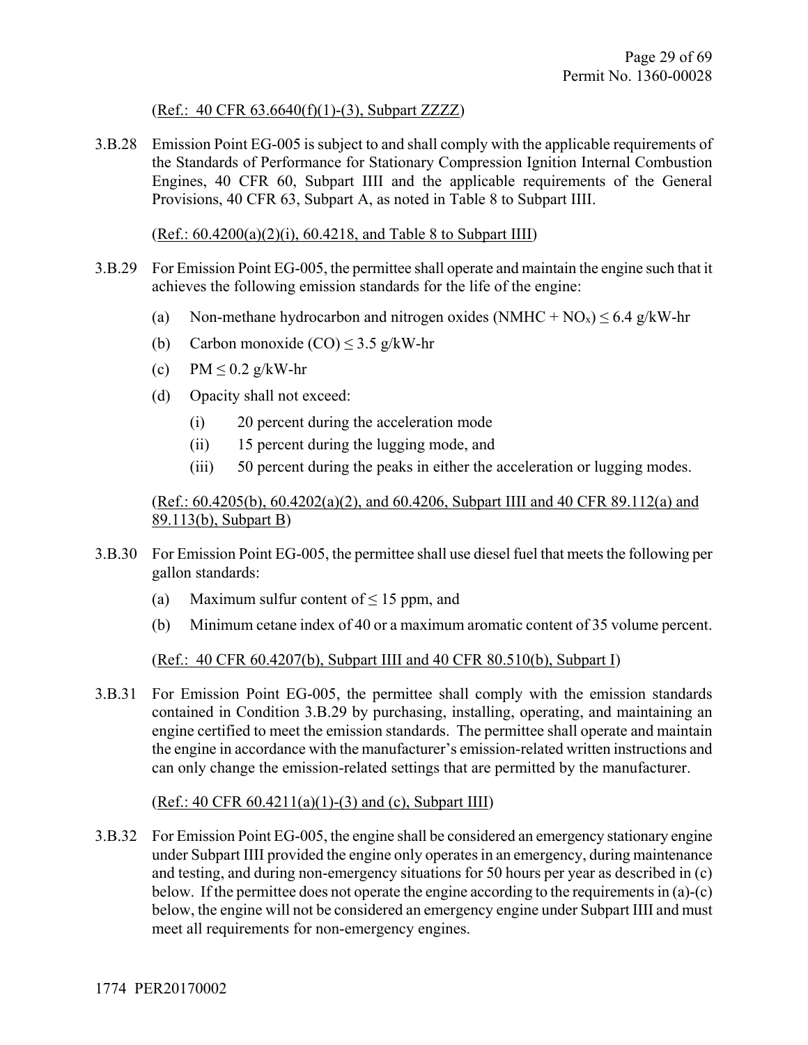(Ref.: 40 CFR 63.6640(f)(1)-(3), Subpart ZZZZ)

3.B.28 Emission Point EG-005 is subject to and shall comply with the applicable requirements of the Standards of Performance for Stationary Compression Ignition Internal Combustion Engines, 40 CFR 60, Subpart IIII and the applicable requirements of the General Provisions, 40 CFR 63, Subpart A, as noted in Table 8 to Subpart IIII.

(Ref.: 60.4200(a)(2)(i), 60.4218, and Table 8 to Subpart IIII)

3.B.29 For Emission Point EG-005, the permittee shall operate and maintain the engine such that it achieves the following emission standards for the life of the engine:

(a) Non-methane hydrocarbon and nitrogen oxides (NMHC + $NO_x$) ≤ 6.4 g/kW-hr

(b) Carbon monoxide (CO) ≤ 3.5 g/kW-hr

(c) PM ≤ 0.2 g/kW-hr

(d) Opacity shall not exceed:

(i) 20 percent during the acceleration mode

(ii) 15 percent during the lugging mode, and

(iii) 50 percent during the peaks in either the acceleration or lugging modes.

(Ref.: 60.4205(b), 60.4202(a)(2), and 60.4206, Subpart IIII and 40 CFR 89.112(a) and 89.113(b), Subpart B)

3.B.30 For Emission Point EG-005, the permittee shall use diesel fuel that meets the following per gallon standards:

(a) Maximum sulfur content of ≤ 15 ppm, and

(b) Minimum cetane index of 40 or a maximum aromatic content of 35 volume percent.

(Ref.: 40 CFR 60.4207(b), Subpart IIII and 40 CFR 80.510(b), Subpart I)

3.B.31 For Emission Point EG-005, the permittee shall comply with the emission standards contained in Condition 3.B.29 by purchasing, installing, operating, and maintaining an engine certified to meet the emission standards. The permittee shall operate and maintain the engine in accordance with the manufacturer's emission-related written instructions and can only change the emission-related settings that are permitted by the manufacturer.

(Ref.: 40 CFR 60.4211(a)(1)-(3) and (c), Subpart IIII)

3.B.32 For Emission Point EG-005, the engine shall be considered an emergency stationary engine under Subpart IIII provided the engine only operates in an emergency, during maintenance and testing, and during non-emergency situations for 50 hours per year as described in (c) below. If the permittee does not operate the engine according to the requirements in (a)-(c) below, the engine will not be considered an emergency engine under Subpart IIII and must meet all requirements for non-emergency engines.

1774 PER20170002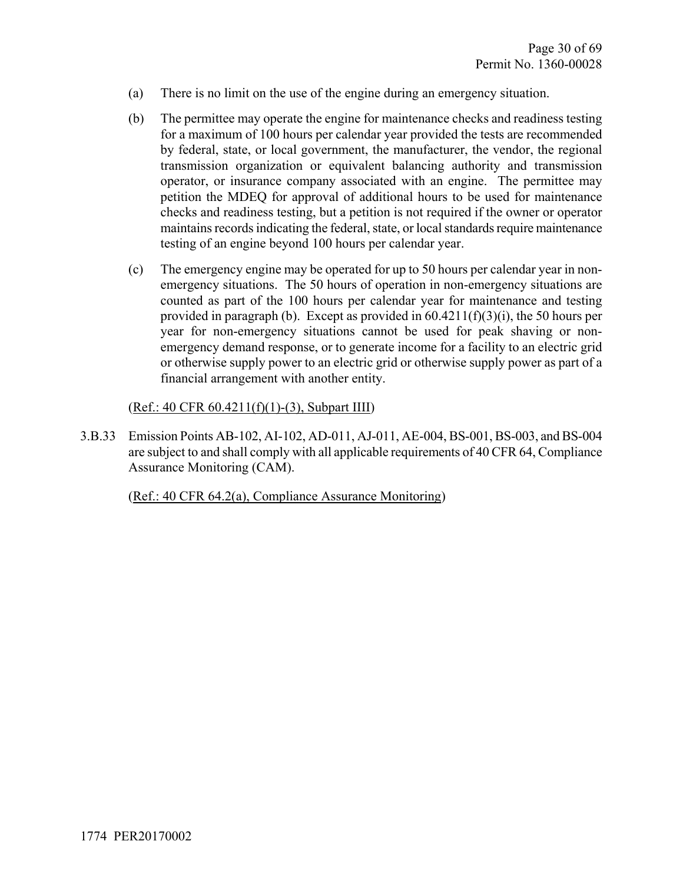(a) There is no limit on the use of the engine during an emergency situation.

(b) The permittee may operate the engine for maintenance checks and readiness testing for a maximum of 100 hours per calendar year provided the tests are recommended by federal, state, or local government, the manufacturer, the vendor, the regional transmission organization or equivalent balancing authority and transmission operator, or insurance company associated with an engine. The permittee may petition the MDEQ for approval of additional hours to be used for maintenance checks and readiness testing, but a petition is not required if the owner or operator maintains records indicating the federal, state, or local standards require maintenance testing of an engine beyond 100 hours per calendar year.

(c) The emergency engine may be operated for up to 50 hours per calendar year in non-emergency situations. The 50 hours of operation in non-emergency situations are counted as part of the 100 hours per calendar year for maintenance and testing provided in paragraph (b). Except as provided in 60.4211(f)(3)(i), the 50 hours per year for non-emergency situations cannot be used for peak shaving or non-emergency demand response, or to generate income for a facility to an electric grid or otherwise supply power to an electric grid or otherwise supply power as part of a financial arrangement with another entity.

(Ref.: 40 CFR 60.4211(f)(1)-(3), Subpart IIII)

3.B.33 Emission Points AB-102, AI-102, AD-011, AJ-011, AE-004, BS-001, BS-003, and BS-004 are subject to and shall comply with all applicable requirements of 40 CFR 64, Compliance Assurance Monitoring (CAM).

(Ref.: 40 CFR 64.2(a), Compliance Assurance Monitoring)

1774 PER20170002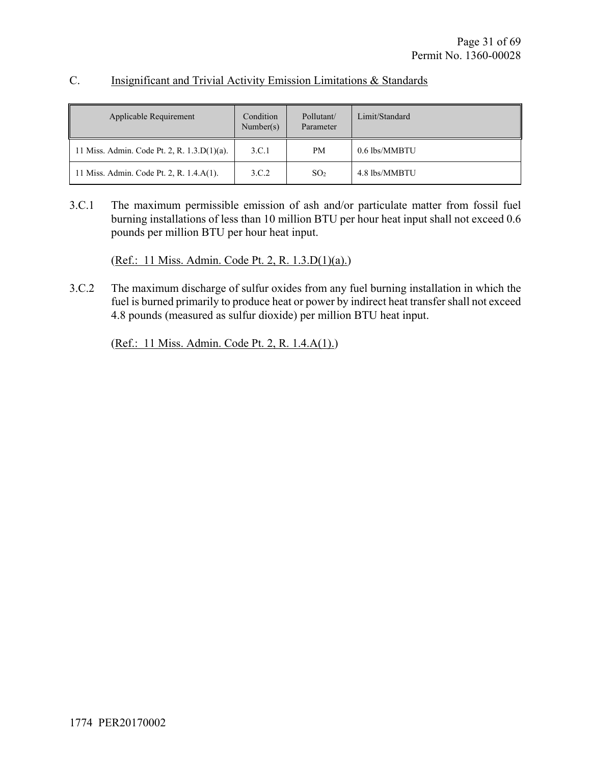C. Insignificant and Trivial Activity Emission Limitations & Standards

| Applicable Requirement | Condition Number(s) | Pollutant/ Parameter | Limit/Standard |
|---|---|---|---|
| 11 Miss. Admin. Code Pt. 2, R. 1.3.D(1)(a). | 3.C.1 | PM | 0.6 lbs/MMBTU |
| 11 Miss. Admin. Code Pt. 2, R. 1.4.A(1). | 3.C.2 | $SO_2$ | 4.8 lbs/MMBTU |

3.C.1 The maximum permissible emission of ash and/or particulate matter from fossil fuel burning installations of less than 10 million BTU per hour heat input shall not exceed 0.6 pounds per million BTU per hour heat input.

(Ref.: 11 Miss. Admin. Code Pt. 2, R. 1.3.D(1)(a).)

3.C.2 The maximum discharge of sulfur oxides from any fuel burning installation in which the fuel is burned primarily to produce heat or power by indirect heat transfer shall not exceed 4.8 pounds (measured as sulfur dioxide) per million BTU heat input.

(Ref.: 11 Miss. Admin. Code Pt. 2, R. 1.4.A(1).)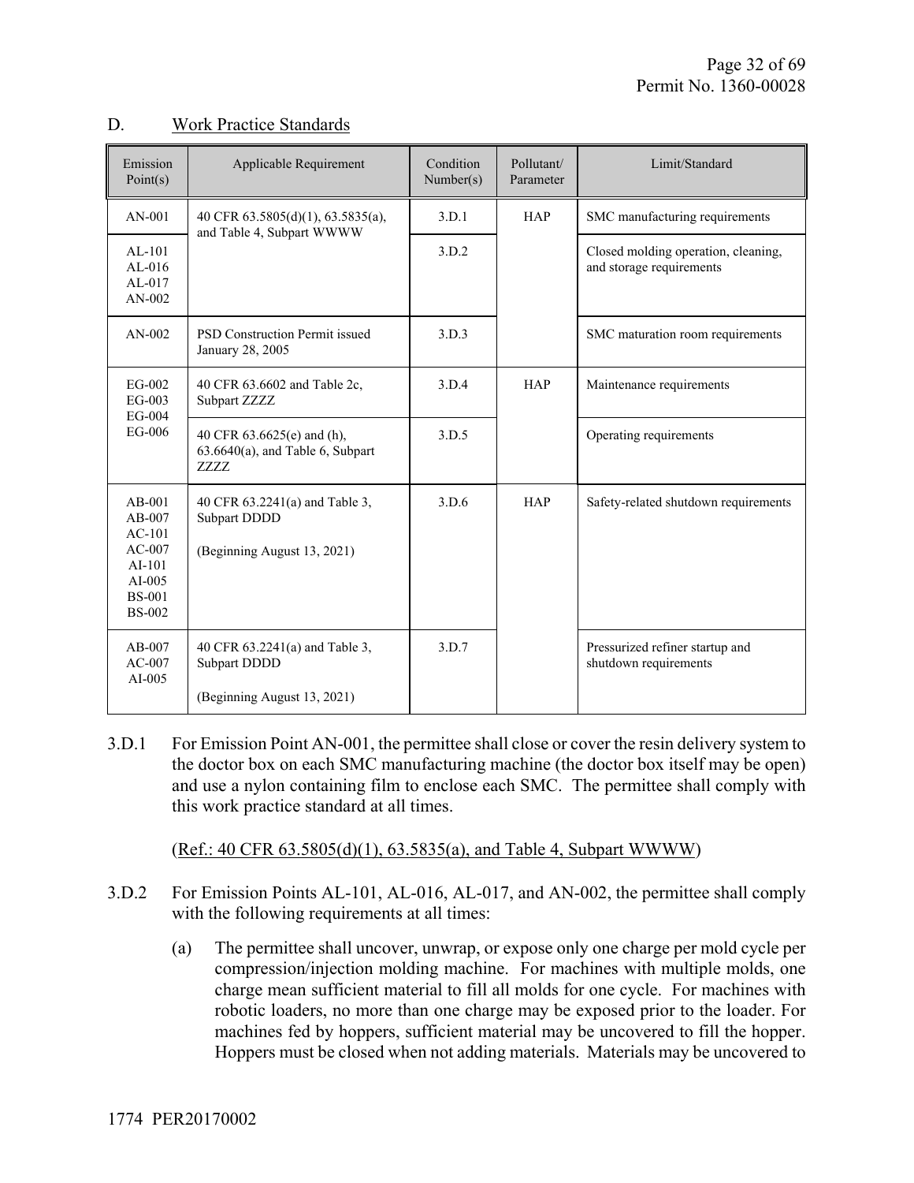## D. Work Practice Standards

| Emission Point(s) | Applicable Requirement | Condition Number(s) | Pollutant/ Parameter | Limit/Standard |
|---|---|---|---|---|
| AN-001 | 40 CFR 63.5805(d)(1), 63.5835(a), and Table 4, Subpart WWWW | 3.D.1 | HAP | SMC manufacturing requirements |
| AL-101 AL-016 AL-017 AN-002 | | 3.D.2 | | Closed molding operation, cleaning, and storage requirements |
| AN-002 | PSD Construction Permit issued January 28, 2005 | 3.D.3 | | SMC maturation room requirements |
| EG-002 EG-003 EG-004 EG-006 | 40 CFR 63.6602 and Table 2c, Subpart ZZZZ | 3.D.4 | HAP | Maintenance requirements |
| | 40 CFR 63.6625(e) and (h), 63.6640(a), and Table 6, Subpart ZZZZ | 3.D.5 | | Operating requirements |
| AB-001 AB-007 AC-101 AC-007 AI-101 AI-005 BS-001 BS-002 | 40 CFR 63.2241(a) and Table 3, Subpart DDDD (Beginning August 13, 2021) | 3.D.6 | HAP | Safety-related shutdown requirements |
| AB-007 AC-007 AI-005 | 40 CFR 63.2241(a) and Table 3, Subpart DDDD (Beginning August 13, 2021) | 3.D.7 | | Pressurized refiner startup and shutdown requirements |

3.D.1 For Emission Point AN-001, the permittee shall close or cover the resin delivery system to the doctor box on each SMC manufacturing machine (the doctor box itself may be open) and use a nylon containing film to enclose each SMC. The permittee shall comply with this work practice standard at all times.

(Ref.: 40 CFR 63.5805(d)(1), 63.5835(a), and Table 4, Subpart WWWW)

3.D.2 For Emission Points AL-101, AL-016, AL-017, and AN-002, the permittee shall comply with the following requirements at all times:

(a) The permittee shall uncover, unwrap, or expose only one charge per mold cycle per compression/injection molding machine. For machines with multiple molds, one charge mean sufficient material to fill all molds for one cycle. For machines with robotic loaders, no more than one charge may be exposed prior to the loader. For machines fed by hoppers, sufficient material may be uncovered to fill the hopper. Hoppers must be closed when not adding materials. Materials may be uncovered to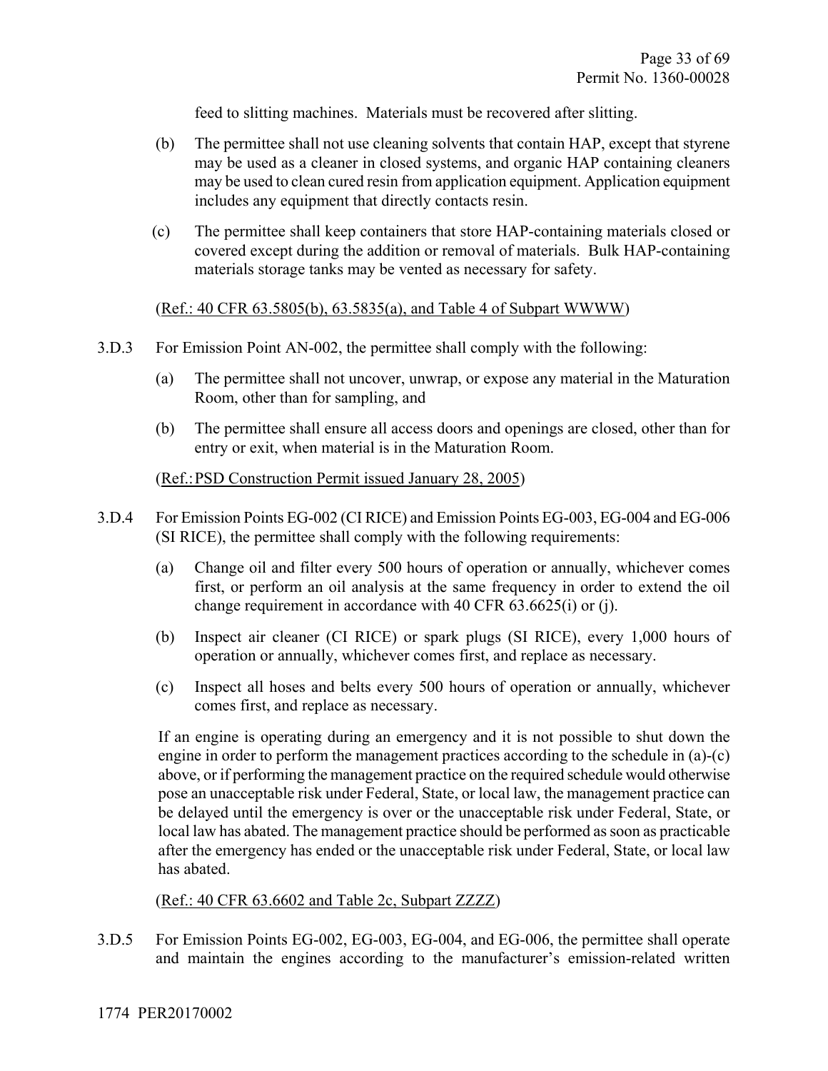feed to slitting machines. Materials must be recovered after slitting.

(b) The permittee shall not use cleaning solvents that contain HAP, except that styrene may be used as a cleaner in closed systems, and organic HAP containing cleaners may be used to clean cured resin from application equipment. Application equipment includes any equipment that directly contacts resin.

(c) The permittee shall keep containers that store HAP-containing materials closed or covered except during the addition or removal of materials. Bulk HAP-containing materials storage tanks may be vented as necessary for safety.

(Ref.: 40 CFR 63.5805(b), 63.5835(a), and Table 4 of Subpart WWWW)

3.D.3 For Emission Point AN-002, the permittee shall comply with the following:

(a) The permittee shall not uncover, unwrap, or expose any material in the Maturation Room, other than for sampling, and

(b) The permittee shall ensure all access doors and openings are closed, other than for entry or exit, when material is in the Maturation Room.

(Ref.: PSD Construction Permit issued January 28, 2005)

3.D.4 For Emission Points EG-002 (CI RICE) and Emission Points EG-003, EG-004 and EG-006 (SI RICE), the permittee shall comply with the following requirements:

(a) Change oil and filter every 500 hours of operation or annually, whichever comes first, or perform an oil analysis at the same frequency in order to extend the oil change requirement in accordance with 40 CFR 63.6625(i) or (j).

(b) Inspect air cleaner (CI RICE) or spark plugs (SI RICE), every 1,000 hours of operation or annually, whichever comes first, and replace as necessary.

(c) Inspect all hoses and belts every 500 hours of operation or annually, whichever comes first, and replace as necessary.

If an engine is operating during an emergency and it is not possible to shut down the engine in order to perform the management practices according to the schedule in (a)-(c) above, or if performing the management practice on the required schedule would otherwise pose an unacceptable risk under Federal, State, or local law, the management practice can be delayed until the emergency is over or the unacceptable risk under Federal, State, or local law has abated. The management practice should be performed as soon as practicable after the emergency has ended or the unacceptable risk under Federal, State, or local law has abated.

(Ref.: 40 CFR 63.6602 and Table 2c, Subpart ZZZZ)

3.D.5 For Emission Points EG-002, EG-003, EG-004, and EG-006, the permittee shall operate and maintain the engines according to the manufacturer's emission-related written

1774 PER20170002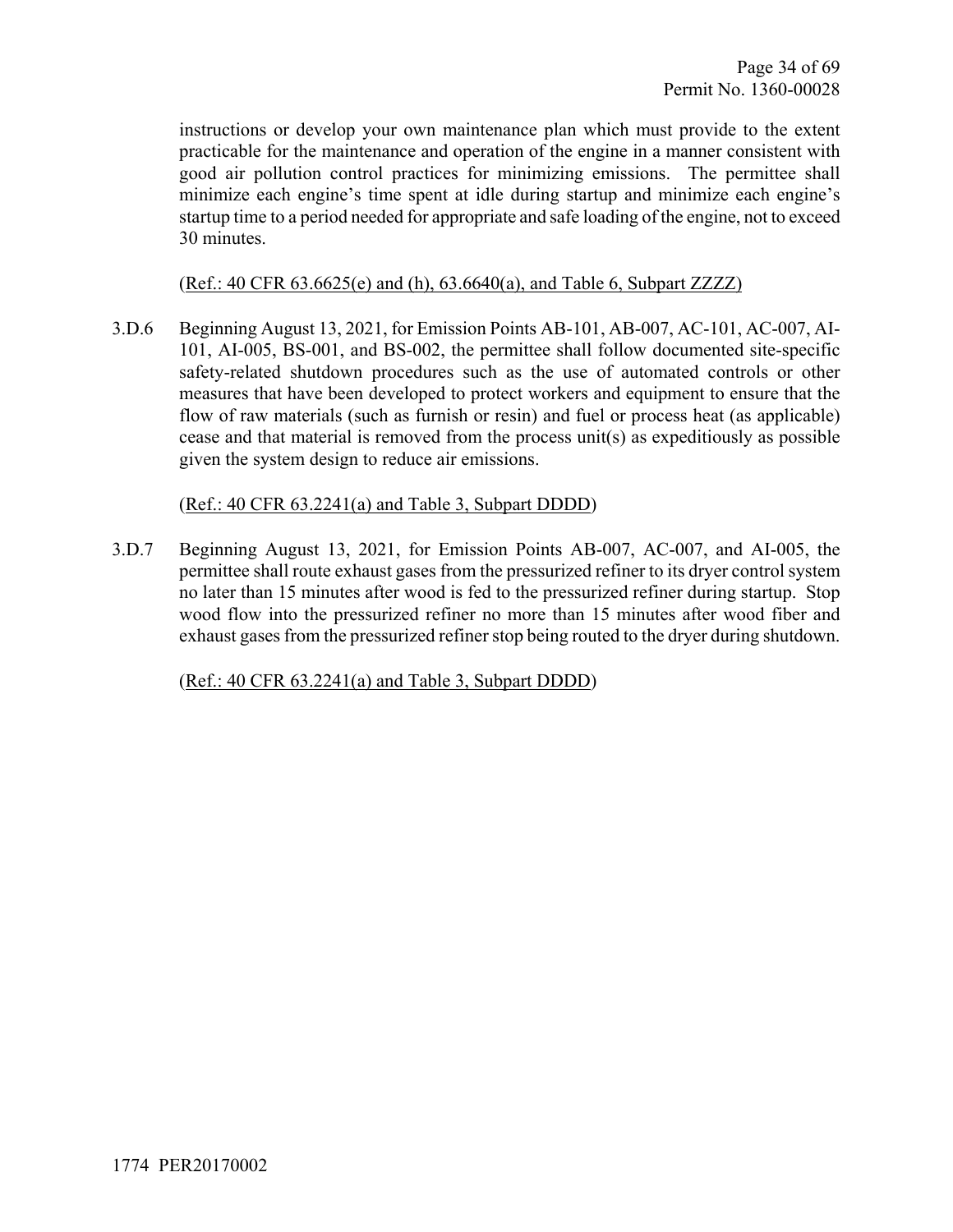instructions or develop your own maintenance plan which must provide to the extent practicable for the maintenance and operation of the engine in a manner consistent with good air pollution control practices for minimizing emissions. The permittee shall minimize each engine's time spent at idle during startup and minimize each engine's startup time to a period needed for appropriate and safe loading of the engine, not to exceed 30 minutes.

(Ref.: 40 CFR 63.6625(e) and (h), 63.6640(a), and Table 6, Subpart ZZZZ)

3.D.6 Beginning August 13, 2021, for Emission Points AB-101, AB-007, AC-101, AC-007, AI-101, AI-005, BS-001, and BS-002, the permittee shall follow documented site-specific safety-related shutdown procedures such as the use of automated controls or other measures that have been developed to protect workers and equipment to ensure that the flow of raw materials (such as furnish or resin) and fuel or process heat (as applicable) cease and that material is removed from the process unit(s) as expeditiously as possible given the system design to reduce air emissions.

(Ref.: 40 CFR 63.2241(a) and Table 3, Subpart DDDD)

3.D.7 Beginning August 13, 2021, for Emission Points AB-007, AC-007, and AI-005, the permittee shall route exhaust gases from the pressurized refiner to its dryer control system no later than 15 minutes after wood is fed to the pressurized refiner during startup. Stop wood flow into the pressurized refiner no more than 15 minutes after wood fiber and exhaust gases from the pressurized refiner stop being routed to the dryer during shutdown.

(Ref.: 40 CFR 63.2241(a) and Table 3, Subpart DDDD)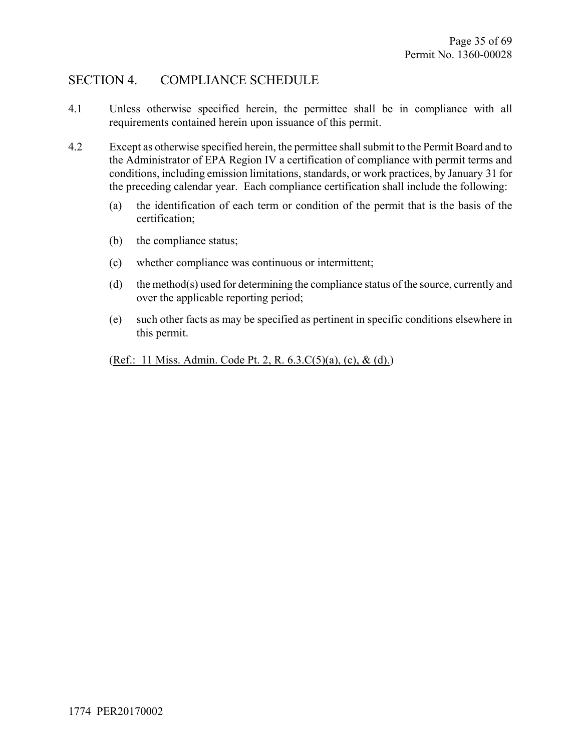## SECTION 4. COMPLIANCE SCHEDULE

4.1 Unless otherwise specified herein, the permittee shall be in compliance with all requirements contained herein upon issuance of this permit.

4.2 Except as otherwise specified herein, the permittee shall submit to the Permit Board and to the Administrator of EPA Region IV a certification of compliance with permit terms and conditions, including emission limitations, standards, or work practices, by January 31 for the preceding calendar year. Each compliance certification shall include the following:

(a) the identification of each term or condition of the permit that is the basis of the certification;

(b) the compliance status;

(c) whether compliance was continuous or intermittent;

(d) the method(s) used for determining the compliance status of the source, currently and over the applicable reporting period;

(e) such other facts as may be specified as pertinent in specific conditions elsewhere in this permit.

(Ref.: 11 Miss. Admin. Code Pt. 2, R. 6.3.C(5)(a), (c), & (d).)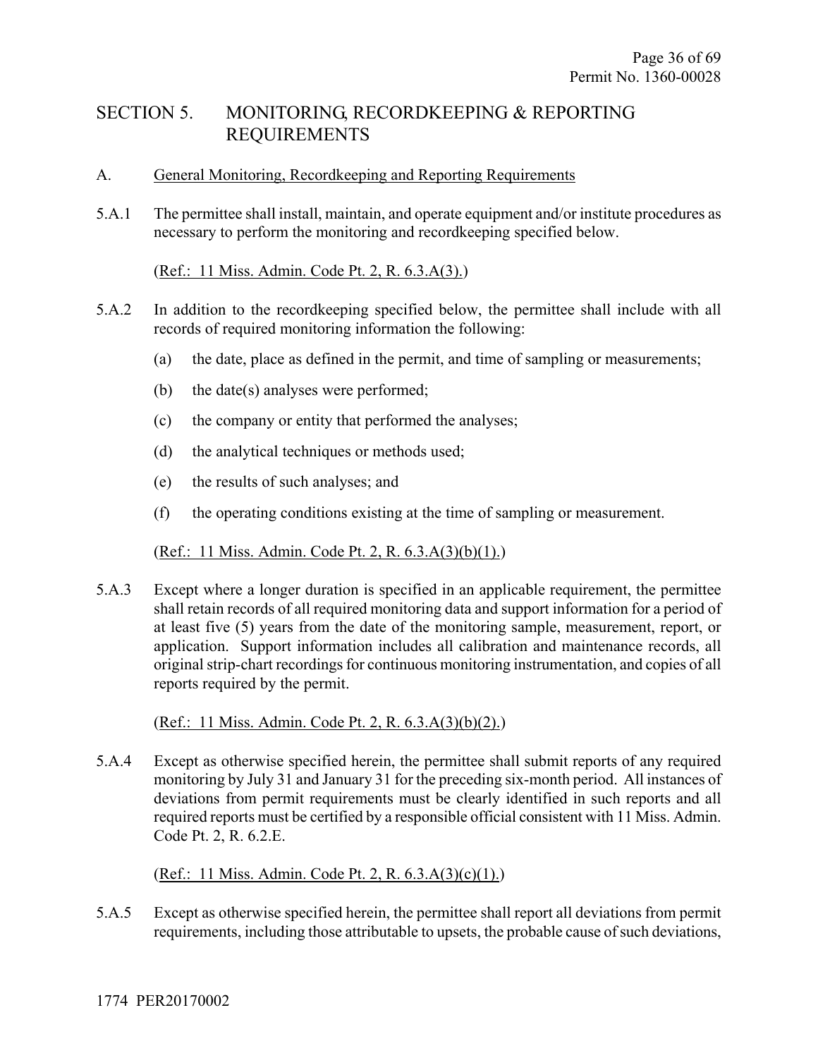# SECTION 5. MONITORING, RECORDKEEPING & REPORTING REQUIREMENTS

## A. General Monitoring, Recordkeeping and Reporting Requirements

5.A.1 The permittee shall install, maintain, and operate equipment and/or institute procedures as necessary to perform the monitoring and recordkeeping specified below.

(Ref.: 11 Miss. Admin. Code Pt. 2, R. 6.3.A(3).)

5.A.2 In addition to the recordkeeping specified below, the permittee shall include with all records of required monitoring information the following:

(a) the date, place as defined in the permit, and time of sampling or measurements;

(b) the date(s) analyses were performed;

(c) the company or entity that performed the analyses;

(d) the analytical techniques or methods used;

(e) the results of such analyses; and

(f) the operating conditions existing at the time of sampling or measurement.

(Ref.: 11 Miss. Admin. Code Pt. 2, R. 6.3.A(3)(b)(1).)

5.A.3 Except where a longer duration is specified in an applicable requirement, the permittee shall retain records of all required monitoring data and support information for a period of at least five (5) years from the date of the monitoring sample, measurement, report, or application. Support information includes all calibration and maintenance records, all original strip-chart recordings for continuous monitoring instrumentation, and copies of all reports required by the permit.

(Ref.: 11 Miss. Admin. Code Pt. 2, R. 6.3.A(3)(b)(2).)

5.A.4 Except as otherwise specified herein, the permittee shall submit reports of any required monitoring by July 31 and January 31 for the preceding six-month period. All instances of deviations from permit requirements must be clearly identified in such reports and all required reports must be certified by a responsible official consistent with 11 Miss. Admin. Code Pt. 2, R. 6.2.E.

(Ref.: 11 Miss. Admin. Code Pt. 2, R. 6.3.A(3)(c)(1).)

5.A.5 Except as otherwise specified herein, the permittee shall report all deviations from permit requirements, including those attributable to upsets, the probable cause of such deviations,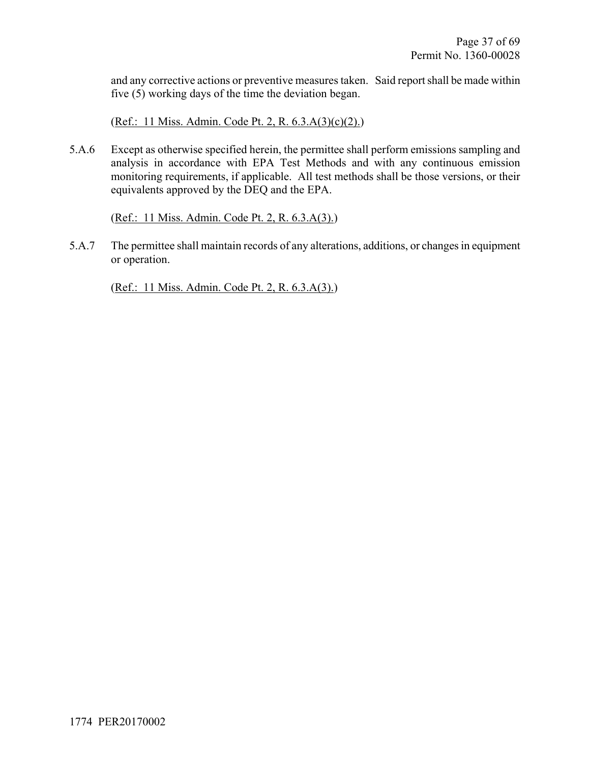and any corrective actions or preventive measures taken. Said report shall be made within five (5) working days of the time the deviation began.

(Ref.: 11 Miss. Admin. Code Pt. 2, R. 6.3.A(3)(c)(2).)

5.A.6 Except as otherwise specified herein, the permittee shall perform emissions sampling and analysis in accordance with EPA Test Methods and with any continuous emission monitoring requirements, if applicable. All test methods shall be those versions, or their equivalents approved by the DEQ and the EPA.

(Ref.: 11 Miss. Admin. Code Pt. 2, R. 6.3.A(3).)

5.A.7 The permittee shall maintain records of any alterations, additions, or changes in equipment or operation.

(Ref.: 11 Miss. Admin. Code Pt. 2, R. 6.3.A(3).)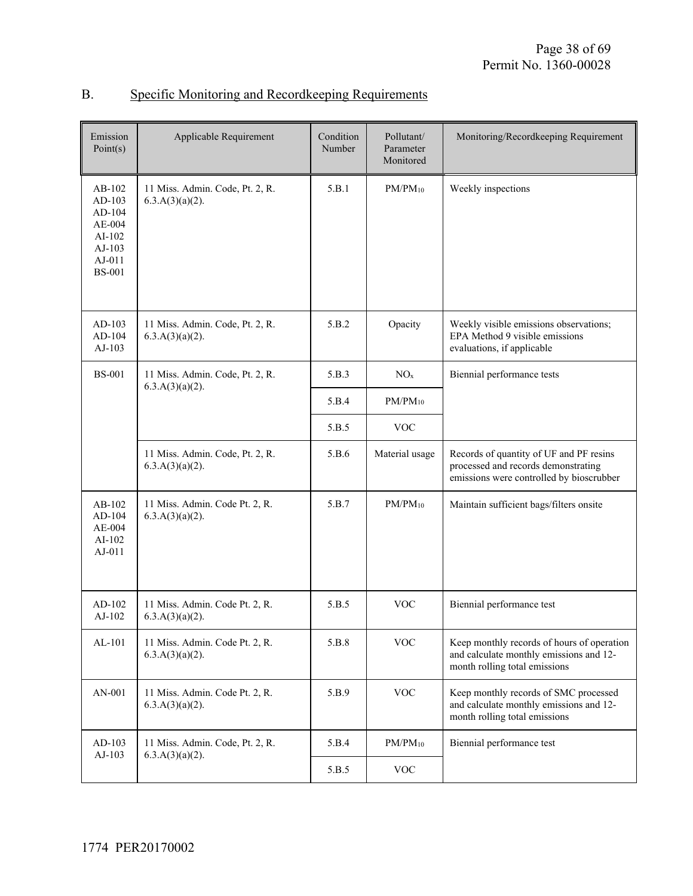## B. Specific Monitoring and Recordkeeping Requirements

| Emission Point(s) | Applicable Requirement | Condition Number | Pollutant/ Parameter Monitored | Monitoring/Recordkeeping Requirement |
|---|---|---|---|---|
| AB-102<br>AD-103<br>AD-104<br>AE-004<br>AI-102<br>AJ-103<br>AJ-011<br>BS-001 | 11 Miss. Admin. Code, Pt. 2, R. 6.3.A(3)(a)(2). | 5.B.1 | $PM/PM_{10}$ | Weekly inspections |
| AD-103<br>AD-104<br>AJ-103 | 11 Miss. Admin. Code, Pt. 2, R. 6.3.A(3)(a)(2). | 5.B.2 | Opacity | Weekly visible emissions observations; EPA Method 9 visible emissions evaluations, if applicable |
| BS-001 | 11 Miss. Admin. Code, Pt. 2, R. 6.3.A(3)(a)(2). | 5.B.3 | $NO_x$ | Biennial performance tests |
| | | 5.B.4 | $PM/PM_{10}$ | |
| | | 5.B.5 | VOC | |
| | 11 Miss. Admin. Code, Pt. 2, R. 6.3.A(3)(a)(2). | 5.B.6 | Material usage | Records of quantity of UF and PF resins processed and records demonstrating emissions were controlled by bioscrubber |
| AB-102<br>AD-104<br>AE-004<br>AI-102<br>AJ-011 | 11 Miss. Admin. Code Pt. 2, R. 6.3.A(3)(a)(2). | 5.B.7 | $PM/PM_{10}$ | Maintain sufficient bags/filters onsite |
| AD-102<br>AJ-102 | 11 Miss. Admin. Code Pt. 2, R. 6.3.A(3)(a)(2). | 5.B.5 | VOC | Biennial performance test |
| AL-101 | 11 Miss. Admin. Code Pt. 2, R. 6.3.A(3)(a)(2). | 5.B.8 | VOC | Keep monthly records of hours of operation and calculate monthly emissions and 12-month rolling total emissions |
| AN-001 | 11 Miss. Admin. Code Pt. 2, R. 6.3.A(3)(a)(2). | 5.B.9 | VOC | Keep monthly records of SMC processed and calculate monthly emissions and 12-month rolling total emissions |
| AD-103<br>AJ-103 | 11 Miss. Admin. Code, Pt. 2, R. 6.3.A(3)(a)(2). | 5.B.4 | $PM/PM_{10}$ | Biennial performance test |
| | | 5.B.5 | VOC | |

1774 PER20170002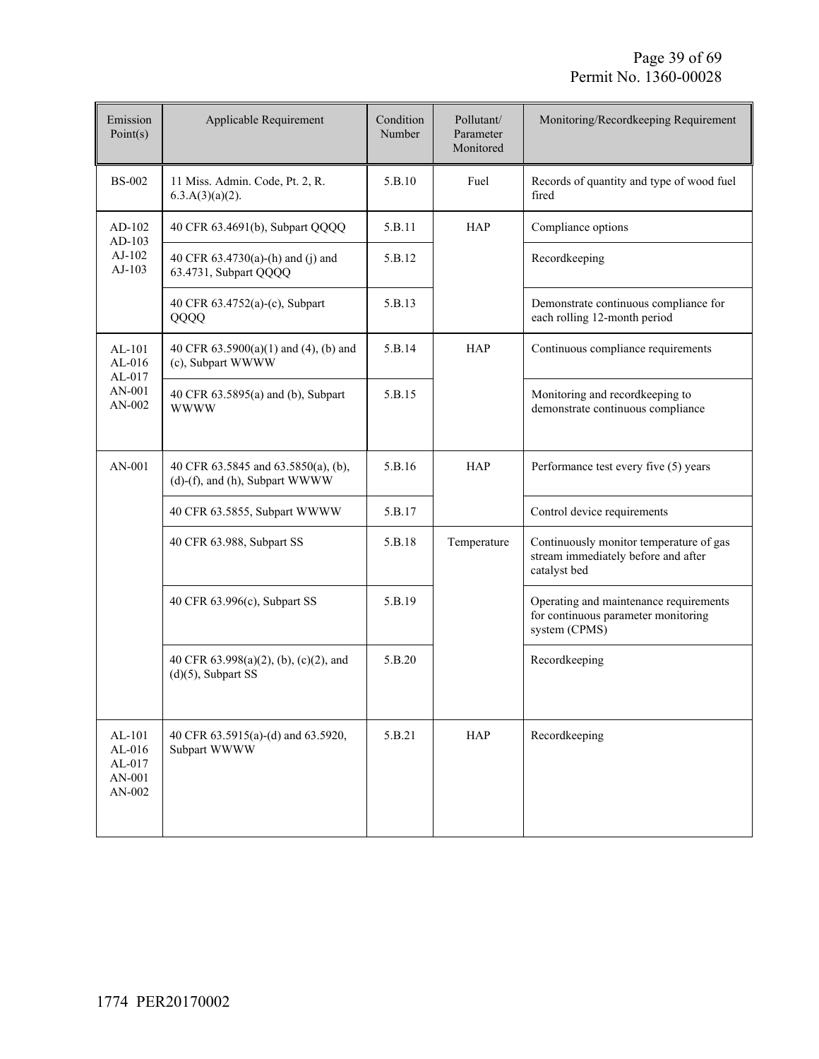| Emission Point(s) | Applicable Requirement | Condition Number | Pollutant/ Parameter Monitored | Monitoring/Recordkeeping Requirement |
|---|---|---|---|---|
| BS-002 | 11 Miss. Admin. Code, Pt. 2, R. 6.3.A(3)(a)(2). | 5.B.10 | Fuel | Records of quantity and type of wood fuel fired |
| AD-102<br>AD-103<br>AJ-102<br>AJ-103 | 40 CFR 63.4691(b), Subpart QQQQ | 5.B.11 | HAP | Compliance options |
| | 40 CFR 63.4730(a)-(h) and (j) and 63.4731, Subpart QQQQ | 5.B.12 | | Recordkeeping |
| | 40 CFR 63.4752(a)-(c), Subpart QQQQ | 5.B.13 | | Demonstrate continuous compliance for each rolling 12-month period |
| AL-101<br>AL-016<br>AL-017<br>AN-001<br>AN-002 | 40 CFR 63.5900(a)(1) and (4), (b) and (c), Subpart WWWW | 5.B.14 | HAP | Continuous compliance requirements |
| | 40 CFR 63.5895(a) and (b), Subpart WWWW | 5.B.15 | | Monitoring and recordkeeping to demonstrate continuous compliance |
| AN-001 | 40 CFR 63.5845 and 63.5850(a), (b), (d)-(f), and (h), Subpart WWWW | 5.B.16 | HAP | Performance test every five (5) years |
| | 40 CFR 63.5855, Subpart WWWW | 5.B.17 | | Control device requirements |
| | 40 CFR 63.988, Subpart SS | 5.B.18 | Temperature | Continuously monitor temperature of gas stream immediately before and after catalyst bed |
| | 40 CFR 63.996(c), Subpart SS | 5.B.19 | | Operating and maintenance requirements for continuous parameter monitoring system (CPMS) |
| | 40 CFR 63.998(a)(2), (b), (c)(2), and (d)(5), Subpart SS | 5.B.20 | | Recordkeeping |
| AL-101<br>AL-016<br>AL-017<br>AN-001<br>AN-002 | 40 CFR 63.5915(a)-(d) and 63.5920, Subpart WWWW | 5.B.21 | HAP | Recordkeeping |

1774 PER20170002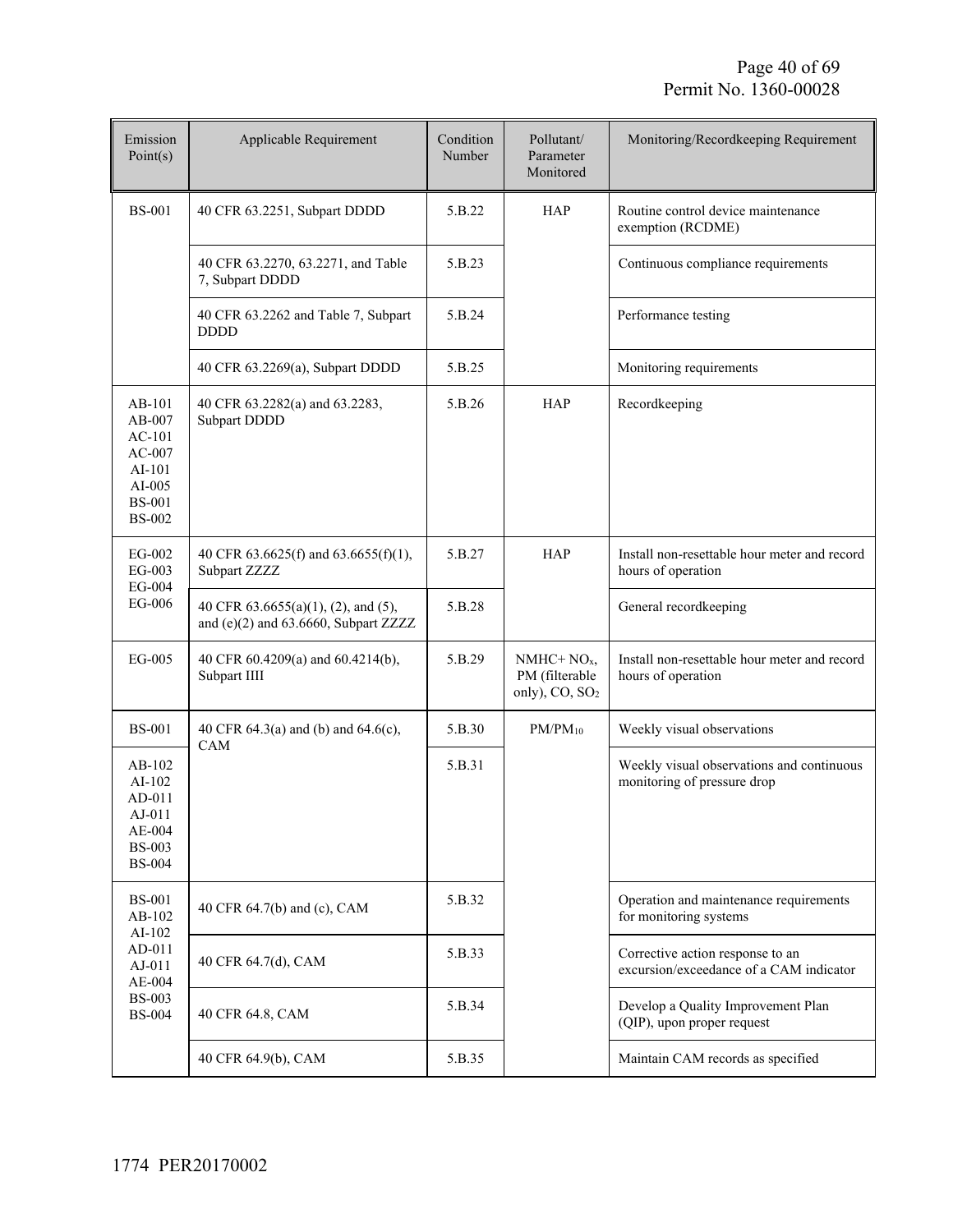| Emission Point(s) | Applicable Requirement | Condition Number | Pollutant/ Parameter Monitored | Monitoring/Recordkeeping Requirement |
|---|---|---|---|---|
| BS-001 | 40 CFR 63.2251, Subpart DDDD | 5.B.22 | HAP | Routine control device maintenance exemption (RCDME) |
| | 40 CFR 63.2270, 63.2271, and Table 7, Subpart DDDD | 5.B.23 | | Continuous compliance requirements |
| | 40 CFR 63.2262 and Table 7, Subpart DDDD | 5.B.24 | | Performance testing |
| | 40 CFR 63.2269(a), Subpart DDDD | 5.B.25 | | Monitoring requirements |
| AB-101 AB-007 AC-101 AC-007 AI-101 AI-005 BS-001 BS-002 | 40 CFR 63.2282(a) and 63.2283, Subpart DDDD | 5.B.26 | HAP | Recordkeeping |
| EG-002 EG-003 EG-004 EG-006 | 40 CFR 63.6625(f) and 63.6655(f)(1), Subpart ZZZZ | 5.B.27 | HAP | Install non-resettable hour meter and record hours of operation |
| | 40 CFR 63.6655(a)(1), (2), and (5), and (e)(2) and 63.6660, Subpart ZZZZ | 5.B.28 | | General recordkeeping |
| EG-005 | 40 CFR 60.4209(a) and 60.4214(b), Subpart IIII | 5.B.29 | NMHC+ $NO_x$, PM (filterable only), CO, $SO_2$ | Install non-resettable hour meter and record hours of operation |
| BS-001 | 40 CFR 64.3(a) and (b) and 64.6(c), CAM | 5.B.30 | $PM/PM_{10}$ | Weekly visual observations |
| AB-102 AI-102 AD-011 AJ-011 AE-004 BS-003 BS-004 | | 5.B.31 | | Weekly visual observations and continuous monitoring of pressure drop |
| BS-001 AB-102 AI-102 AD-011 AJ-011 AE-004 BS-003 BS-004 | 40 CFR 64.7(b) and (c), CAM | 5.B.32 | | Operation and maintenance requirements for monitoring systems |
| | 40 CFR 64.7(d), CAM | 5.B.33 | | Corrective action response to an excursion/exceedance of a CAM indicator |
| | 40 CFR 64.8, CAM | 5.B.34 | | Develop a Quality Improvement Plan (QIP), upon proper request |
| | 40 CFR 64.9(b), CAM | 5.B.35 | | Maintain CAM records as specified |

1774 PER20170002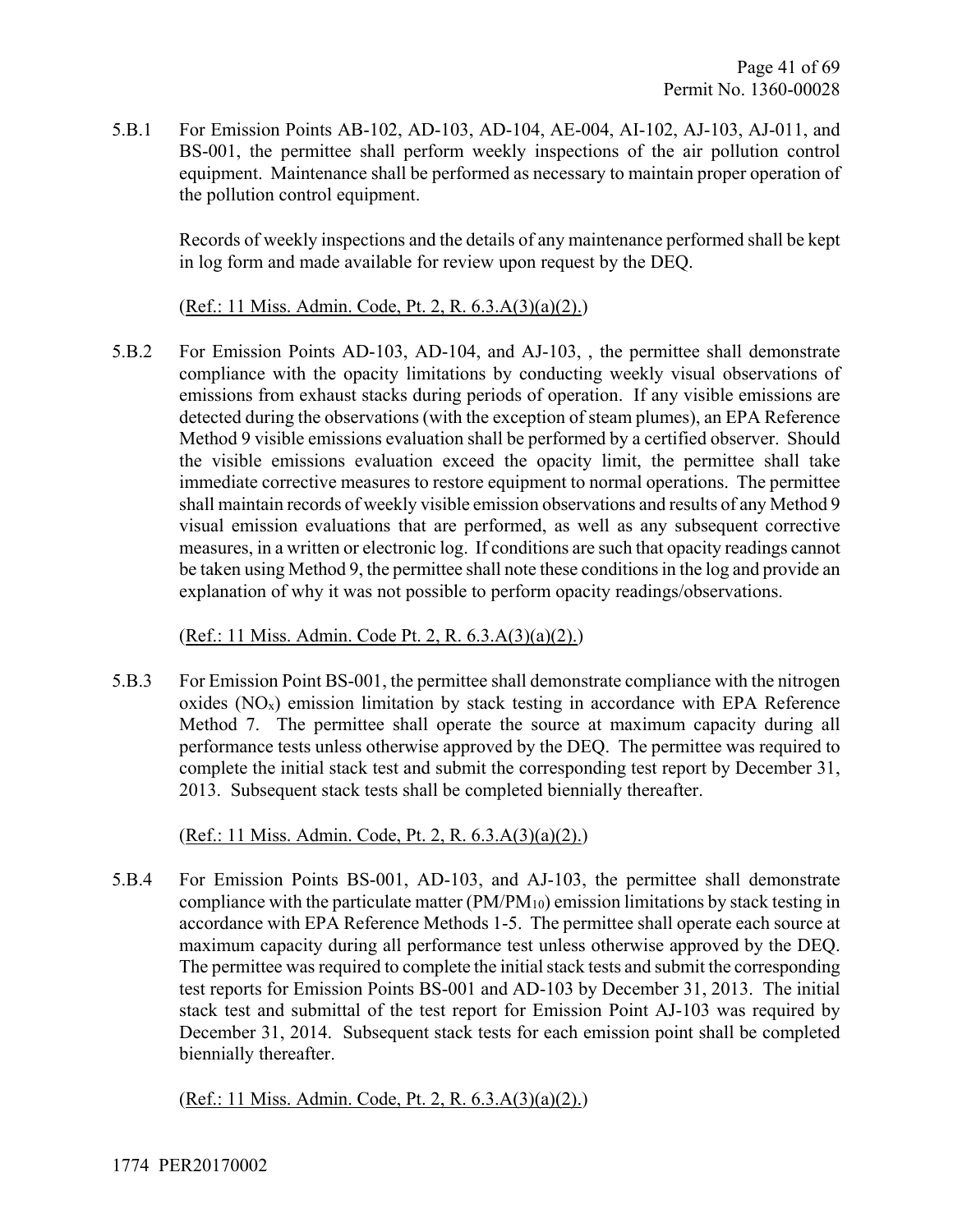5.B.1 For Emission Points AB-102, AD-103, AD-104, AE-004, AI-102, AJ-103, AJ-011, and BS-001, the permittee shall perform weekly inspections of the air pollution control equipment. Maintenance shall be performed as necessary to maintain proper operation of the pollution control equipment.

Records of weekly inspections and the details of any maintenance performed shall be kept in log form and made available for review upon request by the DEQ.

(Ref.: 11 Miss. Admin. Code, Pt. 2, R. 6.3.A(3)(a)(2).)

5.B.2 For Emission Points AD-103, AD-104, and AJ-103, , the permittee shall demonstrate compliance with the opacity limitations by conducting weekly visual observations of emissions from exhaust stacks during periods of operation. If any visible emissions are detected during the observations (with the exception of steam plumes), an EPA Reference Method 9 visible emissions evaluation shall be performed by a certified observer. Should the visible emissions evaluation exceed the opacity limit, the permittee shall take immediate corrective measures to restore equipment to normal operations. The permittee shall maintain records of weekly visible emission observations and results of any Method 9 visual emission evaluations that are performed, as well as any subsequent corrective measures, in a written or electronic log. If conditions are such that opacity readings cannot be taken using Method 9, the permittee shall note these conditions in the log and provide an explanation of why it was not possible to perform opacity readings/observations.

(Ref.: 11 Miss. Admin. Code Pt. 2, R. 6.3.A(3)(a)(2).)

5.B.3 For Emission Point BS-001, the permittee shall demonstrate compliance with the nitrogen oxides ($NO_x$) emission limitation by stack testing in accordance with EPA Reference Method 7. The permittee shall operate the source at maximum capacity during all performance tests unless otherwise approved by the DEQ. The permittee was required to complete the initial stack test and submit the corresponding test report by December 31, 2013. Subsequent stack tests shall be completed biennially thereafter.

(Ref.: 11 Miss. Admin. Code, Pt. 2, R. 6.3.A(3)(a)(2).)

5.B.4 For Emission Points BS-001, AD-103, and AJ-103, the permittee shall demonstrate compliance with the particulate matter ($PM/PM_{10}$) emission limitations by stack testing in accordance with EPA Reference Methods 1-5. The permittee shall operate each source at maximum capacity during all performance test unless otherwise approved by the DEQ. The permittee was required to complete the initial stack tests and submit the corresponding test reports for Emission Points BS-001 and AD-103 by December 31, 2013. The initial stack test and submittal of the test report for Emission Point AJ-103 was required by December 31, 2014. Subsequent stack tests for each emission point shall be completed biennially thereafter.

(Ref.: 11 Miss. Admin. Code, Pt. 2, R. 6.3.A(3)(a)(2).)

1774 PER20170002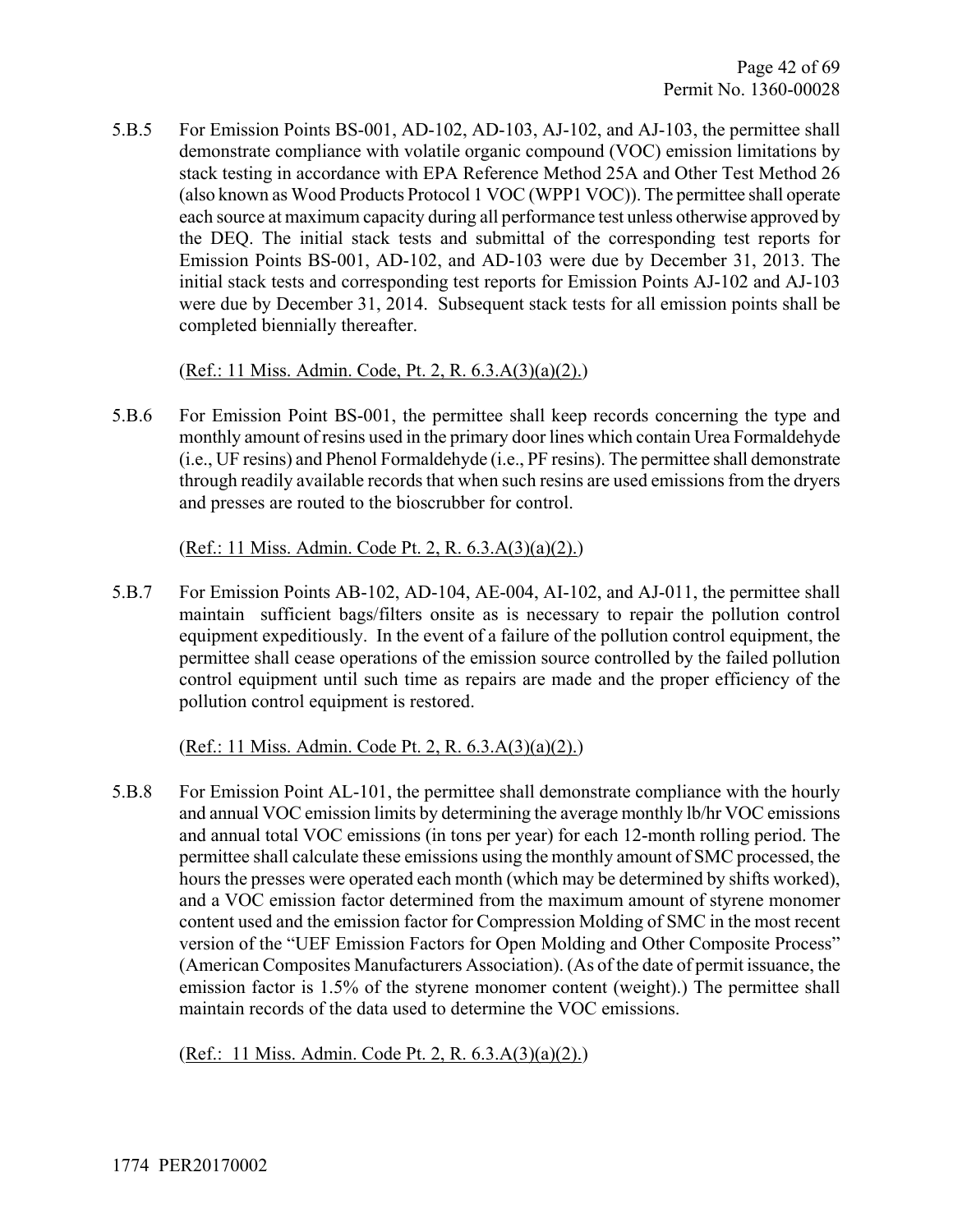5.B.5 For Emission Points BS-001, AD-102, AD-103, AJ-102, and AJ-103, the permittee shall demonstrate compliance with volatile organic compound (VOC) emission limitations by stack testing in accordance with EPA Reference Method 25A and Other Test Method 26 (also known as Wood Products Protocol 1 VOC (WPP1 VOC)). The permittee shall operate each source at maximum capacity during all performance test unless otherwise approved by the DEQ. The initial stack tests and submittal of the corresponding test reports for Emission Points BS-001, AD-102, and AD-103 were due by December 31, 2013. The initial stack tests and corresponding test reports for Emission Points AJ-102 and AJ-103 were due by December 31, 2014. Subsequent stack tests for all emission points shall be completed biennially thereafter.

(Ref.: 11 Miss. Admin. Code, Pt. 2, R. 6.3.A(3)(a)(2).)

5.B.6 For Emission Point BS-001, the permittee shall keep records concerning the type and monthly amount of resins used in the primary door lines which contain Urea Formaldehyde (i.e., UF resins) and Phenol Formaldehyde (i.e., PF resins). The permittee shall demonstrate through readily available records that when such resins are used emissions from the dryers and presses are routed to the bioscrubber for control.

(Ref.: 11 Miss. Admin. Code Pt. 2, R. 6.3.A(3)(a)(2).)

5.B.7 For Emission Points AB-102, AD-104, AE-004, AI-102, and AJ-011, the permittee shall maintain sufficient bags/filters onsite as is necessary to repair the pollution control equipment expeditiously. In the event of a failure of the pollution control equipment, the permittee shall cease operations of the emission source controlled by the failed pollution control equipment until such time as repairs are made and the proper efficiency of the pollution control equipment is restored.

(Ref.: 11 Miss. Admin. Code Pt. 2, R. 6.3.A(3)(a)(2).)

5.B.8 For Emission Point AL-101, the permittee shall demonstrate compliance with the hourly and annual VOC emission limits by determining the average monthly lb/hr VOC emissions and annual total VOC emissions (in tons per year) for each 12-month rolling period. The permittee shall calculate these emissions using the monthly amount of SMC processed, the hours the presses were operated each month (which may be determined by shifts worked), and a VOC emission factor determined from the maximum amount of styrene monomer content used and the emission factor for Compression Molding of SMC in the most recent version of the "UEF Emission Factors for Open Molding and Other Composite Process" (American Composites Manufacturers Association). (As of the date of permit issuance, the emission factor is 1.5% of the styrene monomer content (weight).) The permittee shall maintain records of the data used to determine the VOC emissions.

(Ref.: 11 Miss. Admin. Code Pt. 2, R. 6.3.A(3)(a)(2).)

1774 PER20170002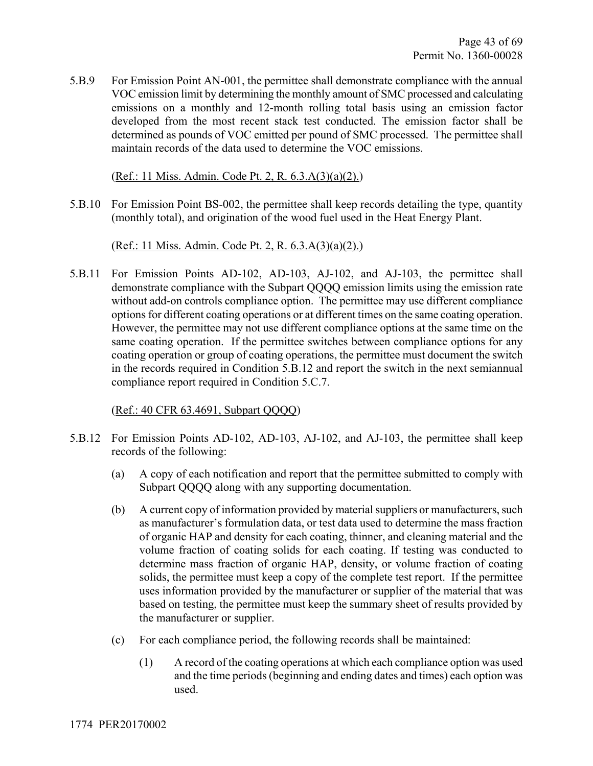5.B.9 For Emission Point AN-001, the permittee shall demonstrate compliance with the annual VOC emission limit by determining the monthly amount of SMC processed and calculating emissions on a monthly and 12-month rolling total basis using an emission factor developed from the most recent stack test conducted. The emission factor shall be determined as pounds of VOC emitted per pound of SMC processed. The permittee shall maintain records of the data used to determine the VOC emissions.

(Ref.: 11 Miss. Admin. Code Pt. 2, R. 6.3.A(3)(a)(2).)

5.B.10 For Emission Point BS-002, the permittee shall keep records detailing the type, quantity (monthly total), and origination of the wood fuel used in the Heat Energy Plant.

(Ref.: 11 Miss. Admin. Code Pt. 2, R. 6.3.A(3)(a)(2).)

5.B.11 For Emission Points AD-102, AD-103, AJ-102, and AJ-103, the permittee shall demonstrate compliance with the Subpart QQQQ emission limits using the emission rate without add-on controls compliance option. The permittee may use different compliance options for different coating operations or at different times on the same coating operation. However, the permittee may not use different compliance options at the same time on the same coating operation. If the permittee switches between compliance options for any coating operation or group of coating operations, the permittee must document the switch in the records required in Condition 5.B.12 and report the switch in the next semiannual compliance report required in Condition 5.C.7.

(Ref.: 40 CFR 63.4691, Subpart QQQQ)

5.B.12 For Emission Points AD-102, AD-103, AJ-102, and AJ-103, the permittee shall keep records of the following:

(a) A copy of each notification and report that the permittee submitted to comply with Subpart QQQQ along with any supporting documentation.

(b) A current copy of information provided by material suppliers or manufacturers, such as manufacturer's formulation data, or test data used to determine the mass fraction of organic HAP and density for each coating, thinner, and cleaning material and the volume fraction of coating solids for each coating. If testing was conducted to determine mass fraction of organic HAP, density, or volume fraction of coating solids, the permittee must keep a copy of the complete test report. If the permittee uses information provided by the manufacturer or supplier of the material that was based on testing, the permittee must keep the summary sheet of results provided by the manufacturer or supplier.

(c) For each compliance period, the following records shall be maintained:

(1) A record of the coating operations at which each compliance option was used and the time periods (beginning and ending dates and times) each option was used.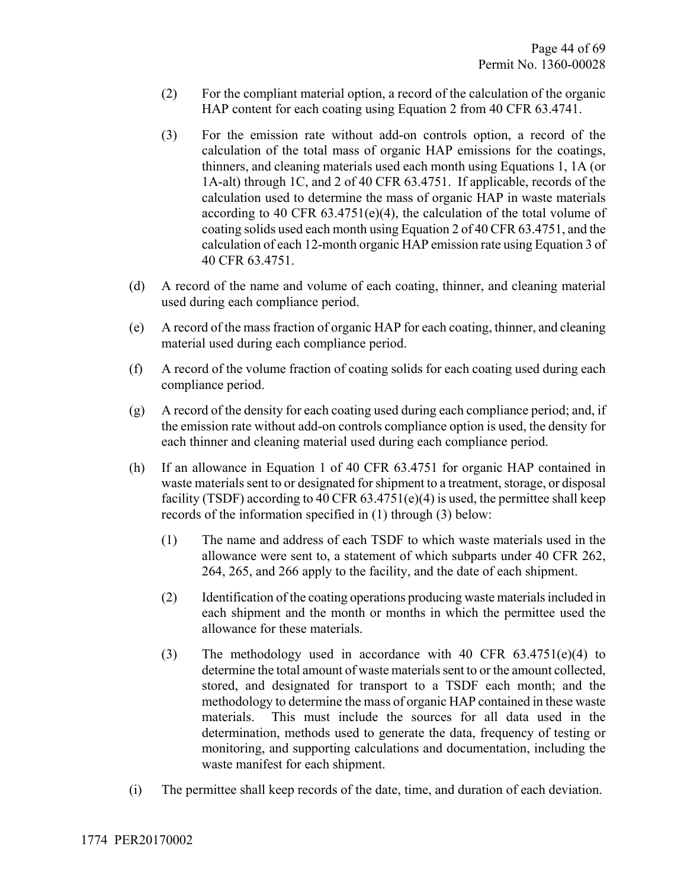(2) For the compliant material option, a record of the calculation of the organic HAP content for each coating using Equation 2 from 40 CFR 63.4741.

(3) For the emission rate without add-on controls option, a record of the calculation of the total mass of organic HAP emissions for the coatings, thinners, and cleaning materials used each month using Equations 1, 1A (or 1A-alt) through 1C, and 2 of 40 CFR 63.4751. If applicable, records of the calculation used to determine the mass of organic HAP in waste materials according to 40 CFR 63.4751(e)(4), the calculation of the total volume of coating solids used each month using Equation 2 of 40 CFR 63.4751, and the calculation of each 12-month organic HAP emission rate using Equation 3 of 40 CFR 63.4751.

(d) A record of the name and volume of each coating, thinner, and cleaning material used during each compliance period.

(e) A record of the mass fraction of organic HAP for each coating, thinner, and cleaning material used during each compliance period.

(f) A record of the volume fraction of coating solids for each coating used during each compliance period.

(g) A record of the density for each coating used during each compliance period; and, if the emission rate without add-on controls compliance option is used, the density for each thinner and cleaning material used during each compliance period.

(h) If an allowance in Equation 1 of 40 CFR 63.4751 for organic HAP contained in waste materials sent to or designated for shipment to a treatment, storage, or disposal facility (TSDF) according to 40 CFR 63.4751(e)(4) is used, the permittee shall keep records of the information specified in (1) through (3) below:

(1) The name and address of each TSDF to which waste materials used in the allowance were sent to, a statement of which subparts under 40 CFR 262, 264, 265, and 266 apply to the facility, and the date of each shipment.

(2) Identification of the coating operations producing waste materials included in each shipment and the month or months in which the permittee used the allowance for these materials.

(3) The methodology used in accordance with 40 CFR 63.4751(e)(4) to determine the total amount of waste materials sent to or the amount collected, stored, and designated for transport to a TSDF each month; and the methodology to determine the mass of organic HAP contained in these waste materials. This must include the sources for all data used in the determination, methods used to generate the data, frequency of testing or monitoring, and supporting calculations and documentation, including the waste manifest for each shipment.

(i) The permittee shall keep records of the date, time, and duration of each deviation.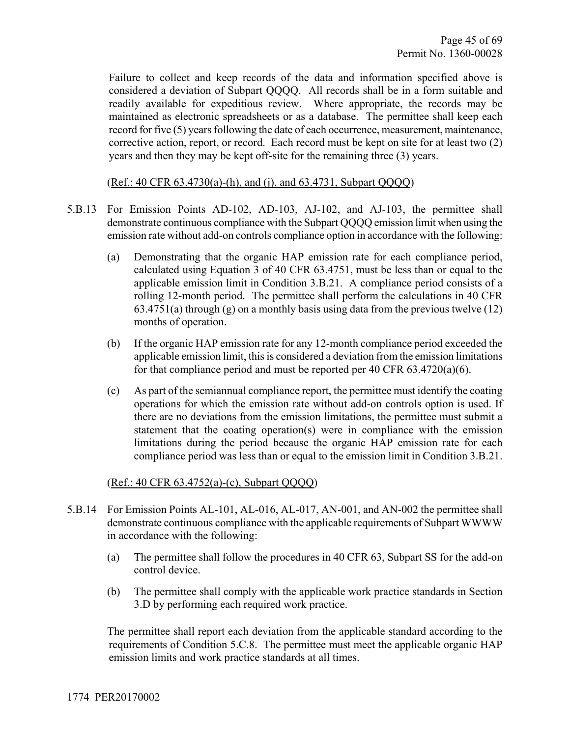Failure to collect and keep records of the data and information specified above is considered a deviation of Subpart QQQQ. All records shall be in a form suitable and readily available for expeditious review. Where appropriate, the records may be maintained as electronic spreadsheets or as a database. The permittee shall keep each record for five (5) years following the date of each occurrence, measurement, maintenance, corrective action, report, or record. Each record must be kept on site for at least two (2) years and then they may be kept off-site for the remaining three (3) years.

(Ref.: 40 CFR 63.4730(a)-(h), and (j), and 63.4731, Subpart QQQQ)

5.B.13 For Emission Points AD-102, AD-103, AJ-102, and AJ-103, the permittee shall demonstrate continuous compliance with the Subpart QQQQ emission limit when using the emission rate without add-on controls compliance option in accordance with the following:

(a) Demonstrating that the organic HAP emission rate for each compliance period, calculated using Equation 3 of 40 CFR 63.4751, must be less than or equal to the applicable emission limit in Condition 3.B.21. A compliance period consists of a rolling 12-month period. The permittee shall perform the calculations in 40 CFR 63.4751(a) through (g) on a monthly basis using data from the previous twelve (12) months of operation.

(b) If the organic HAP emission rate for any 12-month compliance period exceeded the applicable emission limit, this is considered a deviation from the emission limitations for that compliance period and must be reported per 40 CFR 63.4720(a)(6).

(c) As part of the semiannual compliance report, the permittee must identify the coating operations for which the emission rate without add-on controls option is used. If there are no deviations from the emission limitations, the permittee must submit a statement that the coating operation(s) were in compliance with the emission limitations during the period because the organic HAP emission rate for each compliance period was less than or equal to the emission limit in Condition 3.B.21.

(Ref.: 40 CFR 63.4752(a)-(c), Subpart QQQQ)

5.B.14 For Emission Points AL-101, AL-016, AL-017, AN-001, and AN-002 the permittee shall demonstrate continuous compliance with the applicable requirements of Subpart WWWW in accordance with the following:

(a) The permittee shall follow the procedures in 40 CFR 63, Subpart SS for the add-on control device.

(b) The permittee shall comply with the applicable work practice standards in Section 3.D by performing each required work practice.

The permittee shall report each deviation from the applicable standard according to the requirements of Condition 5.C.8. The permittee must meet the applicable organic HAP emission limits and work practice standards at all times.

1774 PER20170002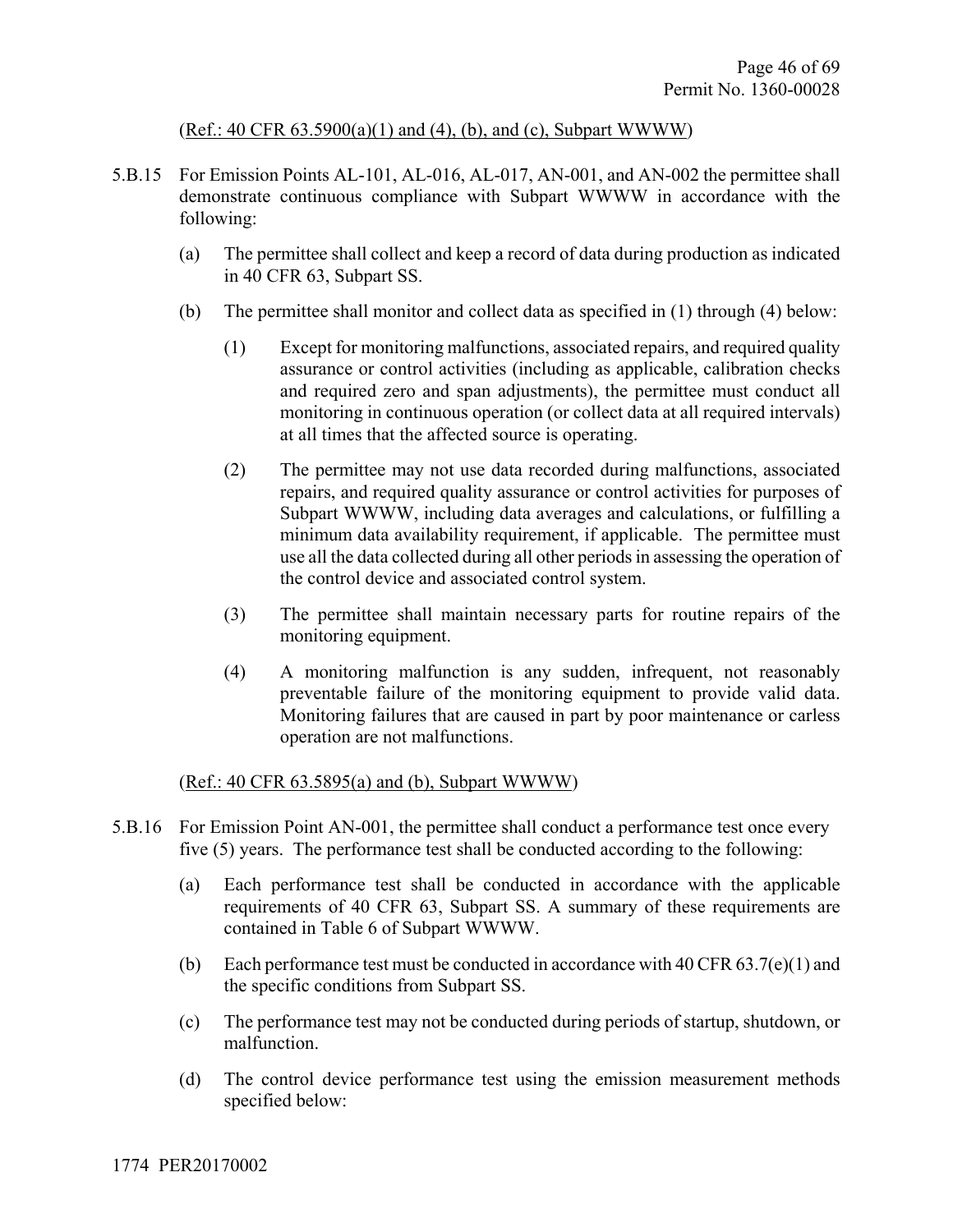(Ref.: 40 CFR 63.5900(a)(1) and (4), (b), and (c), Subpart WWWW)

5.B.15 For Emission Points AL-101, AL-016, AL-017, AN-001, and AN-002 the permittee shall demonstrate continuous compliance with Subpart WWWW in accordance with the following:

(a) The permittee shall collect and keep a record of data during production as indicated in 40 CFR 63, Subpart SS.

(b) The permittee shall monitor and collect data as specified in (1) through (4) below:

(1) Except for monitoring malfunctions, associated repairs, and required quality assurance or control activities (including as applicable, calibration checks and required zero and span adjustments), the permittee must conduct all monitoring in continuous operation (or collect data at all required intervals) at all times that the affected source is operating.

(2) The permittee may not use data recorded during malfunctions, associated repairs, and required quality assurance or control activities for purposes of Subpart WWWW, including data averages and calculations, or fulfilling a minimum data availability requirement, if applicable. The permittee must use all the data collected during all other periods in assessing the operation of the control device and associated control system.

(3) The permittee shall maintain necessary parts for routine repairs of the monitoring equipment.

(4) A monitoring malfunction is any sudden, infrequent, not reasonably preventable failure of the monitoring equipment to provide valid data. Monitoring failures that are caused in part by poor maintenance or carless operation are not malfunctions.

(Ref.: 40 CFR 63.5895(a) and (b), Subpart WWWW)

5.B.16 For Emission Point AN-001, the permittee shall conduct a performance test once every five (5) years. The performance test shall be conducted according to the following:

(a) Each performance test shall be conducted in accordance with the applicable requirements of 40 CFR 63, Subpart SS. A summary of these requirements are contained in Table 6 of Subpart WWWW.

(b) Each performance test must be conducted in accordance with 40 CFR 63.7(e)(1) and the specific conditions from Subpart SS.

(c) The performance test may not be conducted during periods of startup, shutdown, or malfunction.

(d) The control device performance test using the emission measurement methods specified below: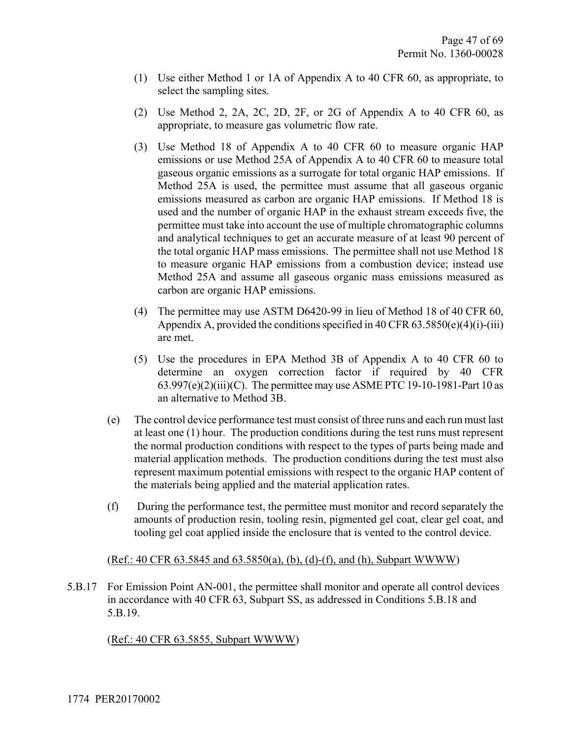(1) Use either Method 1 or 1A of Appendix A to 40 CFR 60, as appropriate, to select the sampling sites.

(2) Use Method 2, 2A, 2C, 2D, 2F, or 2G of Appendix A to 40 CFR 60, as appropriate, to measure gas volumetric flow rate.

(3) Use Method 18 of Appendix A to 40 CFR 60 to measure organic HAP emissions or use Method 25A of Appendix A to 40 CFR 60 to measure total gaseous organic emissions as a surrogate for total organic HAP emissions. If Method 25A is used, the permittee must assume that all gaseous organic emissions measured as carbon are organic HAP emissions. If Method 18 is used and the number of organic HAP in the exhaust stream exceeds five, the permittee must take into account the use of multiple chromatographic columns and analytical techniques to get an accurate measure of at least 90 percent of the total organic HAP mass emissions. The permittee shall not use Method 18 to measure organic HAP emissions from a combustion device; instead use Method 25A and assume all gaseous organic mass emissions measured as carbon are organic HAP emissions.

(4) The permittee may use ASTM D6420-99 in lieu of Method 18 of 40 CFR 60, Appendix A, provided the conditions specified in 40 CFR 63.5850(e)(4)(i)-(iii) are met.

(5) Use the procedures in EPA Method 3B of Appendix A to 40 CFR 60 to determine an oxygen correction factor if required by 40 CFR 63.997(e)(2)(iii)(C). The permittee may use ASME PTC 19-10-1981-Part 10 as an alternative to Method 3B.

(e) The control device performance test must consist of three runs and each run must last at least one (1) hour. The production conditions during the test runs must represent the normal production conditions with respect to the types of parts being made and material application methods. The production conditions during the test must also represent maximum potential emissions with respect to the organic HAP content of the materials being applied and the material application rates.

(f) During the performance test, the permittee must monitor and record separately the amounts of production resin, tooling resin, pigmented gel coat, clear gel coat, and tooling gel coat applied inside the enclosure that is vented to the control device.

(Ref.: 40 CFR 63.5845 and 63.5850(a), (b), (d)-(f), and (h), Subpart WWWW)

5.B.17 For Emission Point AN-001, the permittee shall monitor and operate all control devices in accordance with 40 CFR 63, Subpart SS, as addressed in Conditions 5.B.18 and 5.B.19.

(Ref.: 40 CFR 63.5855, Subpart WWWW)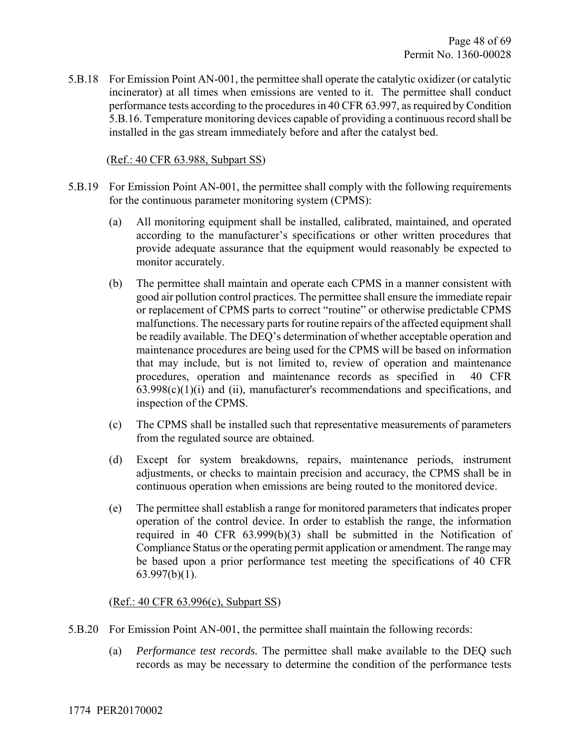5.B.18 For Emission Point AN-001, the permittee shall operate the catalytic oxidizer (or catalytic incinerator) at all times when emissions are vented to it. The permittee shall conduct performance tests according to the procedures in 40 CFR 63.997, as required by Condition 5.B.16. Temperature monitoring devices capable of providing a continuous record shall be installed in the gas stream immediately before and after the catalyst bed.

(Ref.: 40 CFR 63.988, Subpart SS)

5.B.19 For Emission Point AN-001, the permittee shall comply with the following requirements for the continuous parameter monitoring system (CPMS):

(a) All monitoring equipment shall be installed, calibrated, maintained, and operated according to the manufacturer's specifications or other written procedures that provide adequate assurance that the equipment would reasonably be expected to monitor accurately.

(b) The permittee shall maintain and operate each CPMS in a manner consistent with good air pollution control practices. The permittee shall ensure the immediate repair or replacement of CPMS parts to correct "routine" or otherwise predictable CPMS malfunctions. The necessary parts for routine repairs of the affected equipment shall be readily available. The DEQ's determination of whether acceptable operation and maintenance procedures are being used for the CPMS will be based on information that may include, but is not limited to, review of operation and maintenance procedures, operation and maintenance records as specified in 40 CFR 63.998(c)(1)(i) and (ii), manufacturer's recommendations and specifications, and inspection of the CPMS.

(c) The CPMS shall be installed such that representative measurements of parameters from the regulated source are obtained.

(d) Except for system breakdowns, repairs, maintenance periods, instrument adjustments, or checks to maintain precision and accuracy, the CPMS shall be in continuous operation when emissions are being routed to the monitored device.

(e) The permittee shall establish a range for monitored parameters that indicates proper operation of the control device. In order to establish the range, the information required in 40 CFR 63.999(b)(3) shall be submitted in the Notification of Compliance Status or the operating permit application or amendment. The range may be based upon a prior performance test meeting the specifications of 40 CFR 63.997(b)(1).

(Ref.: 40 CFR 63.996(c), Subpart SS)

5.B.20 For Emission Point AN-001, the permittee shall maintain the following records:

(a) *Performance test records.* The permittee shall make available to the DEQ such records as may be necessary to determine the condition of the performance tests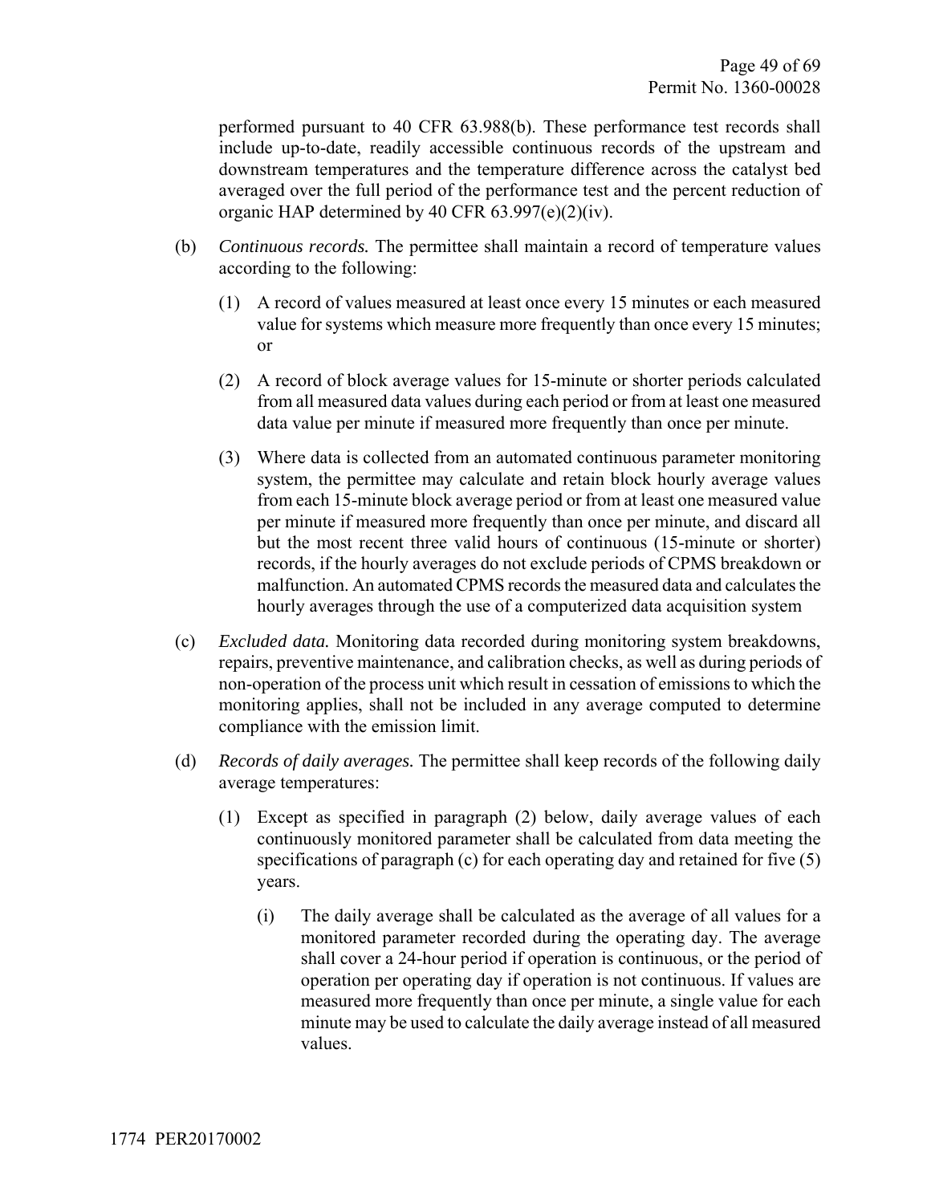performed pursuant to 40 CFR 63.988(b). These performance test records shall include up-to-date, readily accessible continuous records of the upstream and downstream temperatures and the temperature difference across the catalyst bed averaged over the full period of the performance test and the percent reduction of organic HAP determined by 40 CFR 63.997(e)(2)(iv).

(b) *Continuous records.* The permittee shall maintain a record of temperature values according to the following:

  (1) A record of values measured at least once every 15 minutes or each measured value for systems which measure more frequently than once every 15 minutes; or

  (2) A record of block average values for 15-minute or shorter periods calculated from all measured data values during each period or from at least one measured data value per minute if measured more frequently than once per minute.

  (3) Where data is collected from an automated continuous parameter monitoring system, the permittee may calculate and retain block hourly average values from each 15-minute block average period or from at least one measured value per minute if measured more frequently than once per minute, and discard all but the most recent three valid hours of continuous (15-minute or shorter) records, if the hourly averages do not exclude periods of CPMS breakdown or malfunction. An automated CPMS records the measured data and calculates the hourly averages through the use of a computerized data acquisition system

(c) *Excluded data.* Monitoring data recorded during monitoring system breakdowns, repairs, preventive maintenance, and calibration checks, as well as during periods of non-operation of the process unit which result in cessation of emissions to which the monitoring applies, shall not be included in any average computed to determine compliance with the emission limit.

(d) *Records of daily averages.* The permittee shall keep records of the following daily average temperatures:

  (1) Except as specified in paragraph (2) below, daily average values of each continuously monitored parameter shall be calculated from data meeting the specifications of paragraph (c) for each operating day and retained for five (5) years.

    (i) The daily average shall be calculated as the average of all values for a monitored parameter recorded during the operating day. The average shall cover a 24-hour period if operation is continuous, or the period of operation per operating day if operation is not continuous. If values are measured more frequently than once per minute, a single value for each minute may be used to calculate the daily average instead of all measured values.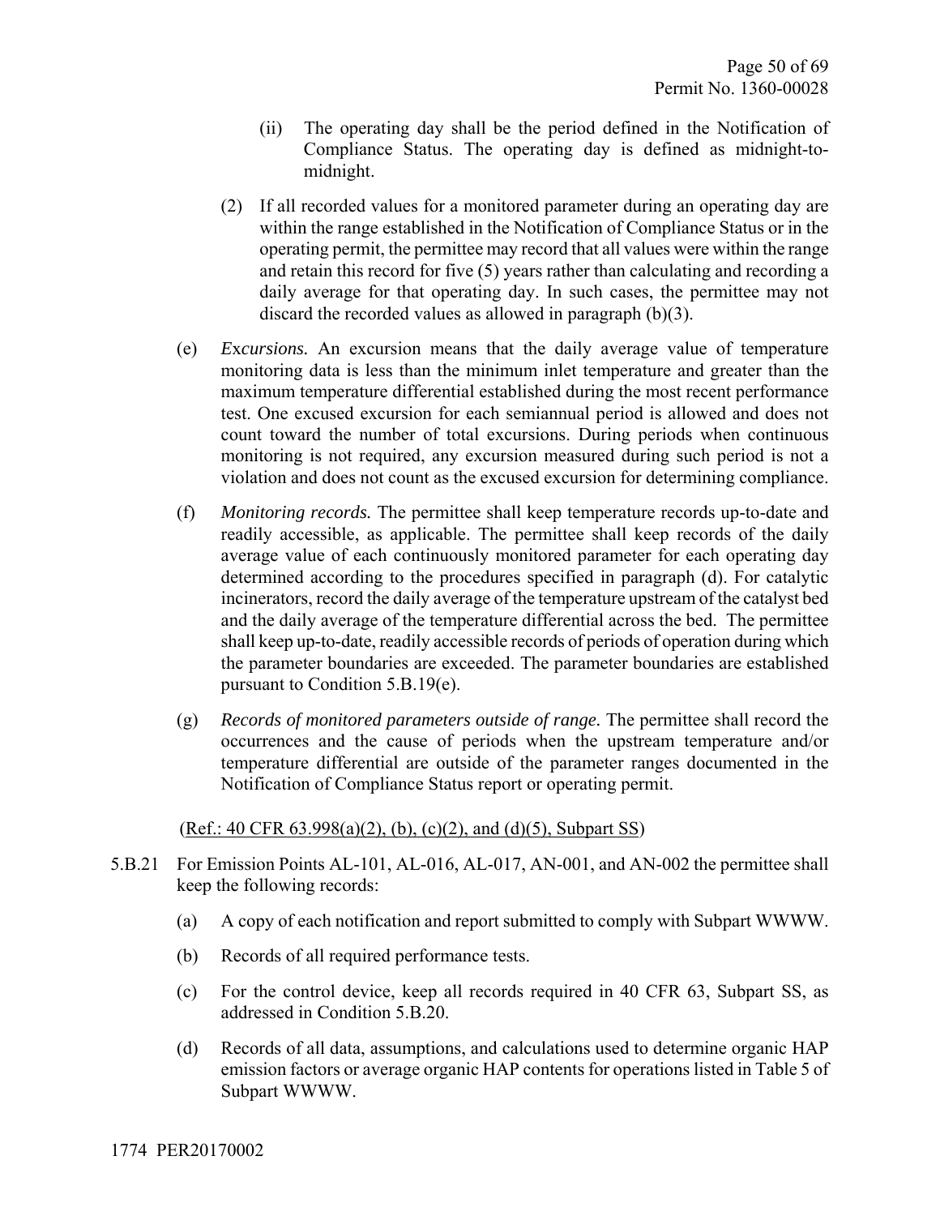(ii) The operating day shall be the period defined in the Notification of Compliance Status. The operating day is defined as midnight-to-midnight.

(2) If all recorded values for a monitored parameter during an operating day are within the range established in the Notification of Compliance Status or in the operating permit, the permittee may record that all values were within the range and retain this record for five (5) years rather than calculating and recording a daily average for that operating day. In such cases, the permittee may not discard the recorded values as allowed in paragraph (b)(3).

(e) *Excursions.* An excursion means that the daily average value of temperature monitoring data is less than the minimum inlet temperature and greater than the maximum temperature differential established during the most recent performance test. One excused excursion for each semiannual period is allowed and does not count toward the number of total excursions. During periods when continuous monitoring is not required, any excursion measured during such period is not a violation and does not count as the excused excursion for determining compliance.

(f) *Monitoring records.* The permittee shall keep temperature records up-to-date and readily accessible, as applicable. The permittee shall keep records of the daily average value of each continuously monitored parameter for each operating day determined according to the procedures specified in paragraph (d). For catalytic incinerators, record the daily average of the temperature upstream of the catalyst bed and the daily average of the temperature differential across the bed. The permittee shall keep up-to-date, readily accessible records of periods of operation during which the parameter boundaries are exceeded. The parameter boundaries are established pursuant to Condition 5.B.19(e).

(g) *Records of monitored parameters outside of range.* The permittee shall record the occurrences and the cause of periods when the upstream temperature and/or temperature differential are outside of the parameter ranges documented in the Notification of Compliance Status report or operating permit.

(Ref.: 40 CFR 63.998(a)(2), (b), (c)(2), and (d)(5), Subpart SS)

5.B.21 For Emission Points AL-101, AL-016, AL-017, AN-001, and AN-002 the permittee shall keep the following records:

(a) A copy of each notification and report submitted to comply with Subpart WWWW.

(b) Records of all required performance tests.

(c) For the control device, keep all records required in 40 CFR 63, Subpart SS, as addressed in Condition 5.B.20.

(d) Records of all data, assumptions, and calculations used to determine organic HAP emission factors or average organic HAP contents for operations listed in Table 5 of Subpart WWWW.

1774 PER20170002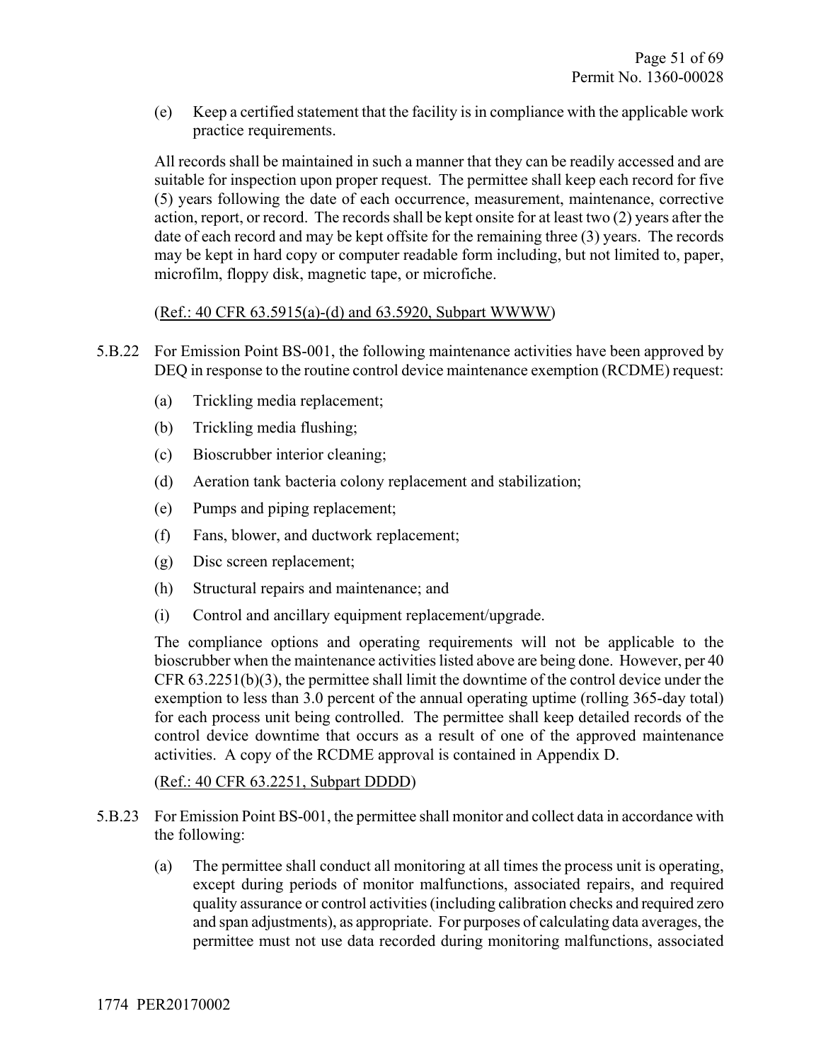(e) Keep a certified statement that the facility is in compliance with the applicable work practice requirements.

All records shall be maintained in such a manner that they can be readily accessed and are suitable for inspection upon proper request. The permittee shall keep each record for five (5) years following the date of each occurrence, measurement, maintenance, corrective action, report, or record. The records shall be kept onsite for at least two (2) years after the date of each record and may be kept offsite for the remaining three (3) years. The records may be kept in hard copy or computer readable form including, but not limited to, paper, microfilm, floppy disk, magnetic tape, or microfiche.

(Ref.: 40 CFR 63.5915(a)-(d) and 63.5920, Subpart WWWW)

5.B.22 For Emission Point BS-001, the following maintenance activities have been approved by DEQ in response to the routine control device maintenance exemption (RCDME) request:

(a) Trickling media replacement;

(b) Trickling media flushing;

(c) Bioscrubber interior cleaning;

(d) Aeration tank bacteria colony replacement and stabilization;

(e) Pumps and piping replacement;

(f) Fans, blower, and ductwork replacement;

(g) Disc screen replacement;

(h) Structural repairs and maintenance; and

(i) Control and ancillary equipment replacement/upgrade.

The compliance options and operating requirements will not be applicable to the bioscrubber when the maintenance activities listed above are being done. However, per 40 CFR 63.2251(b)(3), the permittee shall limit the downtime of the control device under the exemption to less than 3.0 percent of the annual operating uptime (rolling 365-day total) for each process unit being controlled. The permittee shall keep detailed records of the control device downtime that occurs as a result of one of the approved maintenance activities. A copy of the RCDME approval is contained in Appendix D.

(Ref.: 40 CFR 63.2251, Subpart DDDD)

5.B.23 For Emission Point BS-001, the permittee shall monitor and collect data in accordance with the following:

(a) The permittee shall conduct all monitoring at all times the process unit is operating, except during periods of monitor malfunctions, associated repairs, and required quality assurance or control activities (including calibration checks and required zero and span adjustments), as appropriate. For purposes of calculating data averages, the permittee must not use data recorded during monitoring malfunctions, associated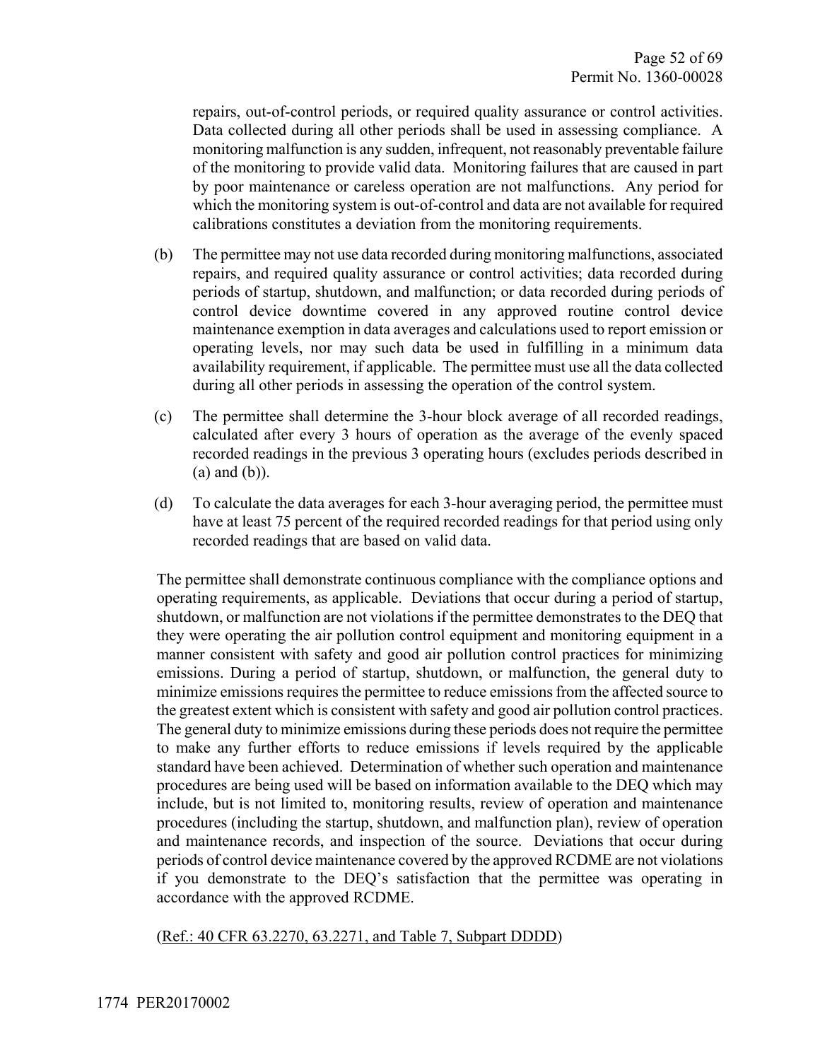repairs, out-of-control periods, or required quality assurance or control activities. Data collected during all other periods shall be used in assessing compliance. A monitoring malfunction is any sudden, infrequent, not reasonably preventable failure of the monitoring to provide valid data. Monitoring failures that are caused in part by poor maintenance or careless operation are not malfunctions. Any period for which the monitoring system is out-of-control and data are not available for required calibrations constitutes a deviation from the monitoring requirements.

(b) The permittee may not use data recorded during monitoring malfunctions, associated repairs, and required quality assurance or control activities; data recorded during periods of startup, shutdown, and malfunction; or data recorded during periods of control device downtime covered in any approved routine control device maintenance exemption in data averages and calculations used to report emission or operating levels, nor may such data be used in fulfilling in a minimum data availability requirement, if applicable. The permittee must use all the data collected during all other periods in assessing the operation of the control system.

(c) The permittee shall determine the 3-hour block average of all recorded readings, calculated after every 3 hours of operation as the average of the evenly spaced recorded readings in the previous 3 operating hours (excludes periods described in (a) and (b)).

(d) To calculate the data averages for each 3-hour averaging period, the permittee must have at least 75 percent of the required recorded readings for that period using only recorded readings that are based on valid data.

The permittee shall demonstrate continuous compliance with the compliance options and operating requirements, as applicable. Deviations that occur during a period of startup, shutdown, or malfunction are not violations if the permittee demonstrates to the DEQ that they were operating the air pollution control equipment and monitoring equipment in a manner consistent with safety and good air pollution control practices for minimizing emissions. During a period of startup, shutdown, or malfunction, the general duty to minimize emissions requires the permittee to reduce emissions from the affected source to the greatest extent which is consistent with safety and good air pollution control practices. The general duty to minimize emissions during these periods does not require the permittee to make any further efforts to reduce emissions if levels required by the applicable standard have been achieved. Determination of whether such operation and maintenance procedures are being used will be based on information available to the DEQ which may include, but is not limited to, monitoring results, review of operation and maintenance procedures (including the startup, shutdown, and malfunction plan), review of operation and maintenance records, and inspection of the source. Deviations that occur during periods of control device maintenance covered by the approved RCDME are not violations if you demonstrate to the DEQ's satisfaction that the permittee was operating in accordance with the approved RCDME.

(Ref.: 40 CFR 63.2270, 63.2271, and Table 7, Subpart DDDD)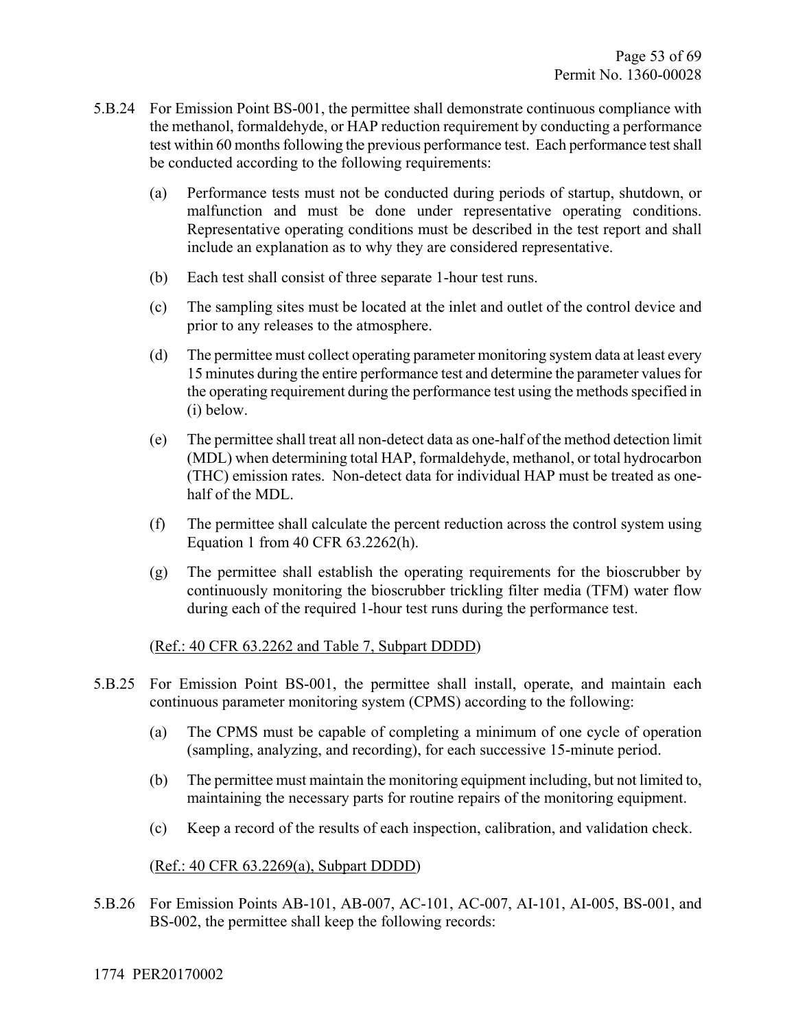5.B.24 For Emission Point BS-001, the permittee shall demonstrate continuous compliance with the methanol, formaldehyde, or HAP reduction requirement by conducting a performance test within 60 months following the previous performance test. Each performance test shall be conducted according to the following requirements:

(a) Performance tests must not be conducted during periods of startup, shutdown, or malfunction and must be done under representative operating conditions. Representative operating conditions must be described in the test report and shall include an explanation as to why they are considered representative.

(b) Each test shall consist of three separate 1-hour test runs.

(c) The sampling sites must be located at the inlet and outlet of the control device and prior to any releases to the atmosphere.

(d) The permittee must collect operating parameter monitoring system data at least every 15 minutes during the entire performance test and determine the parameter values for the operating requirement during the performance test using the methods specified in (i) below.

(e) The permittee shall treat all non-detect data as one-half of the method detection limit (MDL) when determining total HAP, formaldehyde, methanol, or total hydrocarbon (THC) emission rates. Non-detect data for individual HAP must be treated as one-half of the MDL.

(f) The permittee shall calculate the percent reduction across the control system using Equation 1 from 40 CFR 63.2262(h).

(g) The permittee shall establish the operating requirements for the bioscrubber by continuously monitoring the bioscrubber trickling filter media (TFM) water flow during each of the required 1-hour test runs during the performance test.

(Ref.: 40 CFR 63.2262 and Table 7, Subpart DDDD)

5.B.25 For Emission Point BS-001, the permittee shall install, operate, and maintain each continuous parameter monitoring system (CPMS) according to the following:

(a) The CPMS must be capable of completing a minimum of one cycle of operation (sampling, analyzing, and recording), for each successive 15-minute period.

(b) The permittee must maintain the monitoring equipment including, but not limited to, maintaining the necessary parts for routine repairs of the monitoring equipment.

(c) Keep a record of the results of each inspection, calibration, and validation check.

(Ref.: 40 CFR 63.2269(a), Subpart DDDD)

5.B.26 For Emission Points AB-101, AB-007, AC-101, AC-007, AI-101, AI-005, BS-001, and BS-002, the permittee shall keep the following records: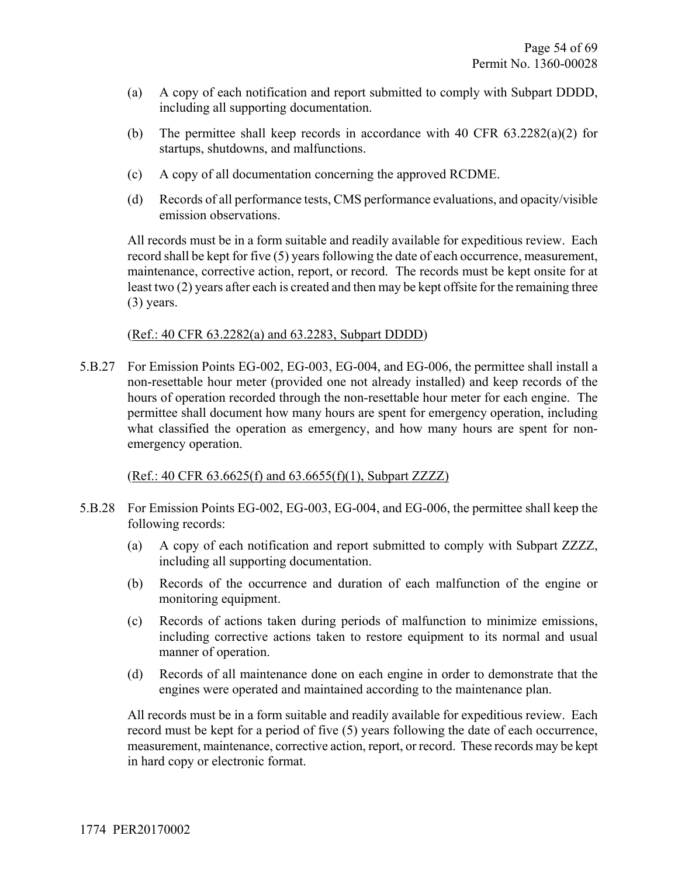(a) A copy of each notification and report submitted to comply with Subpart DDDD, including all supporting documentation.

(b) The permittee shall keep records in accordance with 40 CFR 63.2282(a)(2) for startups, shutdowns, and malfunctions.

(c) A copy of all documentation concerning the approved RCDME.

(d) Records of all performance tests, CMS performance evaluations, and opacity/visible emission observations.

All records must be in a form suitable and readily available for expeditious review. Each record shall be kept for five (5) years following the date of each occurrence, measurement, maintenance, corrective action, report, or record. The records must be kept onsite for at least two (2) years after each is created and then may be kept offsite for the remaining three (3) years.

(Ref.: 40 CFR 63.2282(a) and 63.2283, Subpart DDDD)

5.B.27 For Emission Points EG-002, EG-003, EG-004, and EG-006, the permittee shall install a non-resettable hour meter (provided one not already installed) and keep records of the hours of operation recorded through the non-resettable hour meter for each engine. The permittee shall document how many hours are spent for emergency operation, including what classified the operation as emergency, and how many hours are spent for non-emergency operation.

(Ref.: 40 CFR 63.6625(f) and 63.6655(f)(1), Subpart ZZZZ)

5.B.28 For Emission Points EG-002, EG-003, EG-004, and EG-006, the permittee shall keep the following records:

(a) A copy of each notification and report submitted to comply with Subpart ZZZZ, including all supporting documentation.

(b) Records of the occurrence and duration of each malfunction of the engine or monitoring equipment.

(c) Records of actions taken during periods of malfunction to minimize emissions, including corrective actions taken to restore equipment to its normal and usual manner of operation.

(d) Records of all maintenance done on each engine in order to demonstrate that the engines were operated and maintained according to the maintenance plan.

All records must be in a form suitable and readily available for expeditious review. Each record must be kept for a period of five (5) years following the date of each occurrence, measurement, maintenance, corrective action, report, or record. These records may be kept in hard copy or electronic format.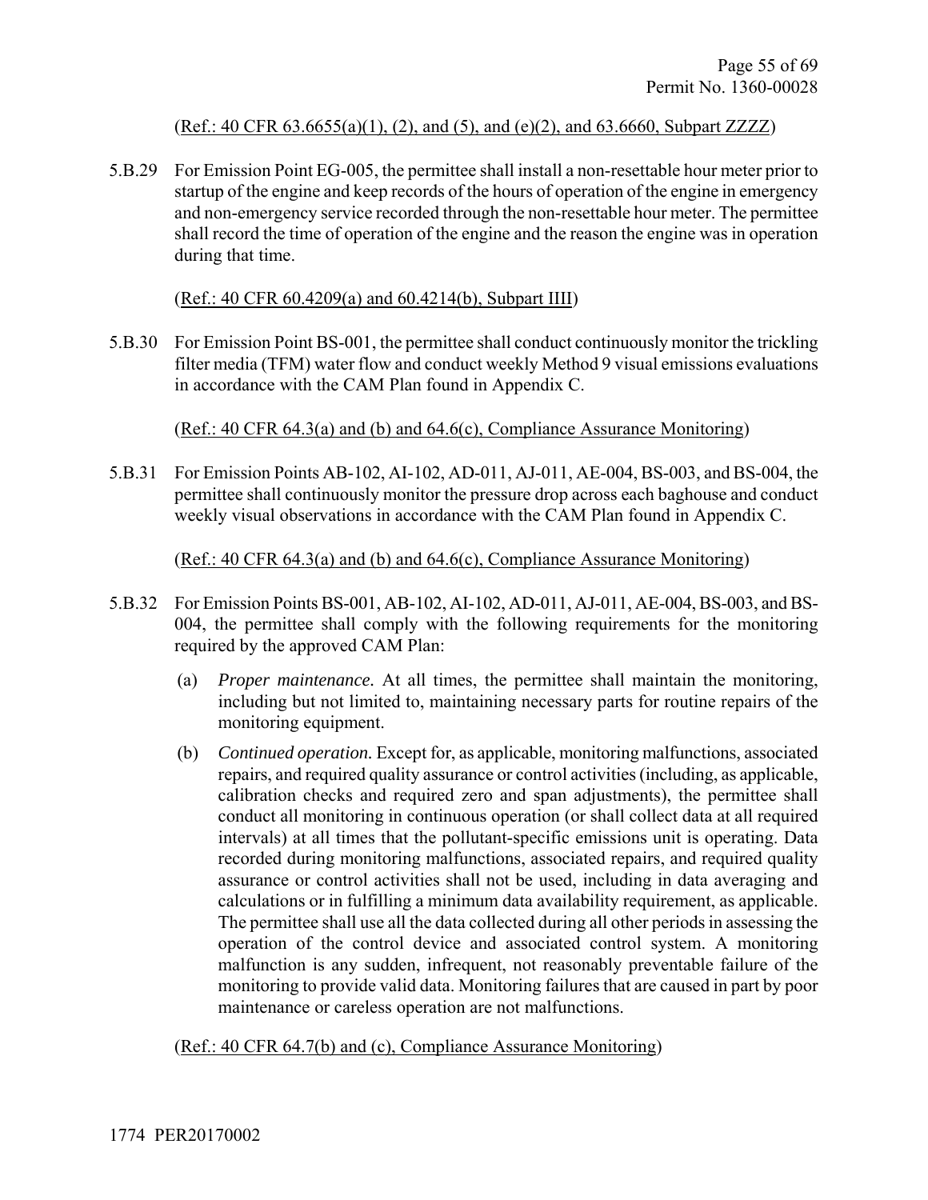(Ref.: 40 CFR 63.6655(a)(1), (2), and (5), and (e)(2), and 63.6660, Subpart ZZZZ)

5.B.29 For Emission Point EG-005, the permittee shall install a non-resettable hour meter prior to startup of the engine and keep records of the hours of operation of the engine in emergency and non-emergency service recorded through the non-resettable hour meter. The permittee shall record the time of operation of the engine and the reason the engine was in operation during that time.

(Ref.: 40 CFR 60.4209(a) and 60.4214(b), Subpart IIII)

5.B.30 For Emission Point BS-001, the permittee shall conduct continuously monitor the trickling filter media (TFM) water flow and conduct weekly Method 9 visual emissions evaluations in accordance with the CAM Plan found in Appendix C.

(Ref.: 40 CFR 64.3(a) and (b) and 64.6(c), Compliance Assurance Monitoring)

5.B.31 For Emission Points AB-102, AI-102, AD-011, AJ-011, AE-004, BS-003, and BS-004, the permittee shall continuously monitor the pressure drop across each baghouse and conduct weekly visual observations in accordance with the CAM Plan found in Appendix C.

(Ref.: 40 CFR 64.3(a) and (b) and 64.6(c), Compliance Assurance Monitoring)

5.B.32 For Emission Points BS-001, AB-102, AI-102, AD-011, AJ-011, AE-004, BS-003, and BS-004, the permittee shall comply with the following requirements for the monitoring required by the approved CAM Plan:

(a) *Proper maintenance.* At all times, the permittee shall maintain the monitoring, including but not limited to, maintaining necessary parts for routine repairs of the monitoring equipment.

(b) *Continued operation.* Except for, as applicable, monitoring malfunctions, associated repairs, and required quality assurance or control activities (including, as applicable, calibration checks and required zero and span adjustments), the permittee shall conduct all monitoring in continuous operation (or shall collect data at all required intervals) at all times that the pollutant-specific emissions unit is operating. Data recorded during monitoring malfunctions, associated repairs, and required quality assurance or control activities shall not be used, including in data averaging and calculations or in fulfilling a minimum data availability requirement, as applicable. The permittee shall use all the data collected during all other periods in assessing the operation of the control device and associated control system. A monitoring malfunction is any sudden, infrequent, not reasonably preventable failure of the monitoring to provide valid data. Monitoring failures that are caused in part by poor maintenance or careless operation are not malfunctions.

(Ref.: 40 CFR 64.7(b) and (c), Compliance Assurance Monitoring)

1774 PER20170002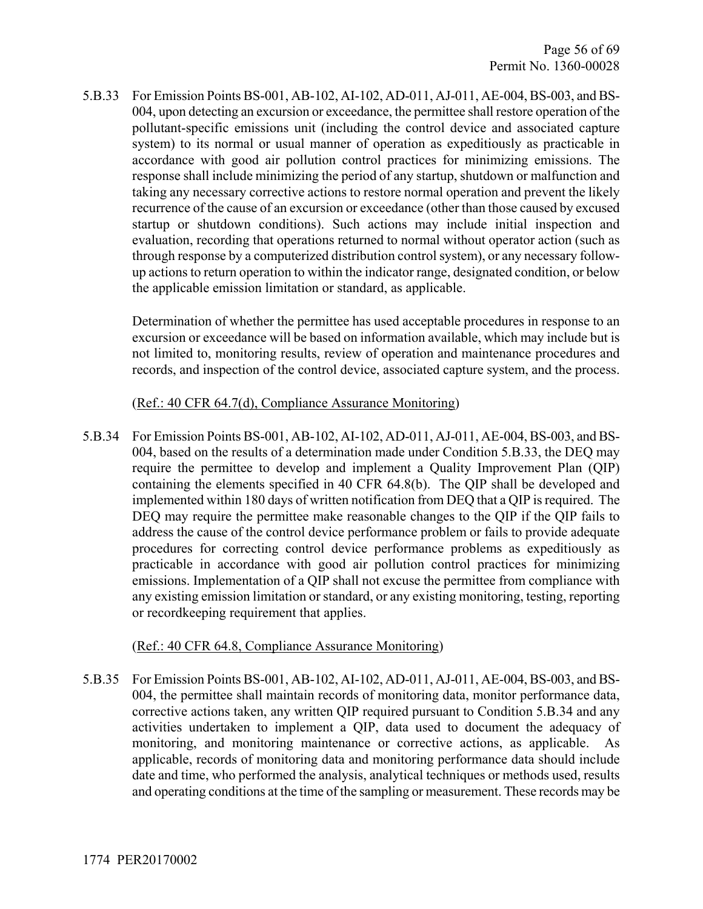5.B.33 For Emission Points BS-001, AB-102, AI-102, AD-011, AJ-011, AE-004, BS-003, and BS-004, upon detecting an excursion or exceedance, the permittee shall restore operation of the pollutant-specific emissions unit (including the control device and associated capture system) to its normal or usual manner of operation as expeditiously as practicable in accordance with good air pollution control practices for minimizing emissions. The response shall include minimizing the period of any startup, shutdown or malfunction and taking any necessary corrective actions to restore normal operation and prevent the likely recurrence of the cause of an excursion or exceedance (other than those caused by excused startup or shutdown conditions). Such actions may include initial inspection and evaluation, recording that operations returned to normal without operator action (such as through response by a computerized distribution control system), or any necessary follow-up actions to return operation to within the indicator range, designated condition, or below the applicable emission limitation or standard, as applicable.

Determination of whether the permittee has used acceptable procedures in response to an excursion or exceedance will be based on information available, which may include but is not limited to, monitoring results, review of operation and maintenance procedures and records, and inspection of the control device, associated capture system, and the process.

(Ref.: 40 CFR 64.7(d), Compliance Assurance Monitoring)

5.B.34 For Emission Points BS-001, AB-102, AI-102, AD-011, AJ-011, AE-004, BS-003, and BS-004, based on the results of a determination made under Condition 5.B.33, the DEQ may require the permittee to develop and implement a Quality Improvement Plan (QIP) containing the elements specified in 40 CFR 64.8(b). The QIP shall be developed and implemented within 180 days of written notification from DEQ that a QIP is required. The DEQ may require the permittee make reasonable changes to the QIP if the QIP fails to address the cause of the control device performance problem or fails to provide adequate procedures for correcting control device performance problems as expeditiously as practicable in accordance with good air pollution control practices for minimizing emissions. Implementation of a QIP shall not excuse the permittee from compliance with any existing emission limitation or standard, or any existing monitoring, testing, reporting or recordkeeping requirement that applies.

(Ref.: 40 CFR 64.8, Compliance Assurance Monitoring)

5.B.35 For Emission Points BS-001, AB-102, AI-102, AD-011, AJ-011, AE-004, BS-003, and BS-004, the permittee shall maintain records of monitoring data, monitor performance data, corrective actions taken, any written QIP required pursuant to Condition 5.B.34 and any activities undertaken to implement a QIP, data used to document the adequacy of monitoring, and monitoring maintenance or corrective actions, as applicable. As applicable, records of monitoring data and monitoring performance data should include date and time, who performed the analysis, analytical techniques or methods used, results and operating conditions at the time of the sampling or measurement. These records may be

1774 PER20170002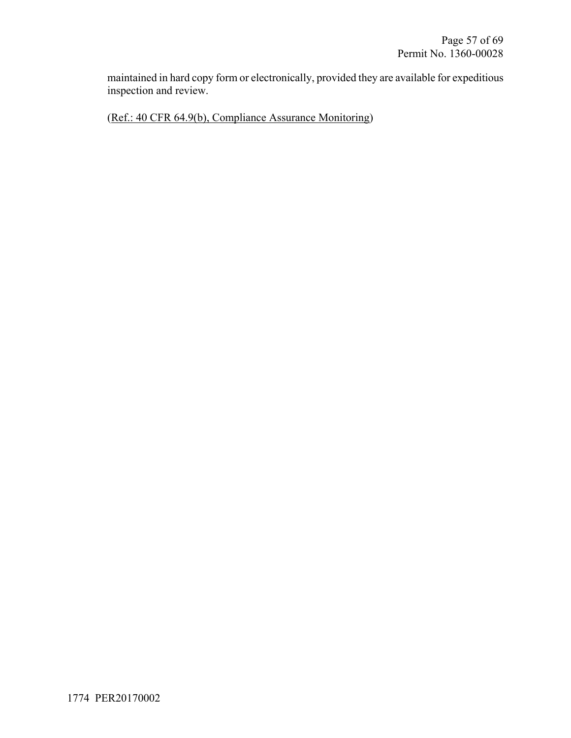maintained in hard copy form or electronically, provided they are available for expeditious inspection and review.

(Ref.: 40 CFR 64.9(b), Compliance Assurance Monitoring)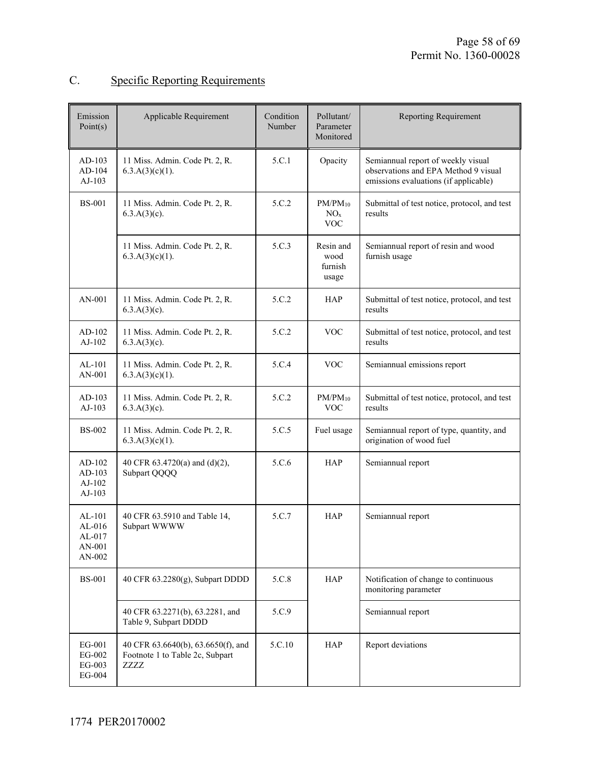## C. Specific Reporting Requirements

| Emission Point(s) | Applicable Requirement | Condition Number | Pollutant/ Parameter Monitored | Reporting Requirement |
|---|---|---|---|---|
| AD-103<br>AD-104<br>AJ-103 | 11 Miss. Admin. Code Pt. 2, R. 6.3.A(3)(c)(1). | 5.C.1 | Opacity | Semiannual report of weekly visual observations and EPA Method 9 visual emissions evaluations (if applicable) |
| BS-001 | 11 Miss. Admin. Code Pt. 2, R. 6.3.A(3)(c). | 5.C.2 | $PM/PM_{10}$<br>$NO_x$<br>VOC | Submittal of test notice, protocol, and test results |
| | 11 Miss. Admin. Code Pt. 2, R. 6.3.A(3)(c)(1). | 5.C.3 | Resin and wood furnish usage | Semiannual report of resin and wood furnish usage |
| AN-001 | 11 Miss. Admin. Code Pt. 2, R. 6.3.A(3)(c). | 5.C.2 | HAP | Submittal of test notice, protocol, and test results |
| AD-102<br>AJ-102 | 11 Miss. Admin. Code Pt. 2, R. 6.3.A(3)(c). | 5.C.2 | VOC | Submittal of test notice, protocol, and test results |
| AL-101<br>AN-001 | 11 Miss. Admin. Code Pt. 2, R. 6.3.A(3)(c)(1). | 5.C.4 | VOC | Semiannual emissions report |
| AD-103<br>AJ-103 | 11 Miss. Admin. Code Pt. 2, R. 6.3.A(3)(c). | 5.C.2 | $PM/PM_{10}$<br>VOC | Submittal of test notice, protocol, and test results |
| BS-002 | 11 Miss. Admin. Code Pt. 2, R. 6.3.A(3)(c)(1). | 5.C.5 | Fuel usage | Semiannual report of type, quantity, and origination of wood fuel |
| AD-102<br>AD-103<br>AJ-102<br>AJ-103 | 40 CFR 63.4720(a) and (d)(2), Subpart QQQQ | 5.C.6 | HAP | Semiannual report |
| AL-101<br>AL-016<br>AL-017<br>AN-001<br>AN-002 | 40 CFR 63.5910 and Table 14, Subpart WWWW | 5.C.7 | HAP | Semiannual report |
| BS-001 | 40 CFR 63.2280(g), Subpart DDDD | 5.C.8 | HAP | Notification of change to continuous monitoring parameter |
| | 40 CFR 63.2271(b), 63.2281, and Table 9, Subpart DDDD | 5.C.9 | | Semiannual report |
| EG-001<br>EG-002<br>EG-003<br>EG-004 | 40 CFR 63.6640(b), 63.6650(f), and Footnote 1 to Table 2c, Subpart ZZZZ | 5.C.10 | HAP | Report deviations |

1774 PER20170002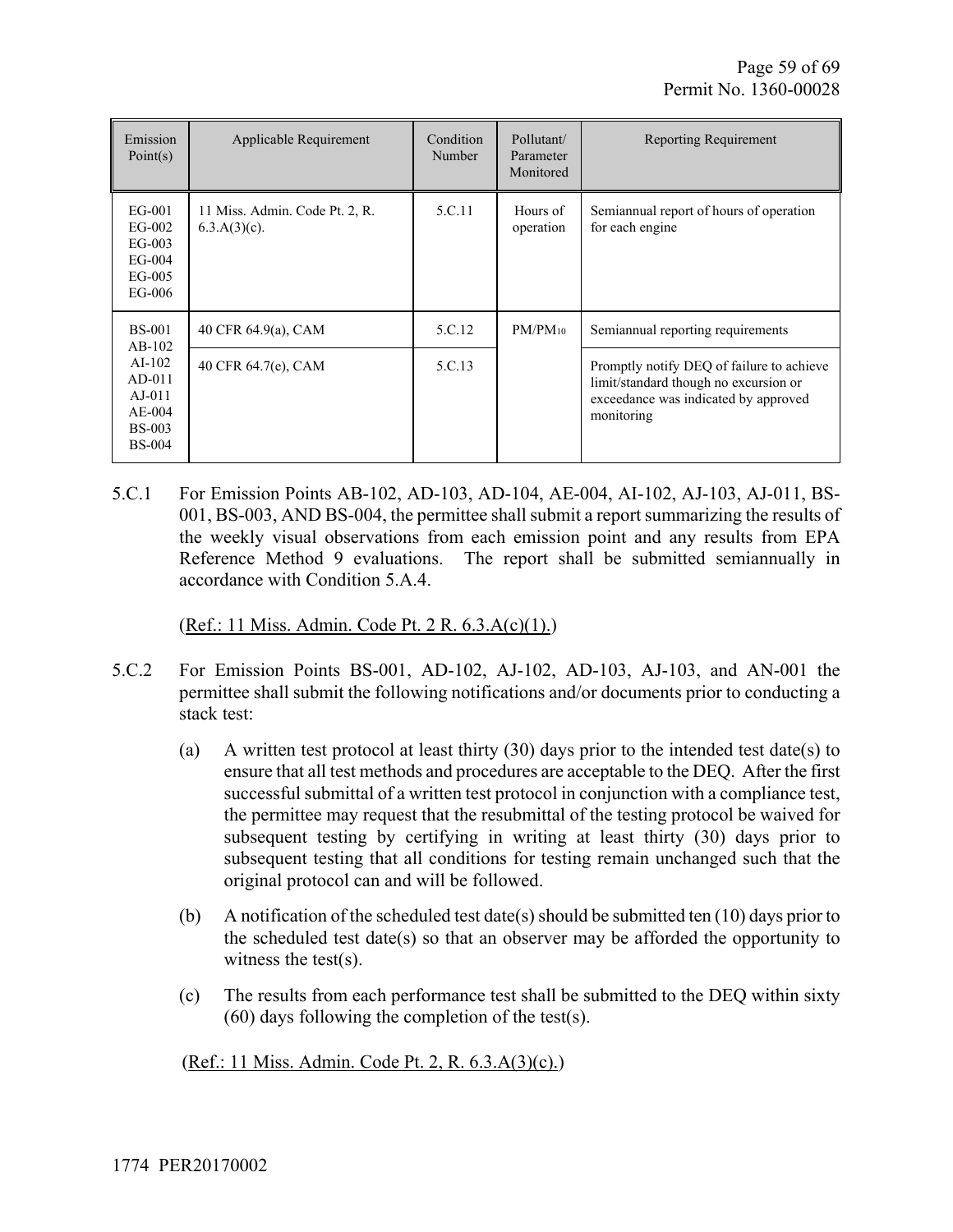| Emission Point(s) | Applicable Requirement | Condition Number | Pollutant/ Parameter Monitored | Reporting Requirement |
|---|---|---|---|---|
| EG-001 EG-002 EG-003 EG-004 EG-005 EG-006 | 11 Miss. Admin. Code Pt. 2, R. 6.3.A(3)(c). | 5.C.11 | Hours of operation | Semiannual report of hours of operation for each engine |
| BS-001 AB-102 AI-102 AD-011 AJ-011 AE-004 BS-003 BS-004 | 40 CFR 64.9(a), CAM | 5.C.12 | $PM/PM_{10}$ | Semiannual reporting requirements |
| | 40 CFR 64.7(e), CAM | 5.C.13 | | Promptly notify DEQ of failure to achieve limit/standard though no excursion or exceedance was indicated by approved monitoring |

5.C.1 For Emission Points AB-102, AD-103, AD-104, AE-004, AI-102, AJ-103, AJ-011, BS-001, BS-003, AND BS-004, the permittee shall submit a report summarizing the results of the weekly visual observations from each emission point and any results from EPA Reference Method 9 evaluations. The report shall be submitted semiannually in accordance with Condition 5.A.4.

(Ref.: 11 Miss. Admin. Code Pt. 2 R. 6.3.A(c)(1).)

5.C.2 For Emission Points BS-001, AD-102, AJ-102, AD-103, AJ-103, and AN-001 the permittee shall submit the following notifications and/or documents prior to conducting a stack test:

(a) A written test protocol at least thirty (30) days prior to the intended test date(s) to ensure that all test methods and procedures are acceptable to the DEQ. After the first successful submittal of a written test protocol in conjunction with a compliance test, the permittee may request that the resubmittal of the testing protocol be waived for subsequent testing by certifying in writing at least thirty (30) days prior to subsequent testing that all conditions for testing remain unchanged such that the original protocol can and will be followed.

(b) A notification of the scheduled test date(s) should be submitted ten (10) days prior to the scheduled test date(s) so that an observer may be afforded the opportunity to witness the test(s).

(c) The results from each performance test shall be submitted to the DEQ within sixty (60) days following the completion of the test(s).

(Ref.: 11 Miss. Admin. Code Pt. 2, R. 6.3.A(3)(c).)

1774 PER20170002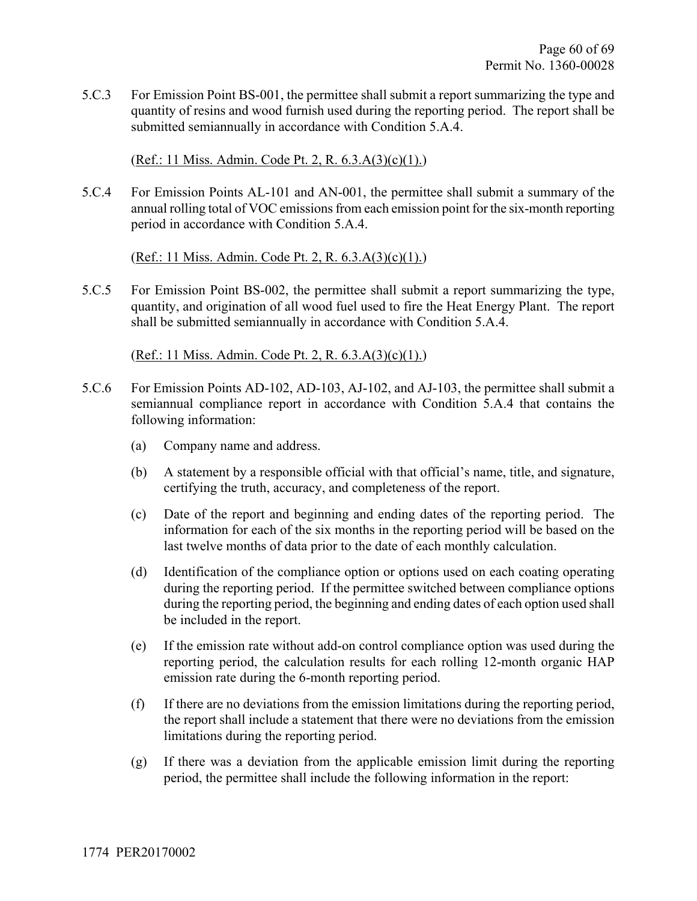5.C.3 For Emission Point BS-001, the permittee shall submit a report summarizing the type and quantity of resins and wood furnish used during the reporting period. The report shall be submitted semiannually in accordance with Condition 5.A.4.

(Ref.: 11 Miss. Admin. Code Pt. 2, R. 6.3.A(3)(c)(1).)

5.C.4 For Emission Points AL-101 and AN-001, the permittee shall submit a summary of the annual rolling total of VOC emissions from each emission point for the six-month reporting period in accordance with Condition 5.A.4.

(Ref.: 11 Miss. Admin. Code Pt. 2, R. 6.3.A(3)(c)(1).)

5.C.5 For Emission Point BS-002, the permittee shall submit a report summarizing the type, quantity, and origination of all wood fuel used to fire the Heat Energy Plant. The report shall be submitted semiannually in accordance with Condition 5.A.4.

(Ref.: 11 Miss. Admin. Code Pt. 2, R. 6.3.A(3)(c)(1).)

5.C.6 For Emission Points AD-102, AD-103, AJ-102, and AJ-103, the permittee shall submit a semiannual compliance report in accordance with Condition 5.A.4 that contains the following information:

(a) Company name and address.

(b) A statement by a responsible official with that official's name, title, and signature, certifying the truth, accuracy, and completeness of the report.

(c) Date of the report and beginning and ending dates of the reporting period. The information for each of the six months in the reporting period will be based on the last twelve months of data prior to the date of each monthly calculation.

(d) Identification of the compliance option or options used on each coating operating during the reporting period. If the permittee switched between compliance options during the reporting period, the beginning and ending dates of each option used shall be included in the report.

(e) If the emission rate without add-on control compliance option was used during the reporting period, the calculation results for each rolling 12-month organic HAP emission rate during the 6-month reporting period.

(f) If there are no deviations from the emission limitations during the reporting period, the report shall include a statement that there were no deviations from the emission limitations during the reporting period.

(g) If there was a deviation from the applicable emission limit during the reporting period, the permittee shall include the following information in the report: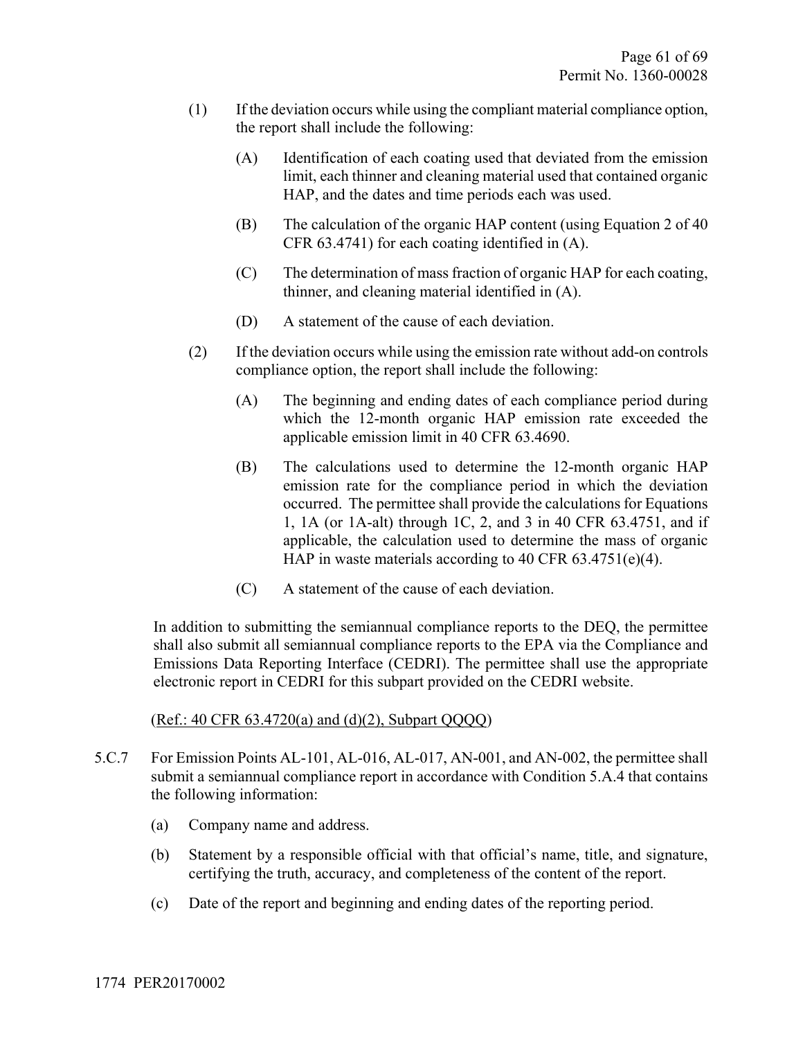(1) If the deviation occurs while using the compliant material compliance option, the report shall include the following:

   (A) Identification of each coating used that deviated from the emission limit, each thinner and cleaning material used that contained organic HAP, and the dates and time periods each was used.

   (B) The calculation of the organic HAP content (using Equation 2 of 40 CFR 63.4741) for each coating identified in (A).

   (C) The determination of mass fraction of organic HAP for each coating, thinner, and cleaning material identified in (A).

   (D) A statement of the cause of each deviation.

(2) If the deviation occurs while using the emission rate without add-on controls compliance option, the report shall include the following:

   (A) The beginning and ending dates of each compliance period during which the 12-month organic HAP emission rate exceeded the applicable emission limit in 40 CFR 63.4690.

   (B) The calculations used to determine the 12-month organic HAP emission rate for the compliance period in which the deviation occurred. The permittee shall provide the calculations for Equations 1, 1A (or 1A-alt) through 1C, 2, and 3 in 40 CFR 63.4751, and if applicable, the calculation used to determine the mass of organic HAP in waste materials according to 40 CFR 63.4751(e)(4).

   (C) A statement of the cause of each deviation.

In addition to submitting the semiannual compliance reports to the DEQ, the permittee shall also submit all semiannual compliance reports to the EPA via the Compliance and Emissions Data Reporting Interface (CEDRI). The permittee shall use the appropriate electronic report in CEDRI for this subpart provided on the CEDRI website.

(Ref.: 40 CFR 63.4720(a) and (d)(2), Subpart QQQQ)

5.C.7 For Emission Points AL-101, AL-016, AL-017, AN-001, and AN-002, the permittee shall submit a semiannual compliance report in accordance with Condition 5.A.4 that contains the following information:

   (a) Company name and address.

   (b) Statement by a responsible official with that official's name, title, and signature, certifying the truth, accuracy, and completeness of the content of the report.

   (c) Date of the report and beginning and ending dates of the reporting period.

1774 PER20170002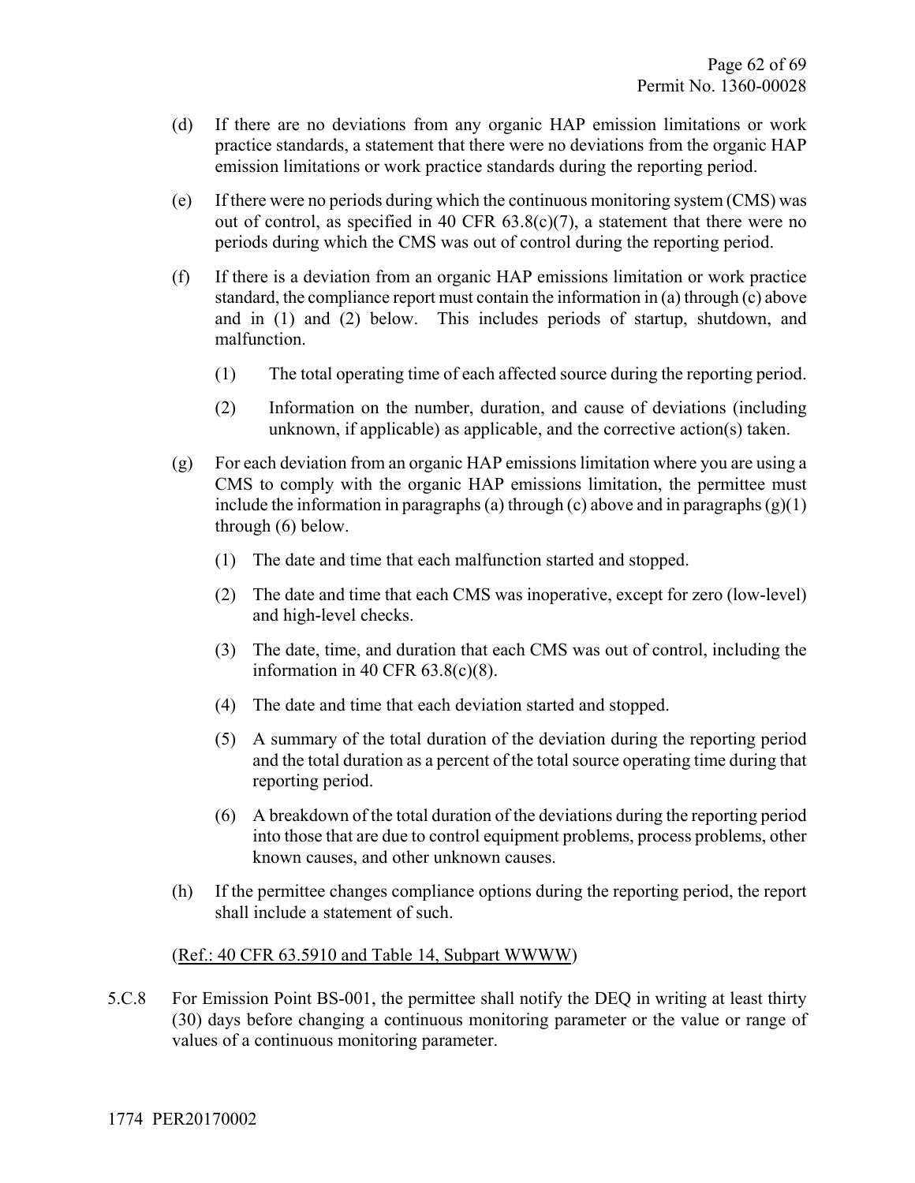(d) If there are no deviations from any organic HAP emission limitations or work practice standards, a statement that there were no deviations from the organic HAP emission limitations or work practice standards during the reporting period.

(e) If there were no periods during which the continuous monitoring system (CMS) was out of control, as specified in 40 CFR 63.8(c)(7), a statement that there were no periods during which the CMS was out of control during the reporting period.

(f) If there is a deviation from an organic HAP emissions limitation or work practice standard, the compliance report must contain the information in (a) through (c) above and in (1) and (2) below. This includes periods of startup, shutdown, and malfunction.

  (1) The total operating time of each affected source during the reporting period.

  (2) Information on the number, duration, and cause of deviations (including unknown, if applicable) as applicable, and the corrective action(s) taken.

(g) For each deviation from an organic HAP emissions limitation where you are using a CMS to comply with the organic HAP emissions limitation, the permittee must include the information in paragraphs (a) through (c) above and in paragraphs (g)(1) through (6) below.

  (1) The date and time that each malfunction started and stopped.

  (2) The date and time that each CMS was inoperative, except for zero (low-level) and high-level checks.

  (3) The date, time, and duration that each CMS was out of control, including the information in 40 CFR 63.8(c)(8).

  (4) The date and time that each deviation started and stopped.

  (5) A summary of the total duration of the deviation during the reporting period and the total duration as a percent of the total source operating time during that reporting period.

  (6) A breakdown of the total duration of the deviations during the reporting period into those that are due to control equipment problems, process problems, other known causes, and other unknown causes.

(h) If the permittee changes compliance options during the reporting period, the report shall include a statement of such.

(Ref.: 40 CFR 63.5910 and Table 14, Subpart WWWW)

5.C.8 For Emission Point BS-001, the permittee shall notify the DEQ in writing at least thirty (30) days before changing a continuous monitoring parameter or the value or range of values of a continuous monitoring parameter.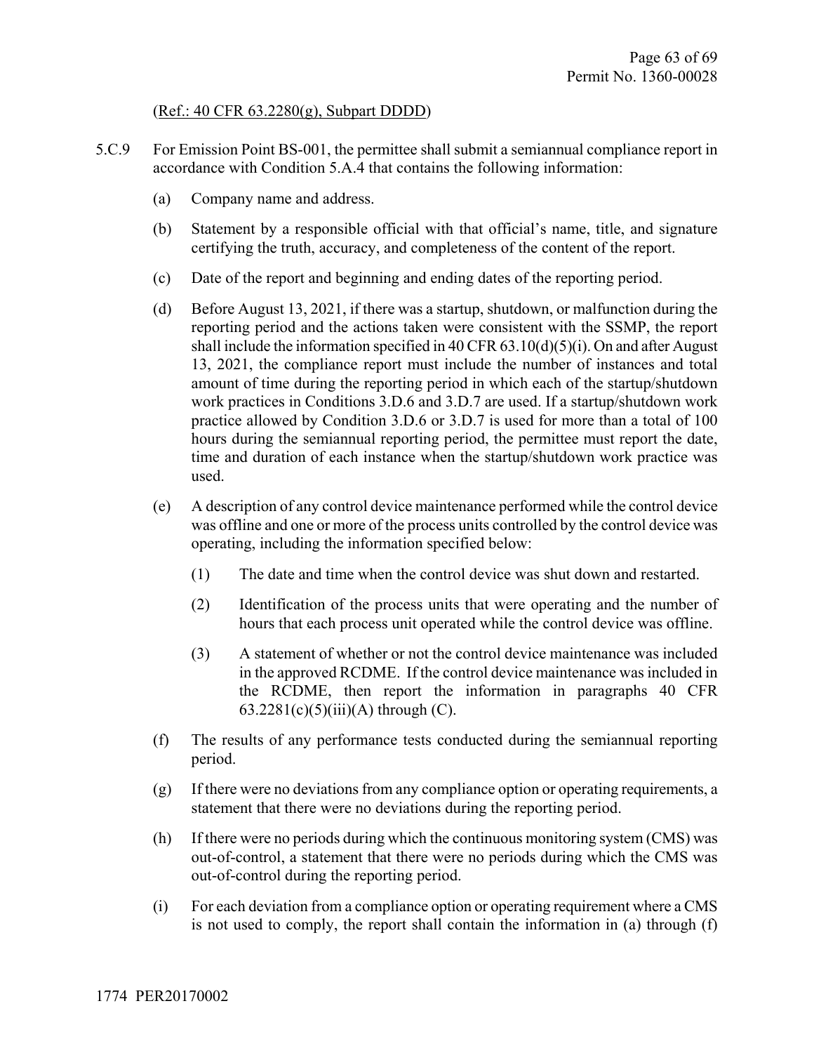(Ref.: 40 CFR 63.2280(g), Subpart DDDD)

5.C.9 For Emission Point BS-001, the permittee shall submit a semiannual compliance report in accordance with Condition 5.A.4 that contains the following information:

(a) Company name and address.

(b) Statement by a responsible official with that official's name, title, and signature certifying the truth, accuracy, and completeness of the content of the report.

(c) Date of the report and beginning and ending dates of the reporting period.

(d) Before August 13, 2021, if there was a startup, shutdown, or malfunction during the reporting period and the actions taken were consistent with the SSMP, the report shall include the information specified in 40 CFR 63.10(d)(5)(i). On and after August 13, 2021, the compliance report must include the number of instances and total amount of time during the reporting period in which each of the startup/shutdown work practices in Conditions 3.D.6 and 3.D.7 are used. If a startup/shutdown work practice allowed by Condition 3.D.6 or 3.D.7 is used for more than a total of 100 hours during the semiannual reporting period, the permittee must report the date, time and duration of each instance when the startup/shutdown work practice was used.

(e) A description of any control device maintenance performed while the control device was offline and one or more of the process units controlled by the control device was operating, including the information specified below:

   (1) The date and time when the control device was shut down and restarted.

   (2) Identification of the process units that were operating and the number of hours that each process unit operated while the control device was offline.

   (3) A statement of whether or not the control device maintenance was included in the approved RCDME. If the control device maintenance was included in the RCDME, then report the information in paragraphs 40 CFR 63.2281(c)(5)(iii)(A) through (C).

(f) The results of any performance tests conducted during the semiannual reporting period.

(g) If there were no deviations from any compliance option or operating requirements, a statement that there were no deviations during the reporting period.

(h) If there were no periods during which the continuous monitoring system (CMS) was out-of-control, a statement that there were no periods during which the CMS was out-of-control during the reporting period.

(i) For each deviation from a compliance option or operating requirement where a CMS is not used to comply, the report shall contain the information in (a) through (f)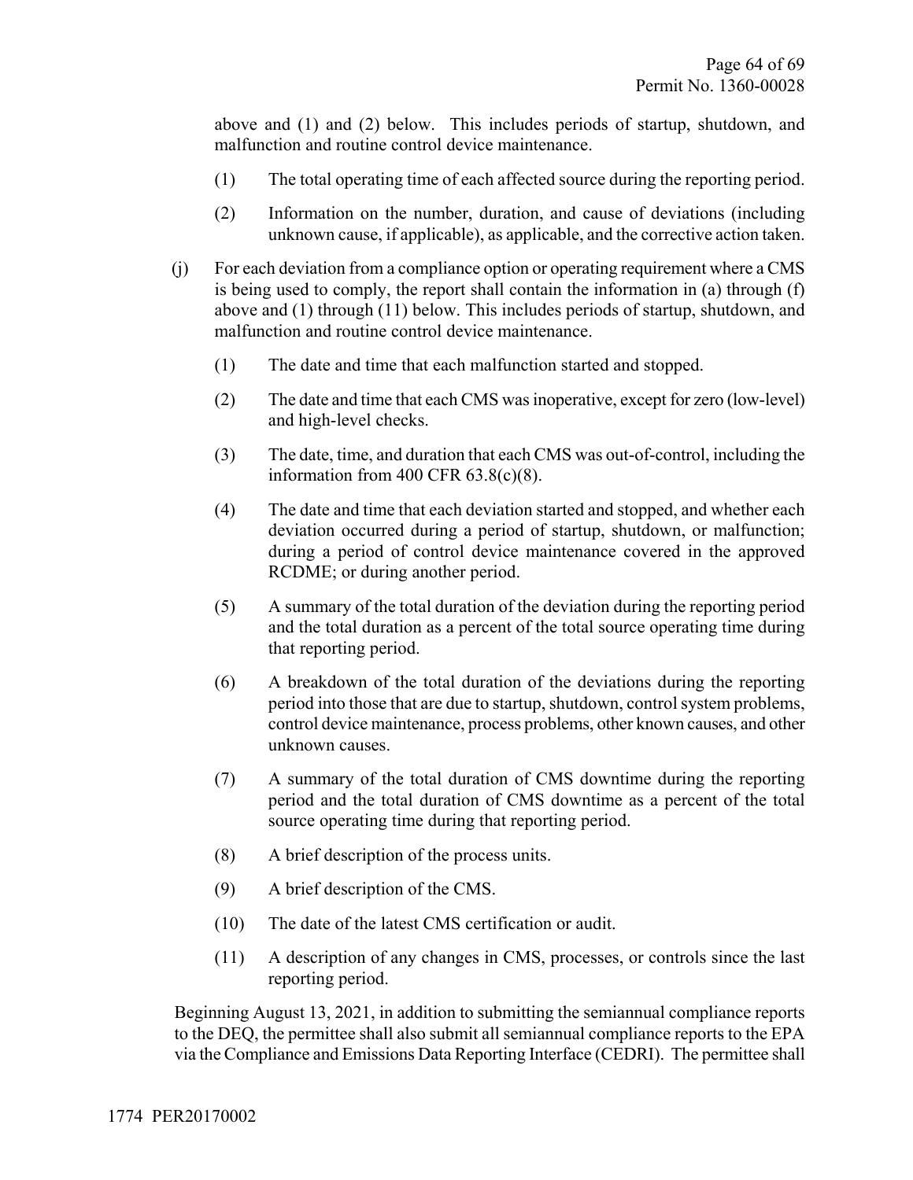above and (1) and (2) below. This includes periods of startup, shutdown, and malfunction and routine control device maintenance.

(1) The total operating time of each affected source during the reporting period.

(2) Information on the number, duration, and cause of deviations (including unknown cause, if applicable), as applicable, and the corrective action taken.

(j) For each deviation from a compliance option or operating requirement where a CMS is being used to comply, the report shall contain the information in (a) through (f) above and (1) through (11) below. This includes periods of startup, shutdown, and malfunction and routine control device maintenance.

(1) The date and time that each malfunction started and stopped.

(2) The date and time that each CMS was inoperative, except for zero (low-level) and high-level checks.

(3) The date, time, and duration that each CMS was out-of-control, including the information from 400 CFR 63.8(c)(8).

(4) The date and time that each deviation started and stopped, and whether each deviation occurred during a period of startup, shutdown, or malfunction; during a period of control device maintenance covered in the approved RCDME; or during another period.

(5) A summary of the total duration of the deviation during the reporting period and the total duration as a percent of the total source operating time during that reporting period.

(6) A breakdown of the total duration of the deviations during the reporting period into those that are due to startup, shutdown, control system problems, control device maintenance, process problems, other known causes, and other unknown causes.

(7) A summary of the total duration of CMS downtime during the reporting period and the total duration of CMS downtime as a percent of the total source operating time during that reporting period.

(8) A brief description of the process units.

(9) A brief description of the CMS.

(10) The date of the latest CMS certification or audit.

(11) A description of any changes in CMS, processes, or controls since the last reporting period.

Beginning August 13, 2021, in addition to submitting the semiannual compliance reports to the DEQ, the permittee shall also submit all semiannual compliance reports to the EPA via the Compliance and Emissions Data Reporting Interface (CEDRI). The permittee shall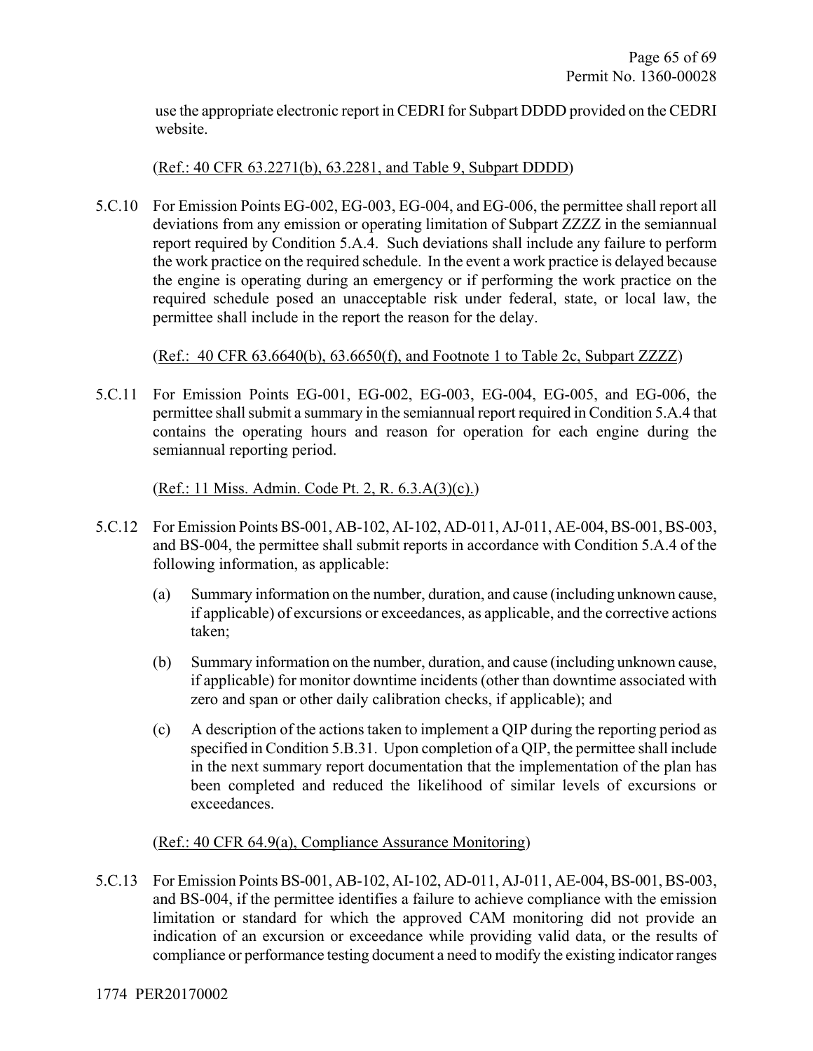use the appropriate electronic report in CEDRI for Subpart DDDD provided on the CEDRI website.

(Ref.: 40 CFR 63.2271(b), 63.2281, and Table 9, Subpart DDDD)

5.C.10 For Emission Points EG-002, EG-003, EG-004, and EG-006, the permittee shall report all deviations from any emission or operating limitation of Subpart ZZZZ in the semiannual report required by Condition 5.A.4. Such deviations shall include any failure to perform the work practice on the required schedule. In the event a work practice is delayed because the engine is operating during an emergency or if performing the work practice on the required schedule posed an unacceptable risk under federal, state, or local law, the permittee shall include in the report the reason for the delay.

(Ref.: 40 CFR 63.6640(b), 63.6650(f), and Footnote 1 to Table 2c, Subpart ZZZZ)

5.C.11 For Emission Points EG-001, EG-002, EG-003, EG-004, EG-005, and EG-006, the permittee shall submit a summary in the semiannual report required in Condition 5.A.4 that contains the operating hours and reason for operation for each engine during the semiannual reporting period.

(Ref.: 11 Miss. Admin. Code Pt. 2, R. 6.3.A(3)(c).)

5.C.12 For Emission Points BS-001, AB-102, AI-102, AD-011, AJ-011, AE-004, BS-001, BS-003, and BS-004, the permittee shall submit reports in accordance with Condition 5.A.4 of the following information, as applicable:

(a) Summary information on the number, duration, and cause (including unknown cause, if applicable) of excursions or exceedances, as applicable, and the corrective actions taken;

(b) Summary information on the number, duration, and cause (including unknown cause, if applicable) for monitor downtime incidents (other than downtime associated with zero and span or other daily calibration checks, if applicable); and

(c) A description of the actions taken to implement a QIP during the reporting period as specified in Condition 5.B.31. Upon completion of a QIP, the permittee shall include in the next summary report documentation that the implementation of the plan has been completed and reduced the likelihood of similar levels of excursions or exceedances.

(Ref.: 40 CFR 64.9(a), Compliance Assurance Monitoring)

5.C.13 For Emission Points BS-001, AB-102, AI-102, AD-011, AJ-011, AE-004, BS-001, BS-003, and BS-004, if the permittee identifies a failure to achieve compliance with the emission limitation or standard for which the approved CAM monitoring did not provide an indication of an excursion or exceedance while providing valid data, or the results of compliance or performance testing document a need to modify the existing indicator ranges

1774 PER20170002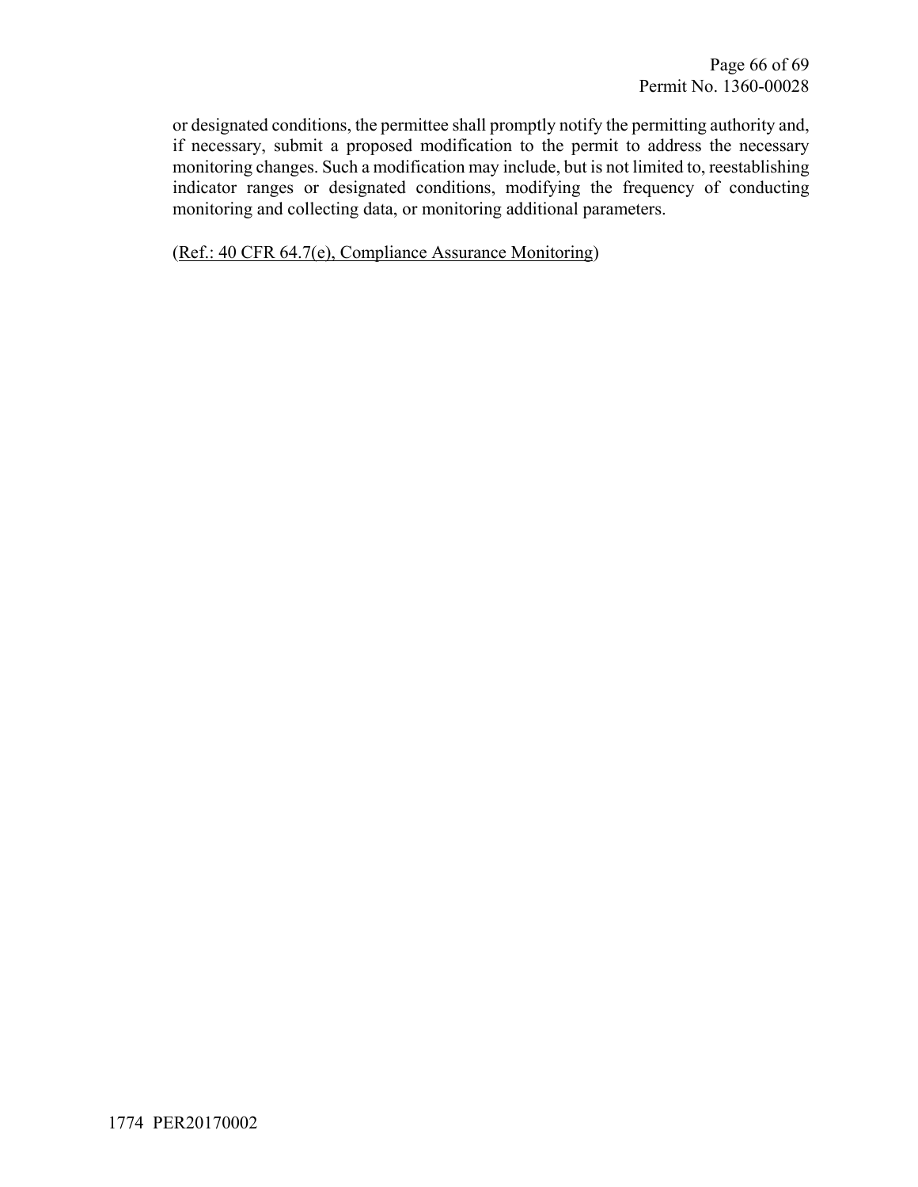or designated conditions, the permittee shall promptly notify the permitting authority and, if necessary, submit a proposed modification to the permit to address the necessary monitoring changes. Such a modification may include, but is not limited to, reestablishing indicator ranges or designated conditions, modifying the frequency of conducting monitoring and collecting data, or monitoring additional parameters.

(Ref.: 40 CFR 64.7(e), Compliance Assurance Monitoring)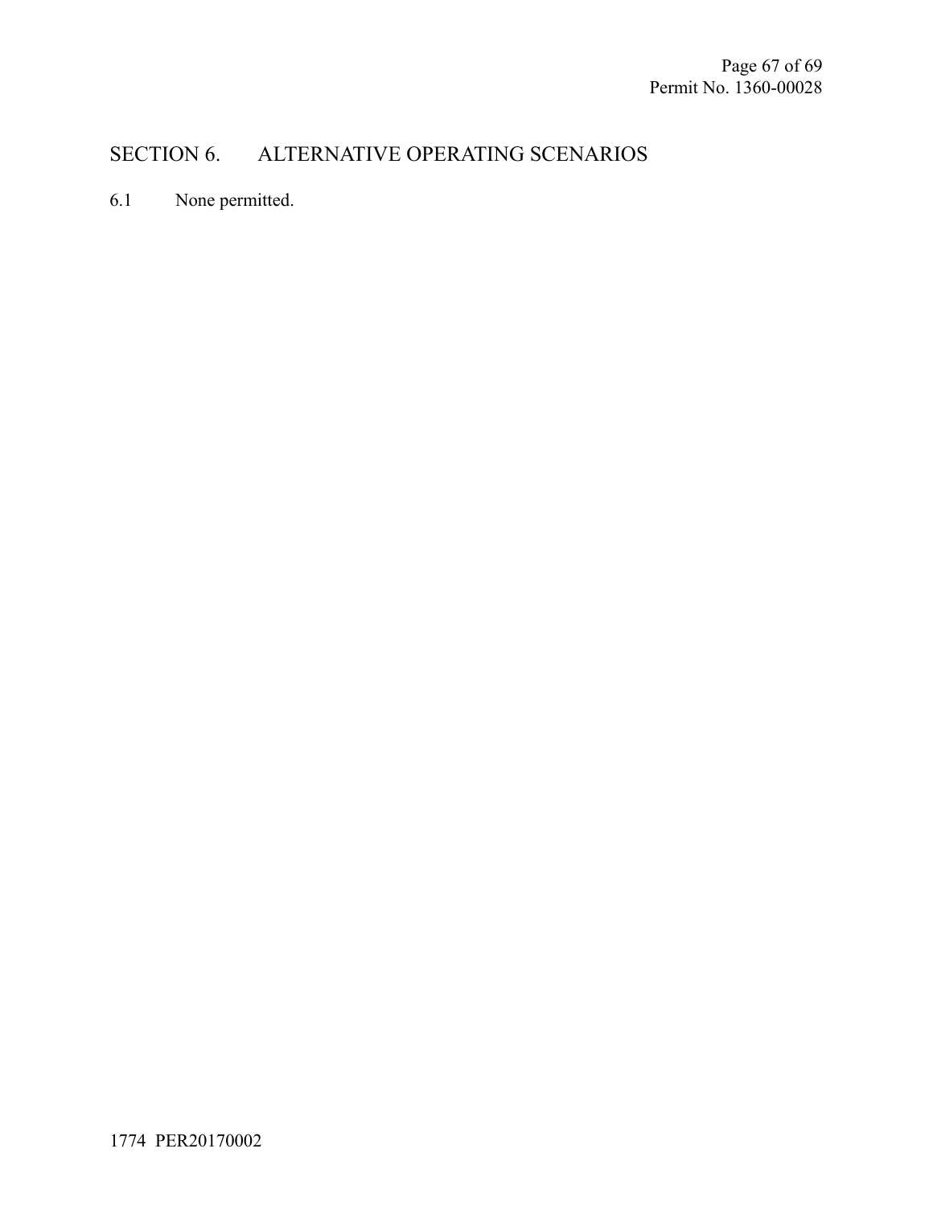# SECTION 6. ALTERNATIVE OPERATING SCENARIOS

6.1 None permitted.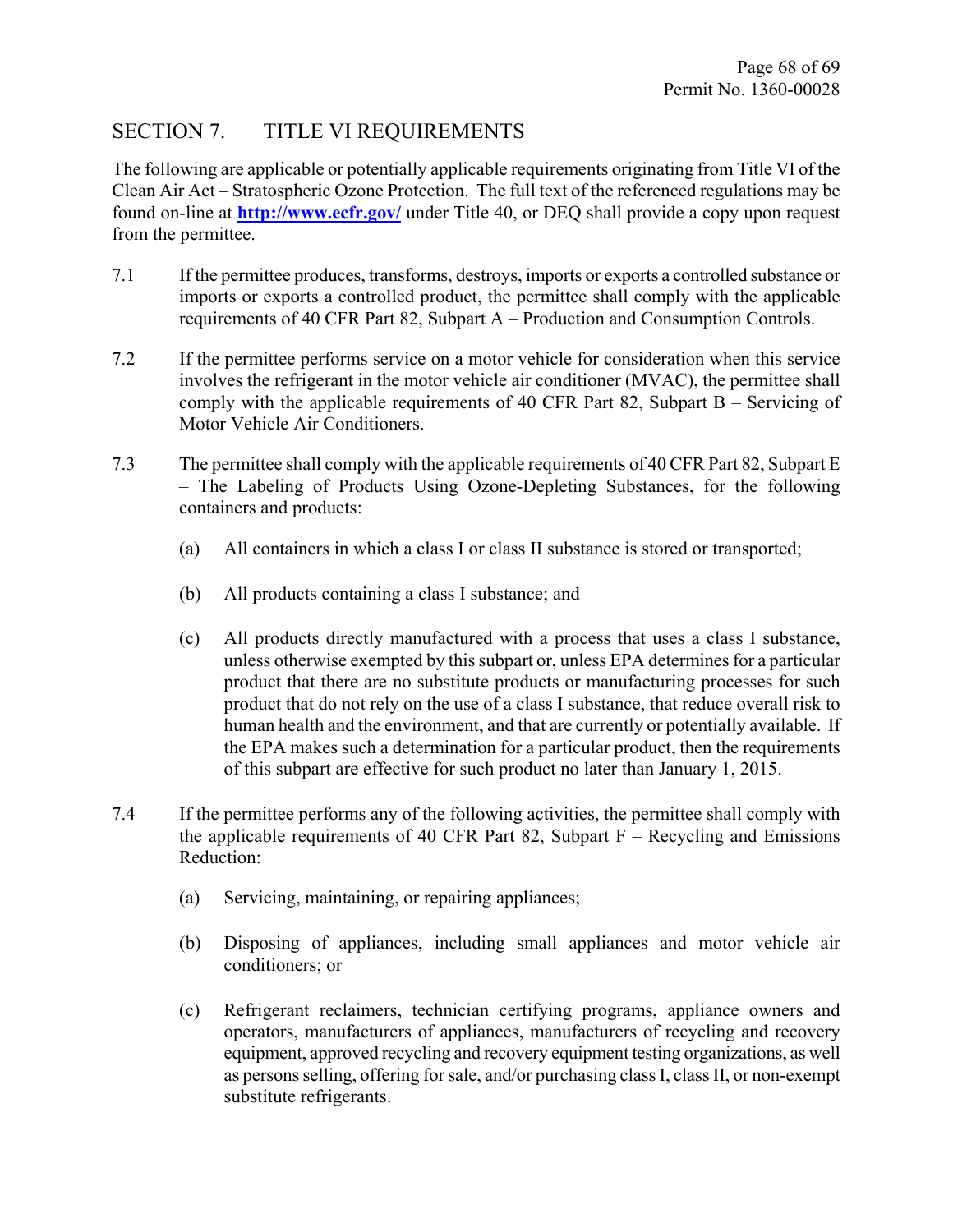## SECTION 7. TITLE VI REQUIREMENTS

The following are applicable or potentially applicable requirements originating from Title VI of the Clean Air Act – Stratospheric Ozone Protection. The full text of the referenced regulations may be found on-line at **http://www.ecfr.gov/** under Title 40, or DEQ shall provide a copy upon request from the permittee.

7.1 If the permittee produces, transforms, destroys, imports or exports a controlled substance or imports or exports a controlled product, the permittee shall comply with the applicable requirements of 40 CFR Part 82, Subpart A – Production and Consumption Controls.

7.2 If the permittee performs service on a motor vehicle for consideration when this service involves the refrigerant in the motor vehicle air conditioner (MVAC), the permittee shall comply with the applicable requirements of 40 CFR Part 82, Subpart B – Servicing of Motor Vehicle Air Conditioners.

7.3 The permittee shall comply with the applicable requirements of 40 CFR Part 82, Subpart E – The Labeling of Products Using Ozone-Depleting Substances, for the following containers and products:

(a) All containers in which a class I or class II substance is stored or transported;

(b) All products containing a class I substance; and

(c) All products directly manufactured with a process that uses a class I substance, unless otherwise exempted by this subpart or, unless EPA determines for a particular product that there are no substitute products or manufacturing processes for such product that do not rely on the use of a class I substance, that reduce overall risk to human health and the environment, and that are currently or potentially available. If the EPA makes such a determination for a particular product, then the requirements of this subpart are effective for such product no later than January 1, 2015.

7.4 If the permittee performs any of the following activities, the permittee shall comply with the applicable requirements of 40 CFR Part 82, Subpart F – Recycling and Emissions Reduction:

(a) Servicing, maintaining, or repairing appliances;

(b) Disposing of appliances, including small appliances and motor vehicle air conditioners; or

(c) Refrigerant reclaimers, technician certifying programs, appliance owners and operators, manufacturers of appliances, manufacturers of recycling and recovery equipment, approved recycling and recovery equipment testing organizations, as well as persons selling, offering for sale, and/or purchasing class I, class II, or non-exempt substitute refrigerants.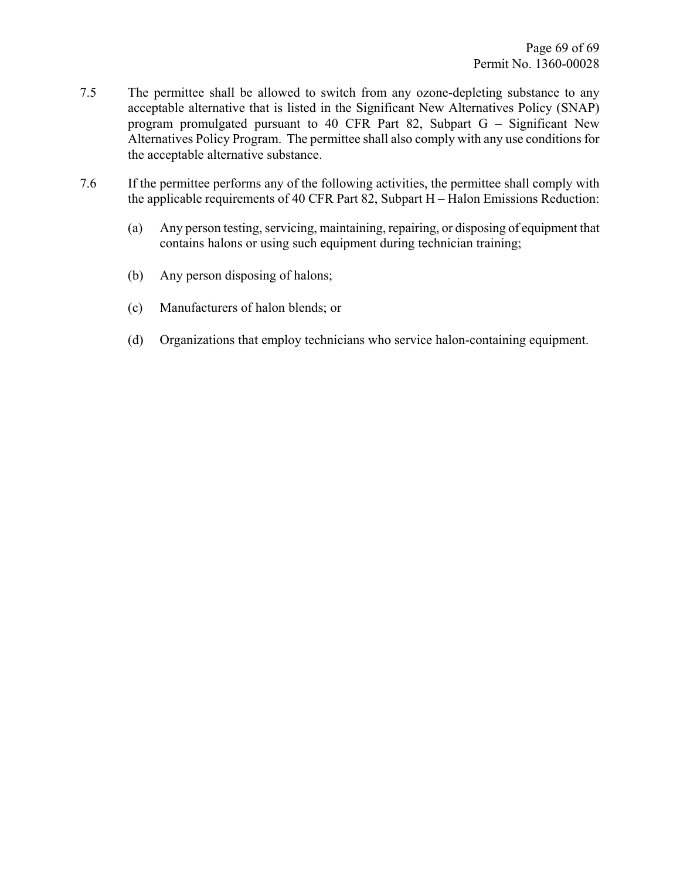7.5 The permittee shall be allowed to switch from any ozone-depleting substance to any acceptable alternative that is listed in the Significant New Alternatives Policy (SNAP) program promulgated pursuant to 40 CFR Part 82, Subpart G – Significant New Alternatives Policy Program. The permittee shall also comply with any use conditions for the acceptable alternative substance.

7.6 If the permittee performs any of the following activities, the permittee shall comply with the applicable requirements of 40 CFR Part 82, Subpart H – Halon Emissions Reduction:

(a) Any person testing, servicing, maintaining, repairing, or disposing of equipment that contains halons or using such equipment during technician training;

(b) Any person disposing of halons;

(c) Manufacturers of halon blends; or

(d) Organizations that employ technicians who service halon-containing equipment.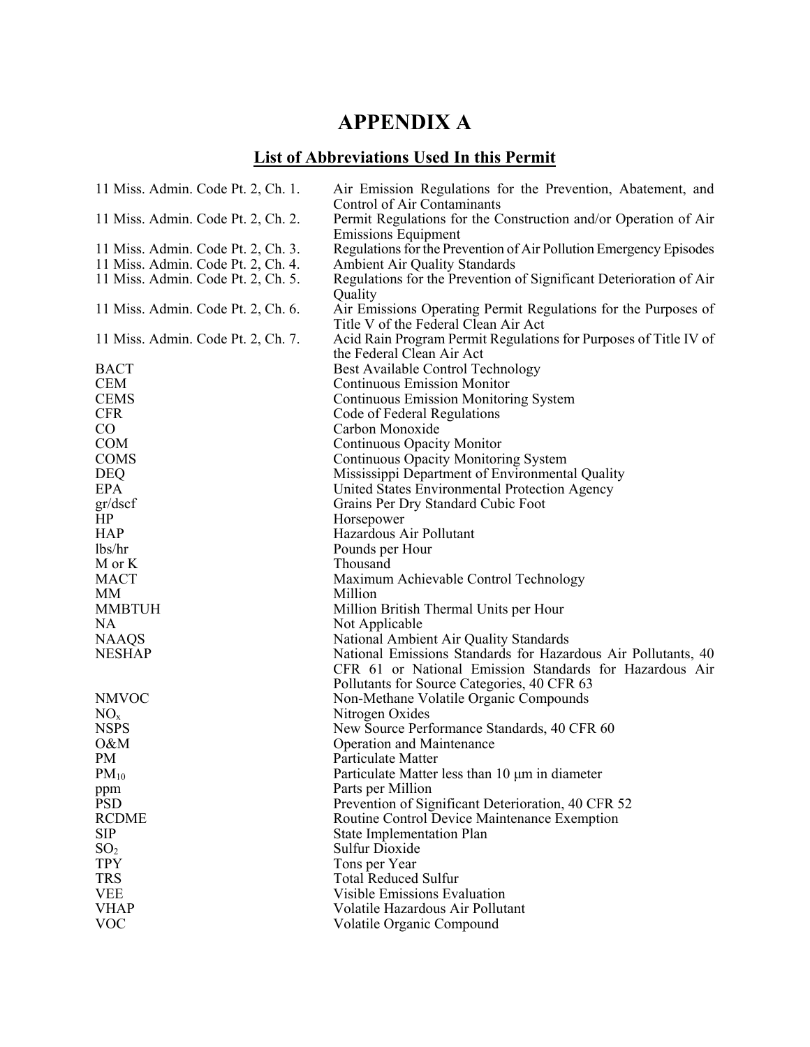# APPENDIX A

## List of Abbreviations Used In this Permit

| | |
|---|---|
| 11 Miss. Admin. Code Pt. 2, Ch. 1. | Air Emission Regulations for the Prevention, Abatement, and Control of Air Contaminants |
| 11 Miss. Admin. Code Pt. 2, Ch. 2. | Permit Regulations for the Construction and/or Operation of Air Emissions Equipment |
| 11 Miss. Admin. Code Pt. 2, Ch. 3. | Regulations for the Prevention of Air Pollution Emergency Episodes |
| 11 Miss. Admin. Code Pt. 2, Ch. 4. | Ambient Air Quality Standards |
| 11 Miss. Admin. Code Pt. 2, Ch. 5. | Regulations for the Prevention of Significant Deterioration of Air Quality |
| 11 Miss. Admin. Code Pt. 2, Ch. 6. | Air Emissions Operating Permit Regulations for the Purposes of Title V of the Federal Clean Air Act |
| 11 Miss. Admin. Code Pt. 2, Ch. 7. | Acid Rain Program Permit Regulations for Purposes of Title IV of the Federal Clean Air Act |
| BACT | Best Available Control Technology |
| CEM | Continuous Emission Monitor |
| CEMS | Continuous Emission Monitoring System |
| CFR | Code of Federal Regulations |
| CO | Carbon Monoxide |
| COM | Continuous Opacity Monitor |
| COMS | Continuous Opacity Monitoring System |
| DEQ | Mississippi Department of Environmental Quality |
| EPA | United States Environmental Protection Agency |
| gr/dscf | Grains Per Dry Standard Cubic Foot |
| HP | Horsepower |
| HAP | Hazardous Air Pollutant |
| lbs/hr | Pounds per Hour |
| M or K | Thousand |
| MACT | Maximum Achievable Control Technology |
| MM | Million |
| MMBTUH | Million British Thermal Units per Hour |
| NA | Not Applicable |
| NAAQS | National Ambient Air Quality Standards |
| NESHAP | National Emissions Standards for Hazardous Air Pollutants, 40 CFR 61 or National Emission Standards for Hazardous Air Pollutants for Source Categories, 40 CFR 63 |
| NMVOC | Non-Methane Volatile Organic Compounds |
| $NO_x$ | Nitrogen Oxides |
| NSPS | New Source Performance Standards, 40 CFR 60 |
| O&M | Operation and Maintenance |
| PM | Particulate Matter |
| $PM_{10}$ | Particulate Matter less than 10 μm in diameter |
| ppm | Parts per Million |
| PSD | Prevention of Significant Deterioration, 40 CFR 52 |
| RCDME | Routine Control Device Maintenance Exemption |
| SIP | State Implementation Plan |
| $SO_2$ | Sulfur Dioxide |
| TPY | Tons per Year |
| TRS | Total Reduced Sulfur |
| VEE | Visible Emissions Evaluation |
| VHAP | Volatile Hazardous Air Pollutant |
| VOC | Volatile Organic Compound |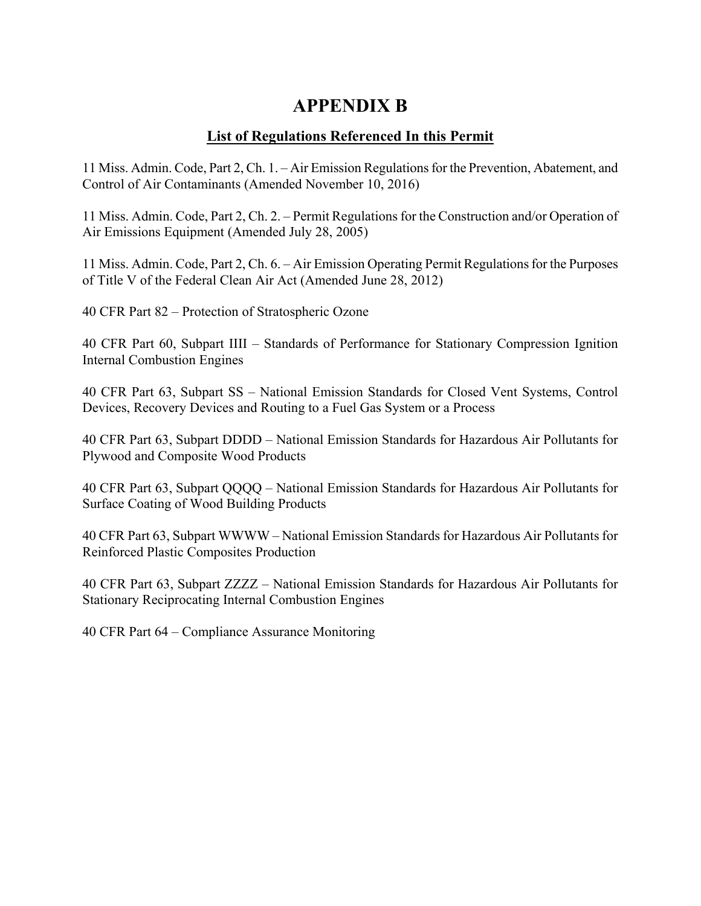# APPENDIX B

## List of Regulations Referenced In this Permit

11 Miss. Admin. Code, Part 2, Ch. 1. – Air Emission Regulations for the Prevention, Abatement, and Control of Air Contaminants (Amended November 10, 2016)

11 Miss. Admin. Code, Part 2, Ch. 2. – Permit Regulations for the Construction and/or Operation of Air Emissions Equipment (Amended July 28, 2005)

11 Miss. Admin. Code, Part 2, Ch. 6. – Air Emission Operating Permit Regulations for the Purposes of Title V of the Federal Clean Air Act (Amended June 28, 2012)

40 CFR Part 82 – Protection of Stratospheric Ozone

40 CFR Part 60, Subpart IIII – Standards of Performance for Stationary Compression Ignition Internal Combustion Engines

40 CFR Part 63, Subpart SS – National Emission Standards for Closed Vent Systems, Control Devices, Recovery Devices and Routing to a Fuel Gas System or a Process

40 CFR Part 63, Subpart DDDD – National Emission Standards for Hazardous Air Pollutants for Plywood and Composite Wood Products

40 CFR Part 63, Subpart QQQQ – National Emission Standards for Hazardous Air Pollutants for Surface Coating of Wood Building Products

40 CFR Part 63, Subpart WWWW – National Emission Standards for Hazardous Air Pollutants for Reinforced Plastic Composites Production

40 CFR Part 63, Subpart ZZZZ – National Emission Standards for Hazardous Air Pollutants for Stationary Reciprocating Internal Combustion Engines

40 CFR Part 64 – Compliance Assurance Monitoring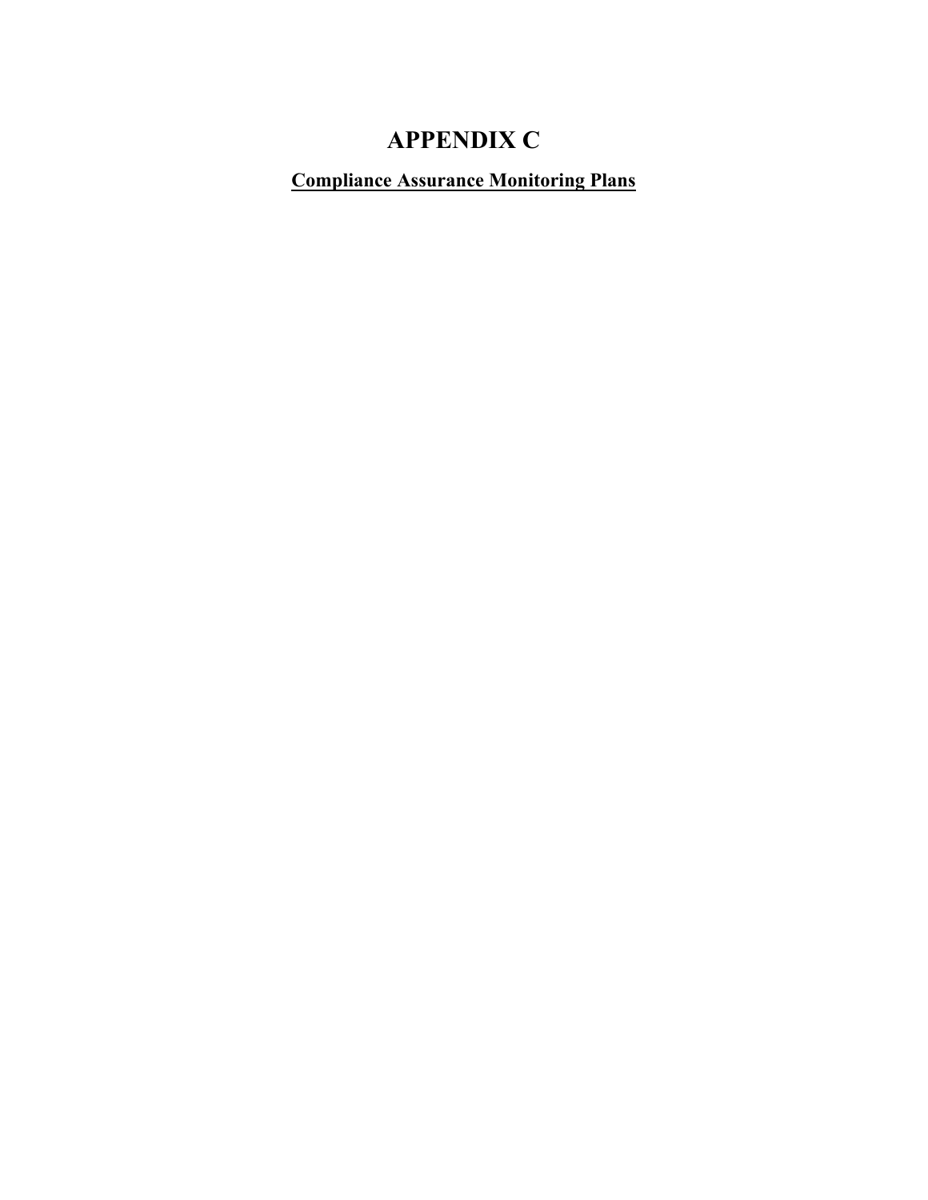# APPENDIX C

**<u>Compliance Assurance Monitoring Plans</u>**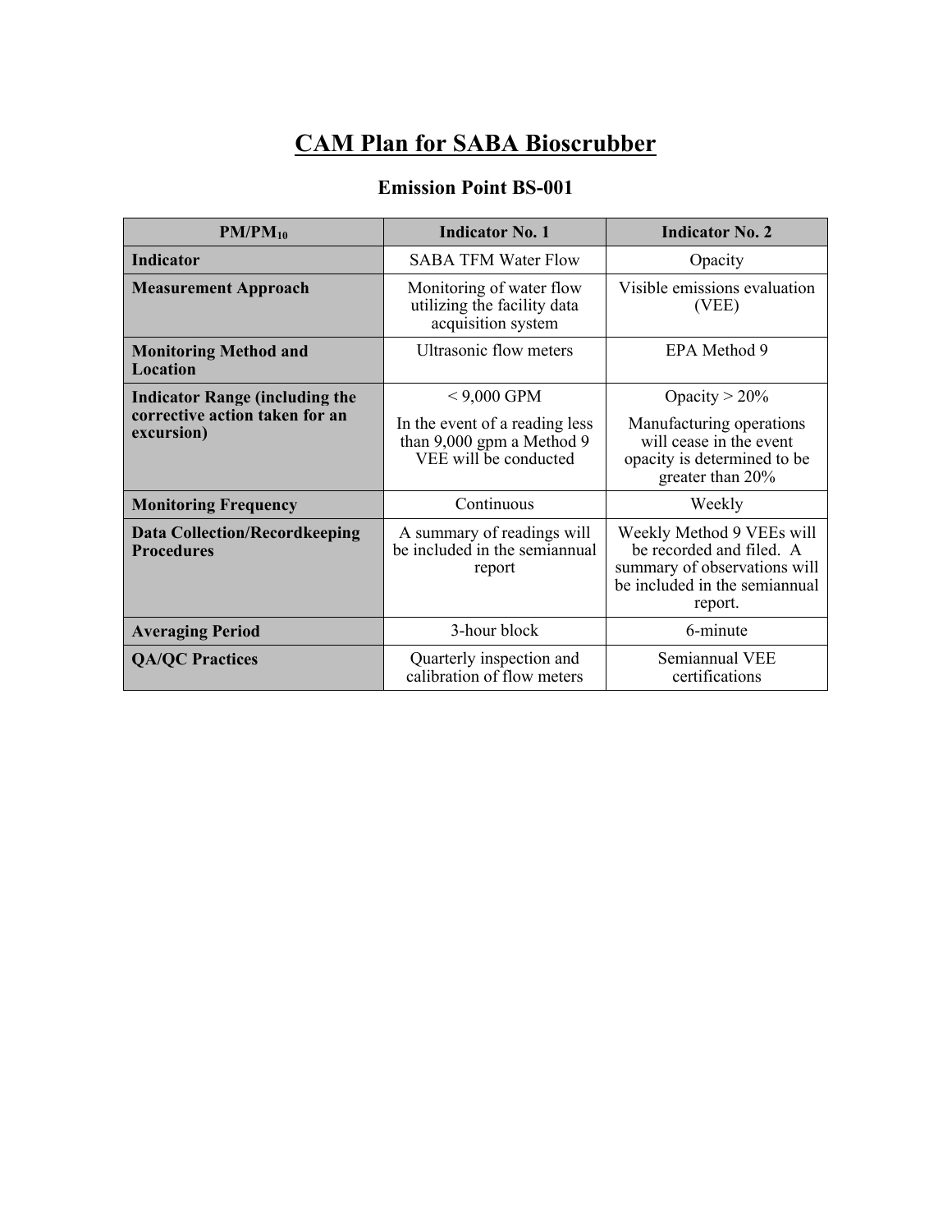# CAM Plan for SABA Bioscrubber

## Emission Point BS-001

| $PM/PM_{10}$ | Indicator No. 1 | Indicator No. 2 |
|---|---|---|
| **Indicator** | SABA TFM Water Flow | Opacity |
| **Measurement Approach** | Monitoring of water flow utilizing the facility data acquisition system | Visible emissions evaluation (VEE) |
| **Monitoring Method and Location** | Ultrasonic flow meters | EPA Method 9 |
| **Indicator Range (including the corrective action taken for an excursion)** | < 9,000 GPM<br><br>In the event of a reading less than 9,000 gpm a Method 9 VEE will be conducted | Opacity > 20%<br><br>Manufacturing operations will cease in the event opacity is determined to be greater than 20% |
| **Monitoring Frequency** | Continuous | Weekly |
| **Data Collection/Recordkeeping Procedures** | A summary of readings will be included in the semiannual report | Weekly Method 9 VEEs will be recorded and filed. A summary of observations will be included in the semiannual report. |
| **Averaging Period** | 3-hour block | 6-minute |
| **QA/QC Practices** | Quarterly inspection and calibration of flow meters | Semiannual VEE certifications |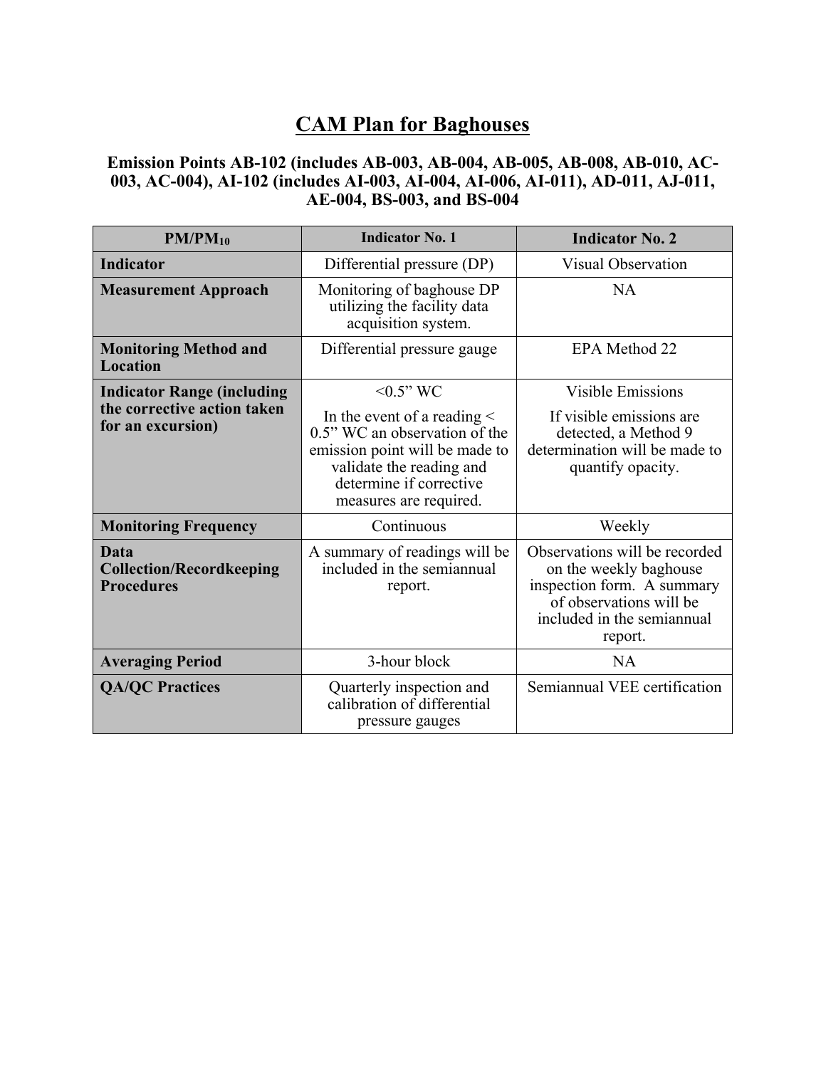# CAM Plan for Baghouses

### Emission Points AB-102 (includes AB-003, AB-004, AB-005, AB-008, AB-010, AC-003, AC-004), AI-102 (includes AI-003, AI-004, AI-006, AI-011), AD-011, AJ-011, AE-004, BS-003, and BS-004

| $PM/PM_{10}$ | Indicator No. 1 | Indicator No. 2 |
|---|---|---|
| **Indicator** | Differential pressure (DP) | Visual Observation |
| **Measurement Approach** | Monitoring of baghouse DP utilizing the facility data acquisition system. | NA |
| **Monitoring Method and Location** | Differential pressure gauge | EPA Method 22 |
| **Indicator Range (including the corrective action taken for an excursion)** | <0.5" WC<br><br>In the event of a reading < 0.5" WC an observation of the emission point will be made to validate the reading and determine if corrective measures are required. | Visible Emissions<br><br>If visible emissions are detected, a Method 9 determination will be made to quantify opacity. |
| **Monitoring Frequency** | Continuous | Weekly |
| **Data Collection/Recordkeeping Procedures** | A summary of readings will be included in the semiannual report. | Observations will be recorded on the weekly baghouse inspection form. A summary of observations will be included in the semiannual report. |
| **Averaging Period** | 3-hour block | NA |
| **QA/QC Practices** | Quarterly inspection and calibration of differential pressure gauges | Semiannual VEE certification |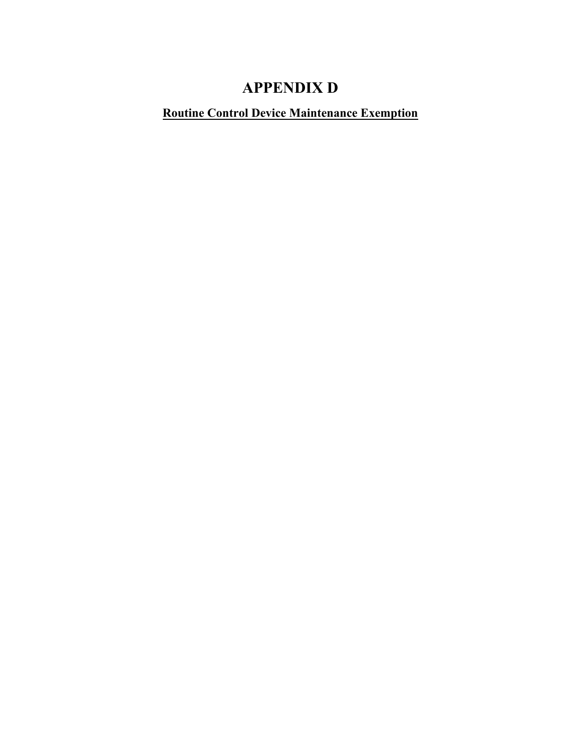# APPENDIX D

**Routine Control Device Maintenance Exemption**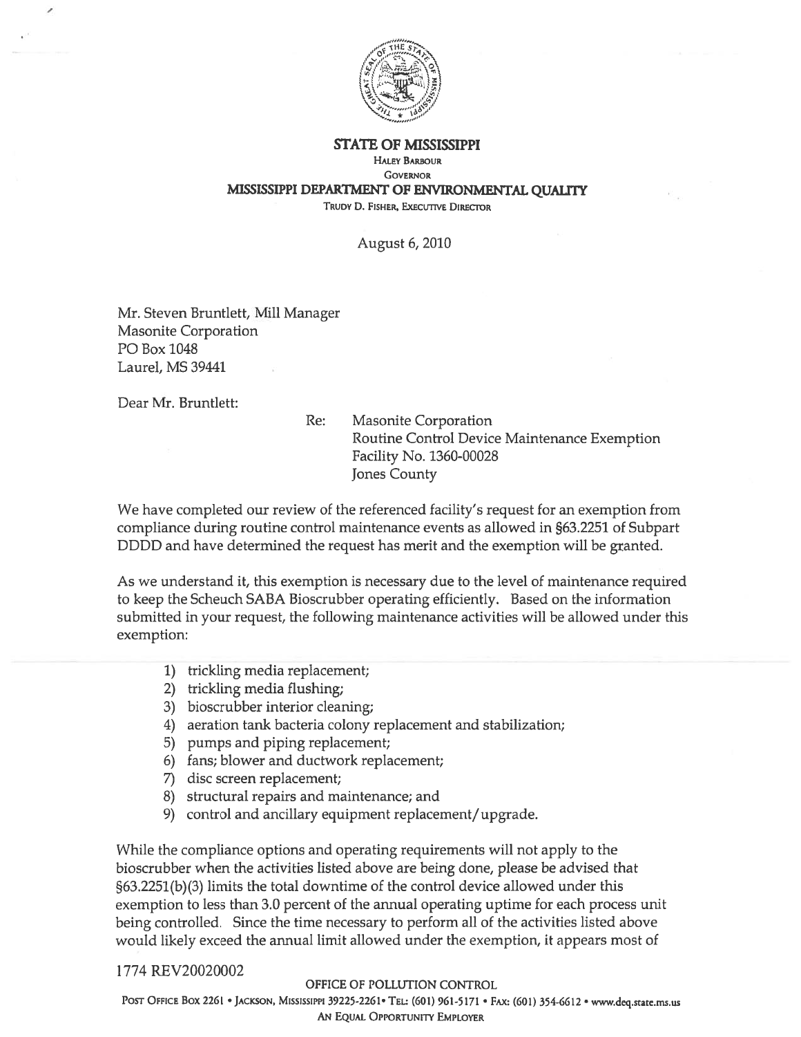**STATE OF MISSISSIPPI**

HALEY BARBOUR
GOVERNOR

**MISSISSIPPI DEPARTMENT OF ENVIRONMENTAL QUALITY**

TRUDY D. FISHER, EXECUTIVE DIRECTOR

August 6, 2010

Mr. Steven Bruntlett, Mill Manager
Masonite Corporation
PO Box 1048
Laurel, MS 39441

Dear Mr. Bruntlett:

Re: Masonite Corporation
Routine Control Device Maintenance Exemption
Facility No. 1360-00028
Jones County

We have completed our review of the referenced facility's request for an exemption from compliance during routine control maintenance events as allowed in §63.2251 of Subpart DDDD and have determined the request has merit and the exemption will be granted.

As we understand it, this exemption is necessary due to the level of maintenance required to keep the Scheuch SABA Bioscrubber operating efficiently. Based on the information submitted in your request, the following maintenance activities will be allowed under this exemption:

1) trickling media replacement;
2) trickling media flushing;
3) bioscrubber interior cleaning;
4) aeration tank bacteria colony replacement and stabilization;
5) pumps and piping replacement;
6) fans; blower and ductwork replacement;
7) disc screen replacement;
8) structural repairs and maintenance; and
9) control and ancillary equipment replacement/upgrade.

While the compliance options and operating requirements will not apply to the bioscrubber when the activities listed above are being done, please be advised that §63.2251(b)(3) limits the total downtime of the control device allowed under this exemption to less than 3.0 percent of the annual operating uptime for each process unit being controlled. Since the time necessary to perform all of the activities listed above would likely exceed the annual limit allowed under the exemption, it appears most of

1774 REV20020002

OFFICE OF POLLUTION CONTROL

POST OFFICE BOX 2261 • JACKSON, MISSISSIPPI 39225-2261 • TEL: (601) 961-5171 • FAX: (601) 354-6612 • www.deq.state.ms.us

AN EQUAL OPPORTUNITY EMPLOYER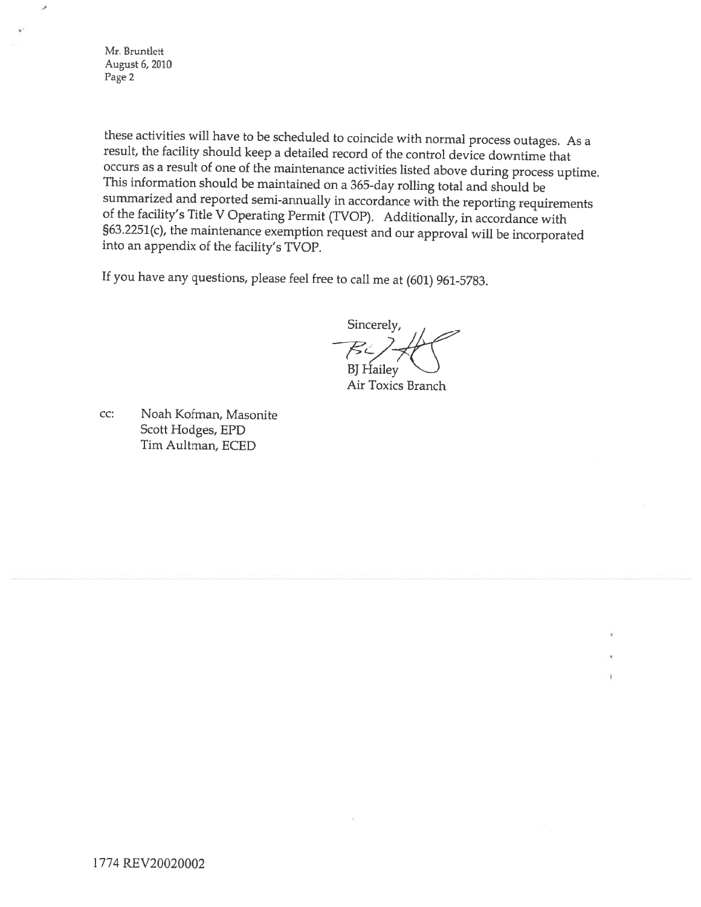Mr. Bruntlett
August 6, 2010
Page 2

these activities will have to be scheduled to coincide with normal process outages. As a result, the facility should keep a detailed record of the control device downtime that occurs as a result of one of the maintenance activities listed above during process uptime. This information should be maintained on a 365-day rolling total and should be summarized and reported semi-annually in accordance with the reporting requirements of the facility's Title V Operating Permit (TVOP). Additionally, in accordance with §63.2251(c), the maintenance exemption request and our approval will be incorporated into an appendix of the facility's TVOP.

If you have any questions, please feel free to call me at (601) 961-5783.

Sincerely,

BJ Hailey
Air Toxics Branch

cc: Noah Kofman, Masonite
Scott Hodges, EPD
Tim Aultman, ECED

1774 REV20020002